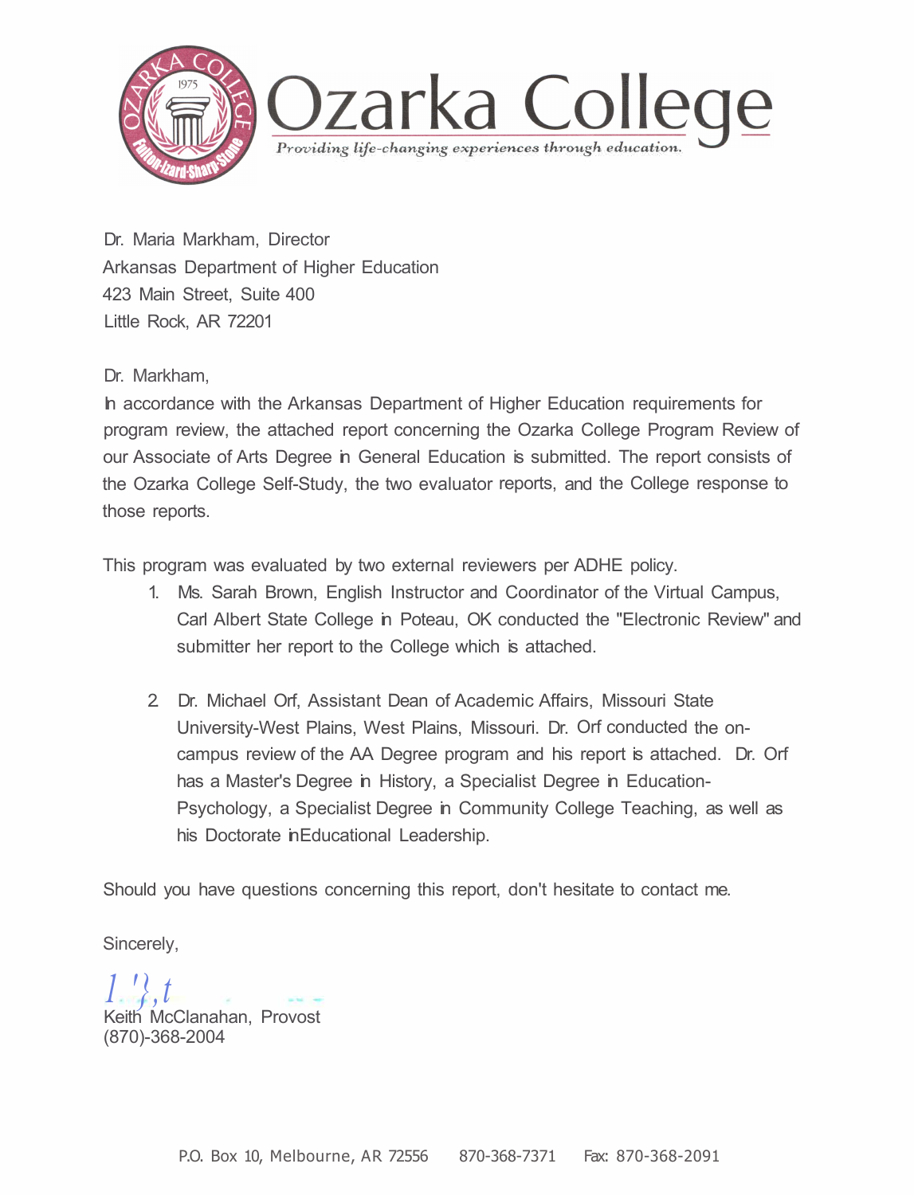# Ozarka College

*Providing life-changing experiences through education.*

Dr. Maria Markham, Director
Arkansas Department of Higher Education
423 Main Street, Suite 400
Little Rock, AR 72201

Dr. Markham,

In accordance with the Arkansas Department of Higher Education requirements for program review, the attached report concerning the Ozarka College Program Review of our Associate of Arts Degree in General Education is submitted. The report consists of the Ozarka College Self-Study, the two evaluator reports, and the College response to those reports.

This program was evaluated by two external reviewers per ADHE policy.

1. Ms. Sarah Brown, English Instructor and Coordinator of the Virtual Campus, Carl Albert State College in Poteau, OK conducted the "Electronic Review" and submitter her report to the College which is attached.

2. Dr. Michael Orf, Assistant Dean of Academic Affairs, Missouri State University-West Plains, West Plains, Missouri. Dr. Orf conducted the on-campus review of the AA Degree program and his report is attached. Dr. Orf has a Master's Degree in History, a Specialist Degree in Education-Psychology, a Specialist Degree in Community College Teaching, as well as his Doctorate inEducational Leadership.

Should you have questions concerning this report, don't hesitate to contact me.

Sincerely,

Keith McClanahan, Provost
(870)-368-2004

P.O. Box 10, Melbourne, AR 72556 870-368-7371 Fax: 870-368-2091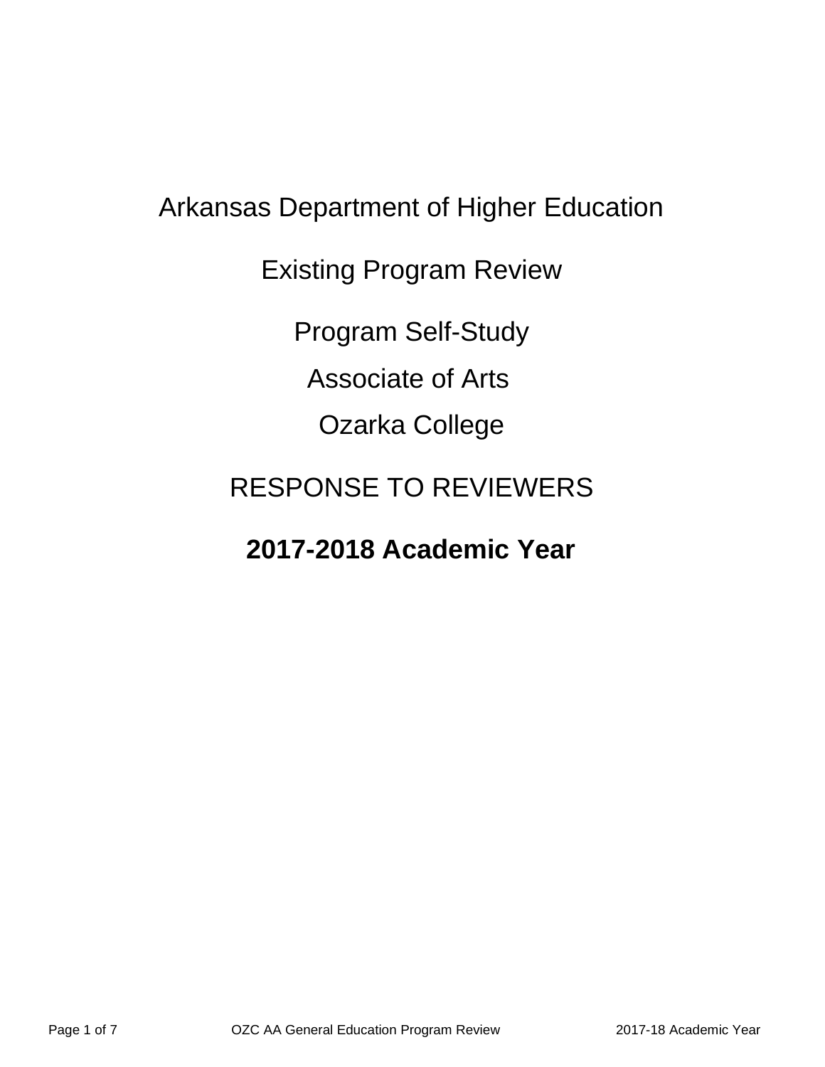# Arkansas Department of Higher Education

# Existing Program Review

# Program Self-Study

# Associate of Arts

# Ozarka College

# RESPONSE TO REVIEWERS

# **2017-2018 Academic Year**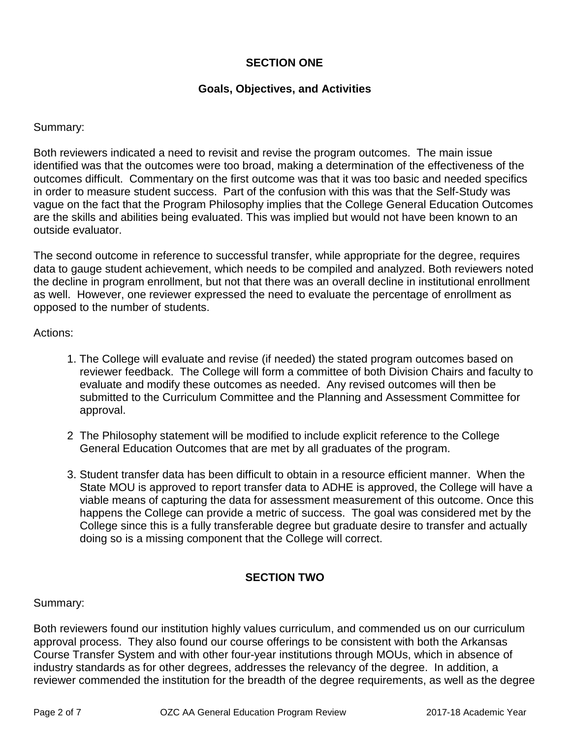## SECTION ONE

### Goals, Objectives, and Activities

Summary:

Both reviewers indicated a need to revisit and revise the program outcomes. The main issue identified was that the outcomes were too broad, making a determination of the effectiveness of the outcomes difficult. Commentary on the first outcome was that it was too basic and needed specifics in order to measure student success. Part of the confusion with this was that the Self-Study was vague on the fact that the Program Philosophy implies that the College General Education Outcomes are the skills and abilities being evaluated. This was implied but would not have been known to an outside evaluator.

The second outcome in reference to successful transfer, while appropriate for the degree, requires data to gauge student achievement, which needs to be compiled and analyzed. Both reviewers noted the decline in program enrollment, but not that there was an overall decline in institutional enrollment as well. However, one reviewer expressed the need to evaluate the percentage of enrollment as opposed to the number of students.

Actions:

1. The College will evaluate and revise (if needed) the stated program outcomes based on reviewer feedback. The College will form a committee of both Division Chairs and faculty to evaluate and modify these outcomes as needed. Any revised outcomes will then be submitted to the Curriculum Committee and the Planning and Assessment Committee for approval.

2. The Philosophy statement will be modified to include explicit reference to the College General Education Outcomes that are met by all graduates of the program.

3. Student transfer data has been difficult to obtain in a resource efficient manner. When the State MOU is approved to report transfer data to ADHE is approved, the College will have a viable means of capturing the data for assessment measurement of this outcome. Once this happens the College can provide a metric of success. The goal was considered met by the College since this is a fully transferable degree but graduate desire to transfer and actually doing so is a missing component that the College will correct.

## SECTION TWO

Summary:

Both reviewers found our institution highly values curriculum, and commended us on our curriculum approval process. They also found our course offerings to be consistent with both the Arkansas Course Transfer System and with other four-year institutions through MOUs, which in absence of industry standards as for other degrees, addresses the relevancy of the degree. In addition, a reviewer commended the institution for the breadth of the degree requirements, as well as the degree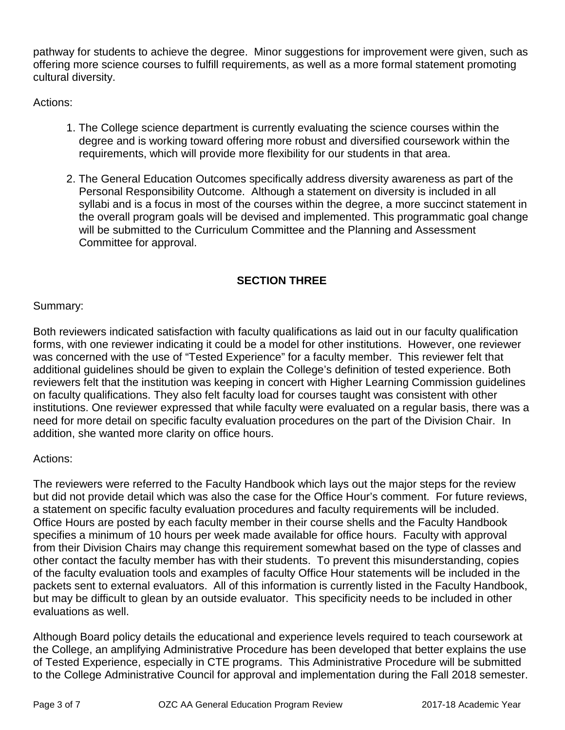pathway for students to achieve the degree. Minor suggestions for improvement were given, such as offering more science courses to fulfill requirements, as well as a more formal statement promoting cultural diversity.

Actions:

1. The College science department is currently evaluating the science courses within the degree and is working toward offering more robust and diversified coursework within the requirements, which will provide more flexibility for our students in that area.

2. The General Education Outcomes specifically address diversity awareness as part of the Personal Responsibility Outcome. Although a statement on diversity is included in all syllabi and is a focus in most of the courses within the degree, a more succinct statement in the overall program goals will be devised and implemented. This programmatic goal change will be submitted to the Curriculum Committee and the Planning and Assessment Committee for approval.

## SECTION THREE

Summary:

Both reviewers indicated satisfaction with faculty qualifications as laid out in our faculty qualification forms, with one reviewer indicating it could be a model for other institutions. However, one reviewer was concerned with the use of "Tested Experience" for a faculty member. This reviewer felt that additional guidelines should be given to explain the College's definition of tested experience. Both reviewers felt that the institution was keeping in concert with Higher Learning Commission guidelines on faculty qualifications. They also felt faculty load for courses taught was consistent with other institutions. One reviewer expressed that while faculty were evaluated on a regular basis, there was a need for more detail on specific faculty evaluation procedures on the part of the Division Chair. In addition, she wanted more clarity on office hours.

Actions:

The reviewers were referred to the Faculty Handbook which lays out the major steps for the review but did not provide detail which was also the case for the Office Hour's comment. For future reviews, a statement on specific faculty evaluation procedures and faculty requirements will be included. Office Hours are posted by each faculty member in their course shells and the Faculty Handbook specifies a minimum of 10 hours per week made available for office hours. Faculty with approval from their Division Chairs may change this requirement somewhat based on the type of classes and other contact the faculty member has with their students. To prevent this misunderstanding, copies of the faculty evaluation tools and examples of faculty Office Hour statements will be included in the packets sent to external evaluators. All of this information is currently listed in the Faculty Handbook, but may be difficult to glean by an outside evaluator. This specificity needs to be included in other evaluations as well.

Although Board policy details the educational and experience levels required to teach coursework at the College, an amplifying Administrative Procedure has been developed that better explains the use of Tested Experience, especially in CTE programs. This Administrative Procedure will be submitted to the College Administrative Council for approval and implementation during the Fall 2018 semester.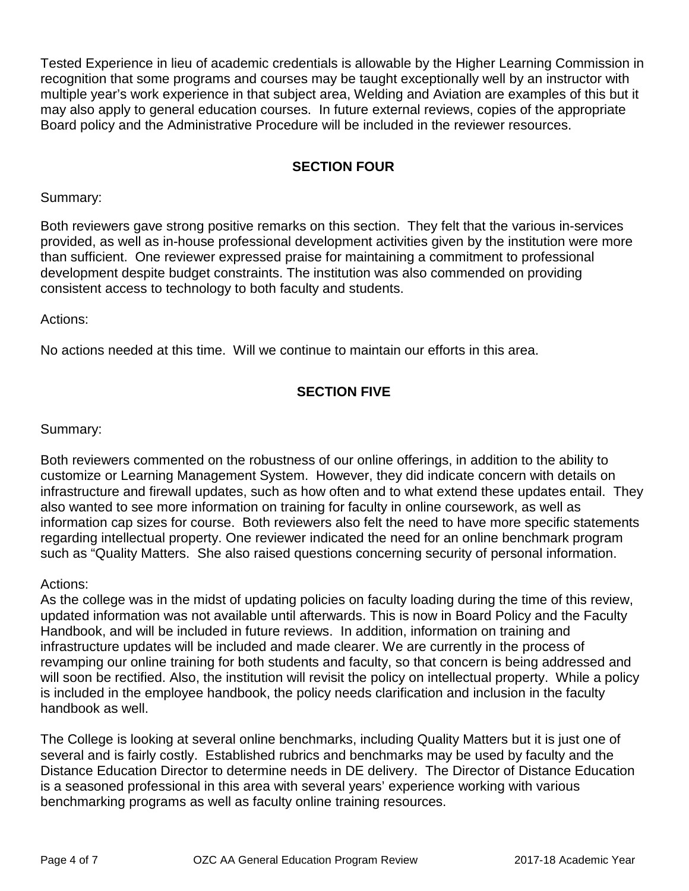Tested Experience in lieu of academic credentials is allowable by the Higher Learning Commission in recognition that some programs and courses may be taught exceptionally well by an instructor with multiple year's work experience in that subject area, Welding and Aviation are examples of this but it may also apply to general education courses. In future external reviews, copies of the appropriate Board policy and the Administrative Procedure will be included in the reviewer resources.

## SECTION FOUR

Summary:

Both reviewers gave strong positive remarks on this section. They felt that the various in-services provided, as well as in-house professional development activities given by the institution were more than sufficient. One reviewer expressed praise for maintaining a commitment to professional development despite budget constraints. The institution was also commended on providing consistent access to technology to both faculty and students.

Actions:

No actions needed at this time. Will we continue to maintain our efforts in this area.

## SECTION FIVE

Summary:

Both reviewers commented on the robustness of our online offerings, in addition to the ability to customize or Learning Management System. However, they did indicate concern with details on infrastructure and firewall updates, such as how often and to what extend these updates entail. They also wanted to see more information on training for faculty in online coursework, as well as information cap sizes for course. Both reviewers also felt the need to have more specific statements regarding intellectual property. One reviewer indicated the need for an online benchmark program such as "Quality Matters. She also raised questions concerning security of personal information.

Actions:

As the college was in the midst of updating policies on faculty loading during the time of this review, updated information was not available until afterwards. This is now in Board Policy and the Faculty Handbook, and will be included in future reviews. In addition, information on training and infrastructure updates will be included and made clearer. We are currently in the process of revamping our online training for both students and faculty, so that concern is being addressed and will soon be rectified. Also, the institution will revisit the policy on intellectual property. While a policy is included in the employee handbook, the policy needs clarification and inclusion in the faculty handbook as well.

The College is looking at several online benchmarks, including Quality Matters but it is just one of several and is fairly costly. Established rubrics and benchmarks may be used by faculty and the Distance Education Director to determine needs in DE delivery. The Director of Distance Education is a seasoned professional in this area with several years' experience working with various benchmarking programs as well as faculty online training resources.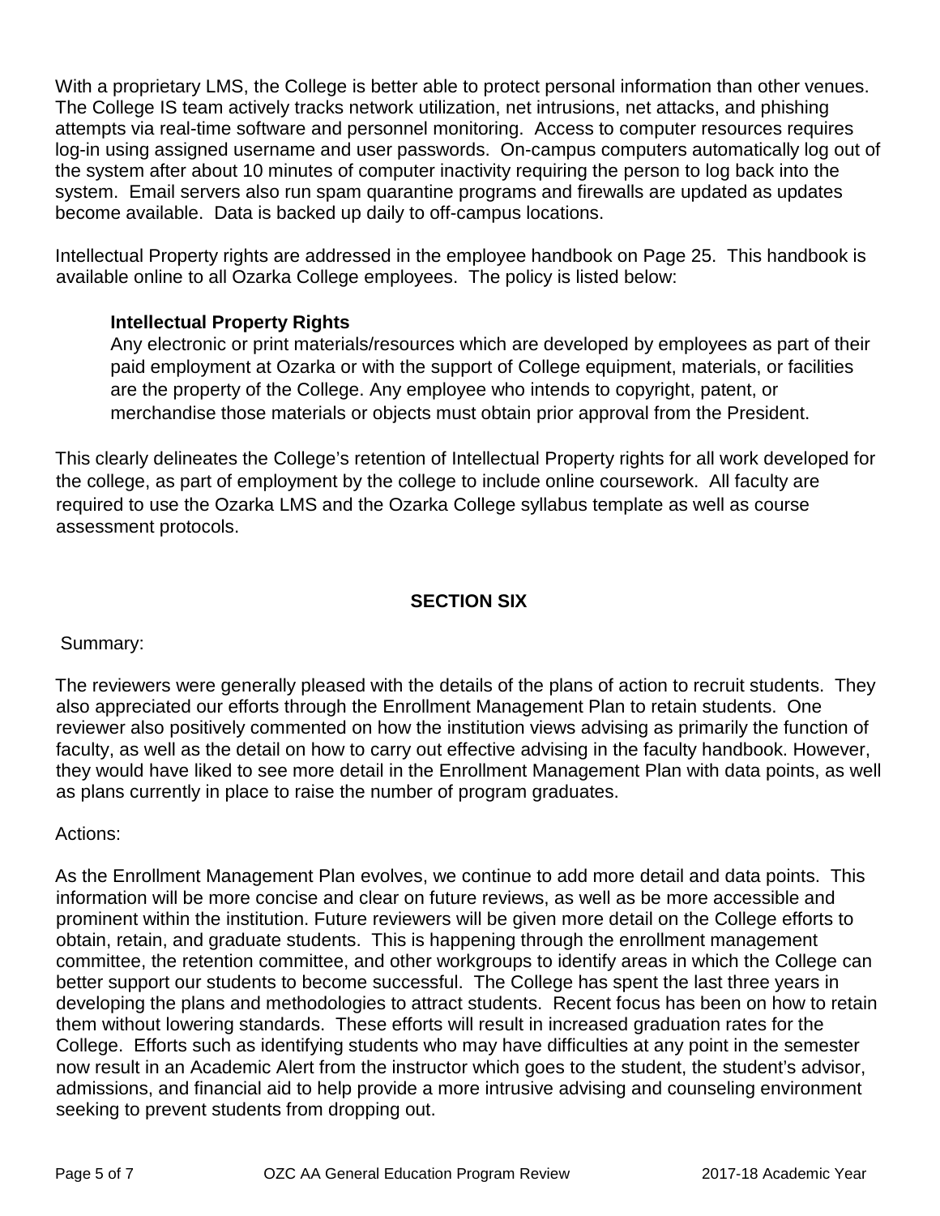With a proprietary LMS, the College is better able to protect personal information than other venues. The College IS team actively tracks network utilization, net intrusions, net attacks, and phishing attempts via real-time software and personnel monitoring. Access to computer resources requires log-in using assigned username and user passwords. On-campus computers automatically log out of the system after about 10 minutes of computer inactivity requiring the person to log back into the system. Email servers also run spam quarantine programs and firewalls are updated as updates become available. Data is backed up daily to off-campus locations.

Intellectual Property rights are addressed in the employee handbook on Page 25. This handbook is available online to all Ozarka College employees. The policy is listed below:

> **Intellectual Property Rights**
>
> Any electronic or print materials/resources which are developed by employees as part of their paid employment at Ozarka or with the support of College equipment, materials, or facilities are the property of the College. Any employee who intends to copyright, patent, or merchandise those materials or objects must obtain prior approval from the President.

This clearly delineates the College's retention of Intellectual Property rights for all work developed for the college, as part of employment by the college to include online coursework. All faculty are required to use the Ozarka LMS and the Ozarka College syllabus template as well as course assessment protocols.

## SECTION SIX

Summary:

The reviewers were generally pleased with the details of the plans of action to recruit students. They also appreciated our efforts through the Enrollment Management Plan to retain students. One reviewer also positively commented on how the institution views advising as primarily the function of faculty, as well as the detail on how to carry out effective advising in the faculty handbook. However, they would have liked to see more detail in the Enrollment Management Plan with data points, as well as plans currently in place to raise the number of program graduates.

Actions:

As the Enrollment Management Plan evolves, we continue to add more detail and data points. This information will be more concise and clear on future reviews, as well as be more accessible and prominent within the institution. Future reviewers will be given more detail on the College efforts to obtain, retain, and graduate students. This is happening through the enrollment management committee, the retention committee, and other workgroups to identify areas in which the College can better support our students to become successful. The College has spent the last three years in developing the plans and methodologies to attract students. Recent focus has been on how to retain them without lowering standards. These efforts will result in increased graduation rates for the College. Efforts such as identifying students who may have difficulties at any point in the semester now result in an Academic Alert from the instructor which goes to the student, the student's advisor, admissions, and financial aid to help provide a more intrusive advising and counseling environment seeking to prevent students from dropping out.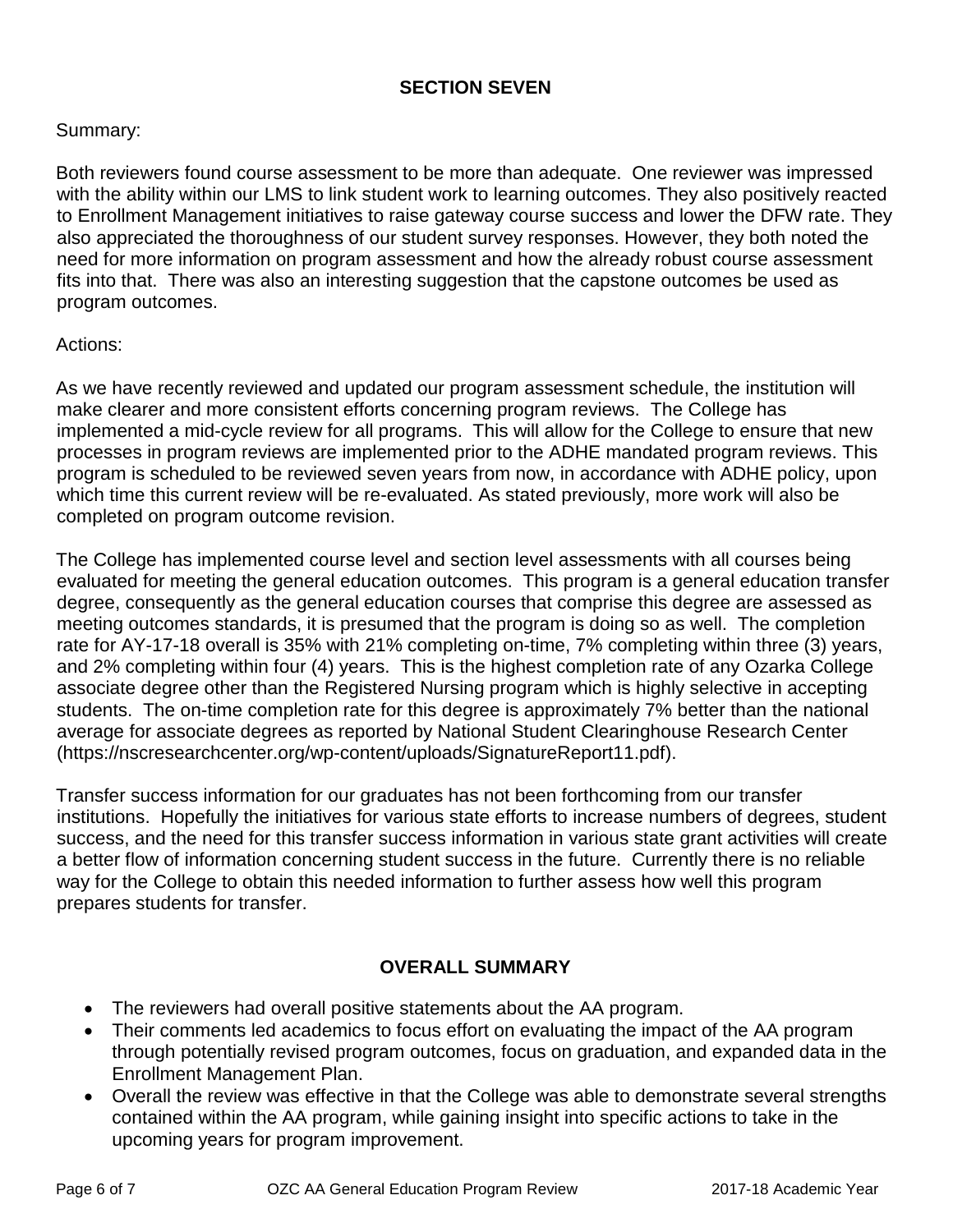## SECTION SEVEN

Summary:

Both reviewers found course assessment to be more than adequate. One reviewer was impressed with the ability within our LMS to link student work to learning outcomes. They also positively reacted to Enrollment Management initiatives to raise gateway course success and lower the DFW rate. They also appreciated the thoroughness of our student survey responses. However, they both noted the need for more information on program assessment and how the already robust course assessment fits into that. There was also an interesting suggestion that the capstone outcomes be used as program outcomes.

Actions:

As we have recently reviewed and updated our program assessment schedule, the institution will make clearer and more consistent efforts concerning program reviews. The College has implemented a mid-cycle review for all programs. This will allow for the College to ensure that new processes in program reviews are implemented prior to the ADHE mandated program reviews. This program is scheduled to be reviewed seven years from now, in accordance with ADHE policy, upon which time this current review will be re-evaluated. As stated previously, more work will also be completed on program outcome revision.

The College has implemented course level and section level assessments with all courses being evaluated for meeting the general education outcomes. This program is a general education transfer degree, consequently as the general education courses that comprise this degree are assessed as meeting outcomes standards, it is presumed that the program is doing so as well. The completion rate for AY-17-18 overall is 35% with 21% completing on-time, 7% completing within three (3) years, and 2% completing within four (4) years. This is the highest completion rate of any Ozarka College associate degree other than the Registered Nursing program which is highly selective in accepting students. The on-time completion rate for this degree is approximately 7% better than the national average for associate degrees as reported by National Student Clearinghouse Research Center (https://nscresearchcenter.org/wp-content/uploads/SignatureReport11.pdf).

Transfer success information for our graduates has not been forthcoming from our transfer institutions. Hopefully the initiatives for various state efforts to increase numbers of degrees, student success, and the need for this transfer success information in various state grant activities will create a better flow of information concerning student success in the future. Currently there is no reliable way for the College to obtain this needed information to further assess how well this program prepares students for transfer.

## OVERALL SUMMARY

- The reviewers had overall positive statements about the AA program.
- Their comments led academics to focus effort on evaluating the impact of the AA program through potentially revised program outcomes, focus on graduation, and expanded data in the Enrollment Management Plan.
- Overall the review was effective in that the College was able to demonstrate several strengths contained within the AA program, while gaining insight into specific actions to take in the upcoming years for program improvement.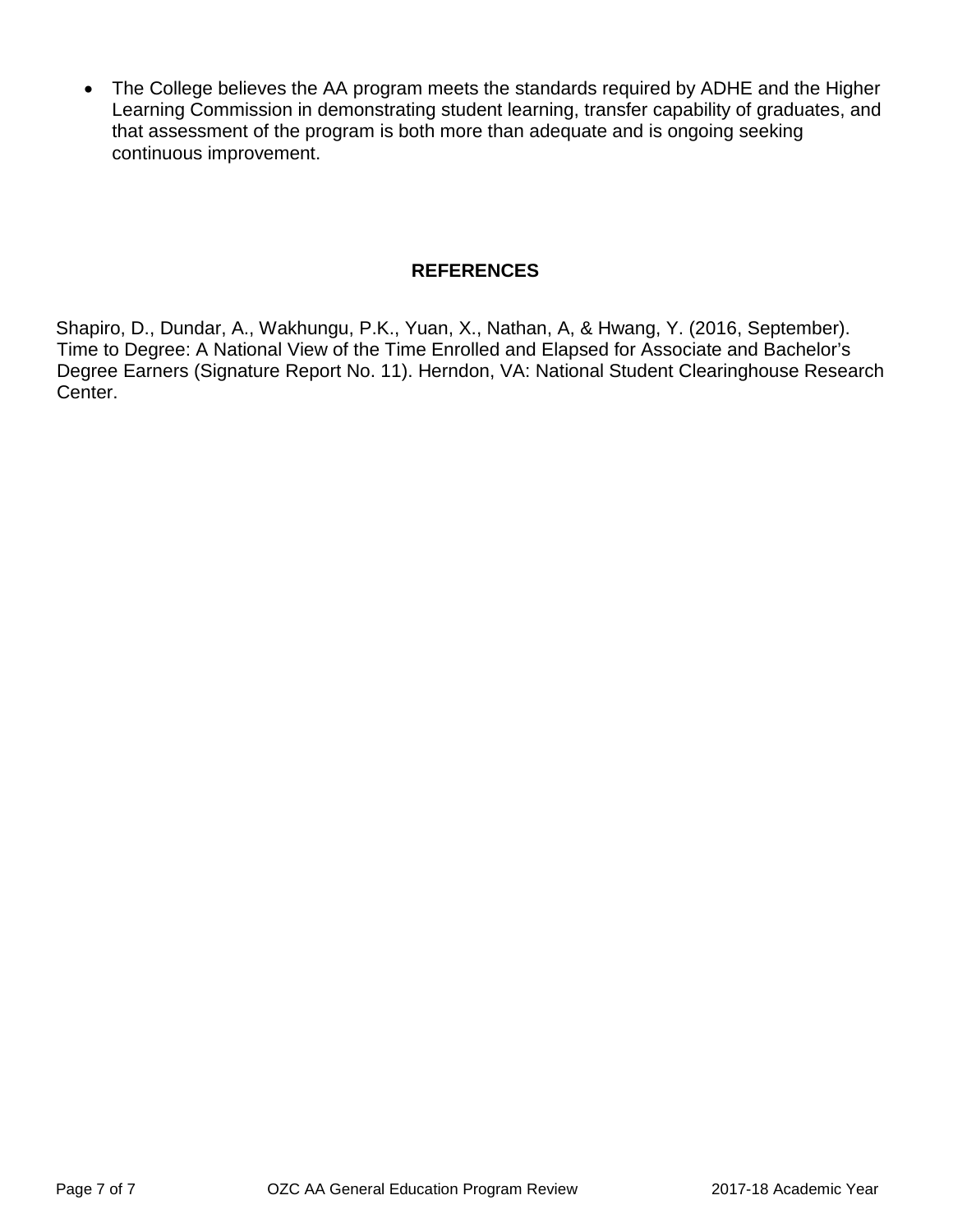- The College believes the AA program meets the standards required by ADHE and the Higher Learning Commission in demonstrating student learning, transfer capability of graduates, and that assessment of the program is both more than adequate and is ongoing seeking continuous improvement.

## REFERENCES

Shapiro, D., Dundar, A., Wakhungu, P.K., Yuan, X., Nathan, A, & Hwang, Y. (2016, September). Time to Degree: A National View of the Time Enrolled and Elapsed for Associate and Bachelor's Degree Earners (Signature Report No. 11). Herndon, VA: National Student Clearinghouse Research Center.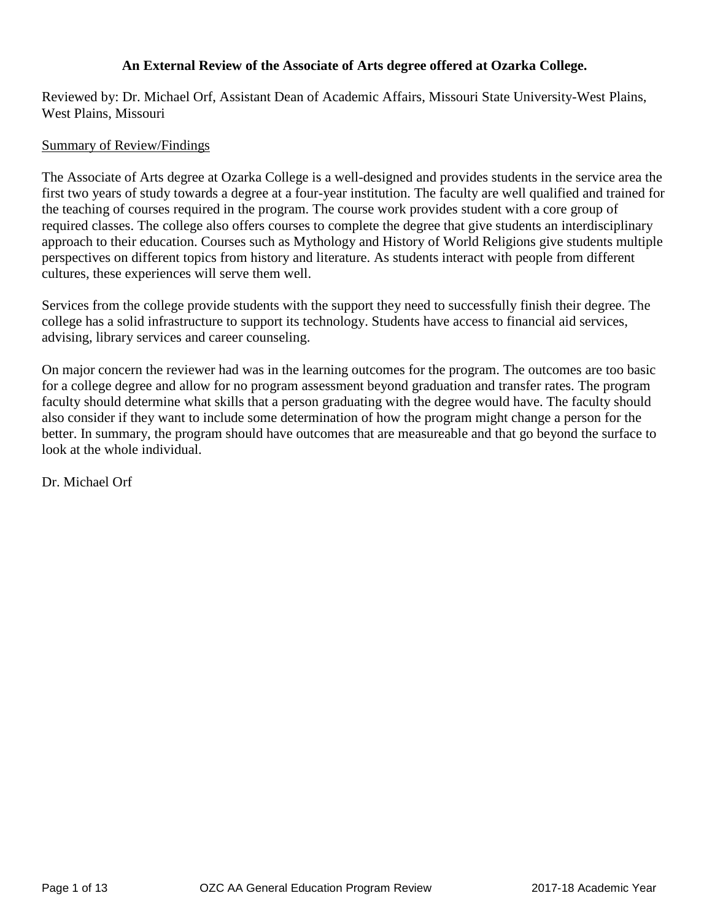**An External Review of the Associate of Arts degree offered at Ozarka College.**

Reviewed by: Dr. Michael Orf, Assistant Dean of Academic Affairs, Missouri State University-West Plains, West Plains, Missouri

Summary of Review/Findings

The Associate of Arts degree at Ozarka College is a well-designed and provides students in the service area the first two years of study towards a degree at a four-year institution. The faculty are well qualified and trained for the teaching of courses required in the program. The course work provides student with a core group of required classes. The college also offers courses to complete the degree that give students an interdisciplinary approach to their education. Courses such as Mythology and History of World Religions give students multiple perspectives on different topics from history and literature. As students interact with people from different cultures, these experiences will serve them well.

Services from the college provide students with the support they need to successfully finish their degree. The college has a solid infrastructure to support its technology. Students have access to financial aid services, advising, library services and career counseling.

On major concern the reviewer had was in the learning outcomes for the program. The outcomes are too basic for a college degree and allow for no program assessment beyond graduation and transfer rates. The program faculty should determine what skills that a person graduating with the degree would have. The faculty should also consider if they want to include some determination of how the program might change a person for the better. In summary, the program should have outcomes that are measureable and that go beyond the surface to look at the whole individual.

Dr. Michael Orf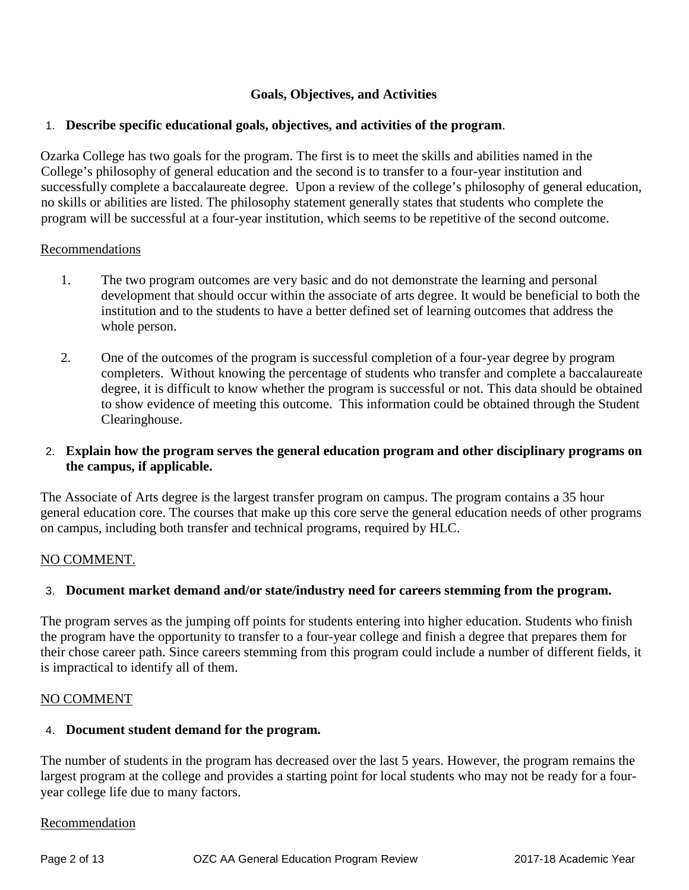## Goals, Objectives, and Activities

1. **Describe specific educational goals, objectives, and activities of the program**.

Ozarka College has two goals for the program. The first is to meet the skills and abilities named in the College's philosophy of general education and the second is to transfer to a four-year institution and successfully complete a baccalaureate degree. Upon a review of the college's philosophy of general education, no skills or abilities are listed. The philosophy statement generally states that students who complete the program will be successful at a four-year institution, which seems to be repetitive of the second outcome.

Recommendations

1. The two program outcomes are very basic and do not demonstrate the learning and personal development that should occur within the associate of arts degree. It would be beneficial to both the institution and to the students to have a better defined set of learning outcomes that address the whole person.

2. One of the outcomes of the program is successful completion of a four-year degree by program completers. Without knowing the percentage of students who transfer and complete a baccalaureate degree, it is difficult to know whether the program is successful or not. This data should be obtained to show evidence of meeting this outcome. This information could be obtained through the Student Clearinghouse.

2. **Explain how the program serves the general education program and other disciplinary programs on the campus, if applicable.**

The Associate of Arts degree is the largest transfer program on campus. The program contains a 35 hour general education core. The courses that make up this core serve the general education needs of other programs on campus, including both transfer and technical programs, required by HLC.

NO COMMENT.

3. **Document market demand and/or state/industry need for careers stemming from the program.**

The program serves as the jumping off points for students entering into higher education. Students who finish the program have the opportunity to transfer to a four-year college and finish a degree that prepares them for their chose career path. Since careers stemming from this program could include a number of different fields, it is impractical to identify all of them.

NO COMMENT

4. **Document student demand for the program.**

The number of students in the program has decreased over the last 5 years. However, the program remains the largest program at the college and provides a starting point for local students who may not be ready for a four-year college life due to many factors.

Recommendation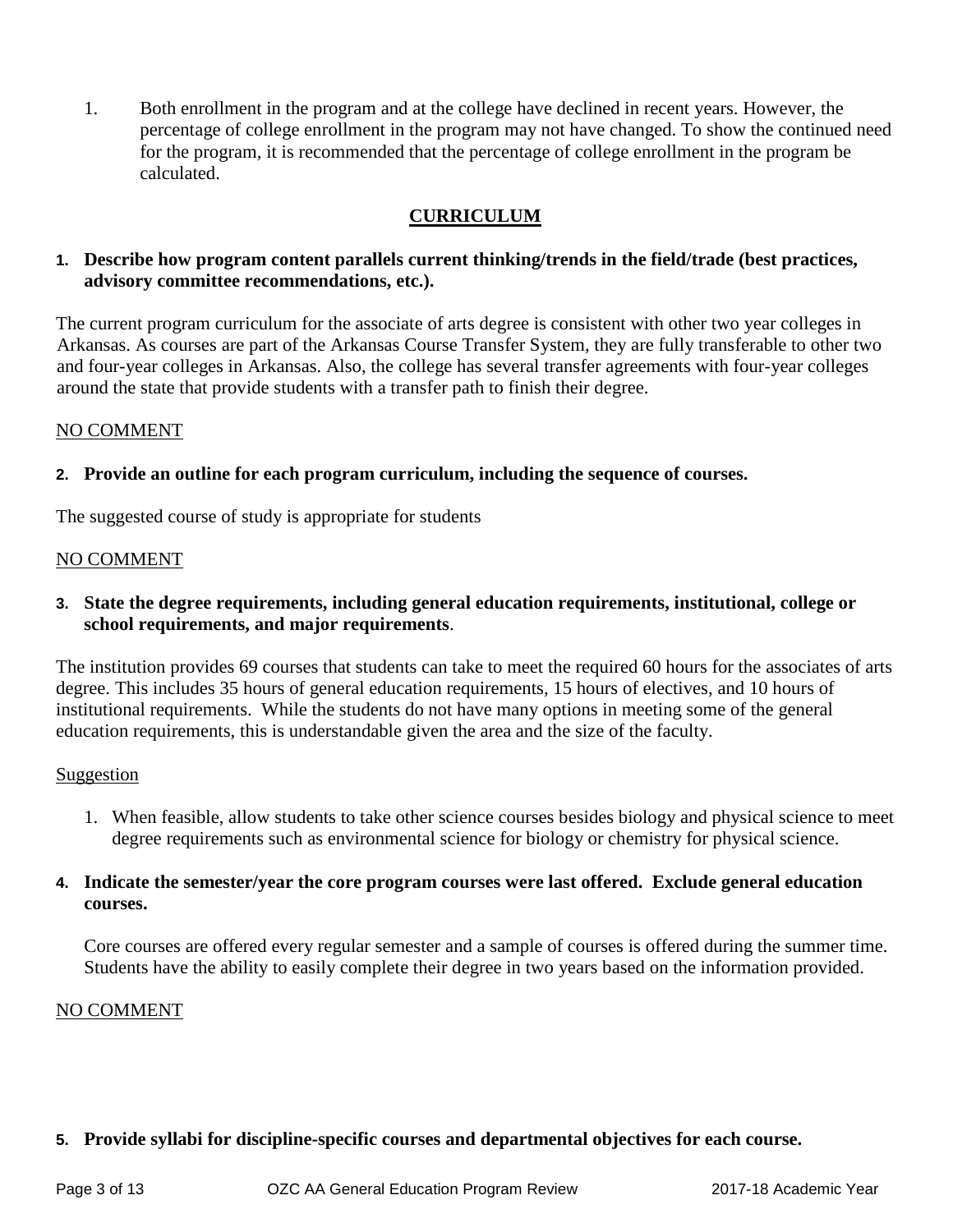1. Both enrollment in the program and at the college have declined in recent years. However, the percentage of college enrollment in the program may not have changed. To show the continued need for the program, it is recommended that the percentage of college enrollment in the program be calculated.

## CURRICULUM

**1. Describe how program content parallels current thinking/trends in the field/trade (best practices, advisory committee recommendations, etc.).**

The current program curriculum for the associate of arts degree is consistent with other two year colleges in Arkansas. As courses are part of the Arkansas Course Transfer System, they are fully transferable to other two and four-year colleges in Arkansas. Also, the college has several transfer agreements with four-year colleges around the state that provide students with a transfer path to finish their degree.

NO COMMENT

**2. Provide an outline for each program curriculum, including the sequence of courses.**

The suggested course of study is appropriate for students

NO COMMENT

**3. State the degree requirements, including general education requirements, institutional, college or school requirements, and major requirements.**

The institution provides 69 courses that students can take to meet the required 60 hours for the associates of arts degree. This includes 35 hours of general education requirements, 15 hours of electives, and 10 hours of institutional requirements. While the students do not have many options in meeting some of the general education requirements, this is understandable given the area and the size of the faculty.

Suggestion

1. When feasible, allow students to take other science courses besides biology and physical science to meet degree requirements such as environmental science for biology or chemistry for physical science.

**4. Indicate the semester/year the core program courses were last offered. Exclude general education courses.**

Core courses are offered every regular semester and a sample of courses is offered during the summer time. Students have the ability to easily complete their degree in two years based on the information provided.

NO COMMENT

**5. Provide syllabi for discipline-specific courses and departmental objectives for each course.**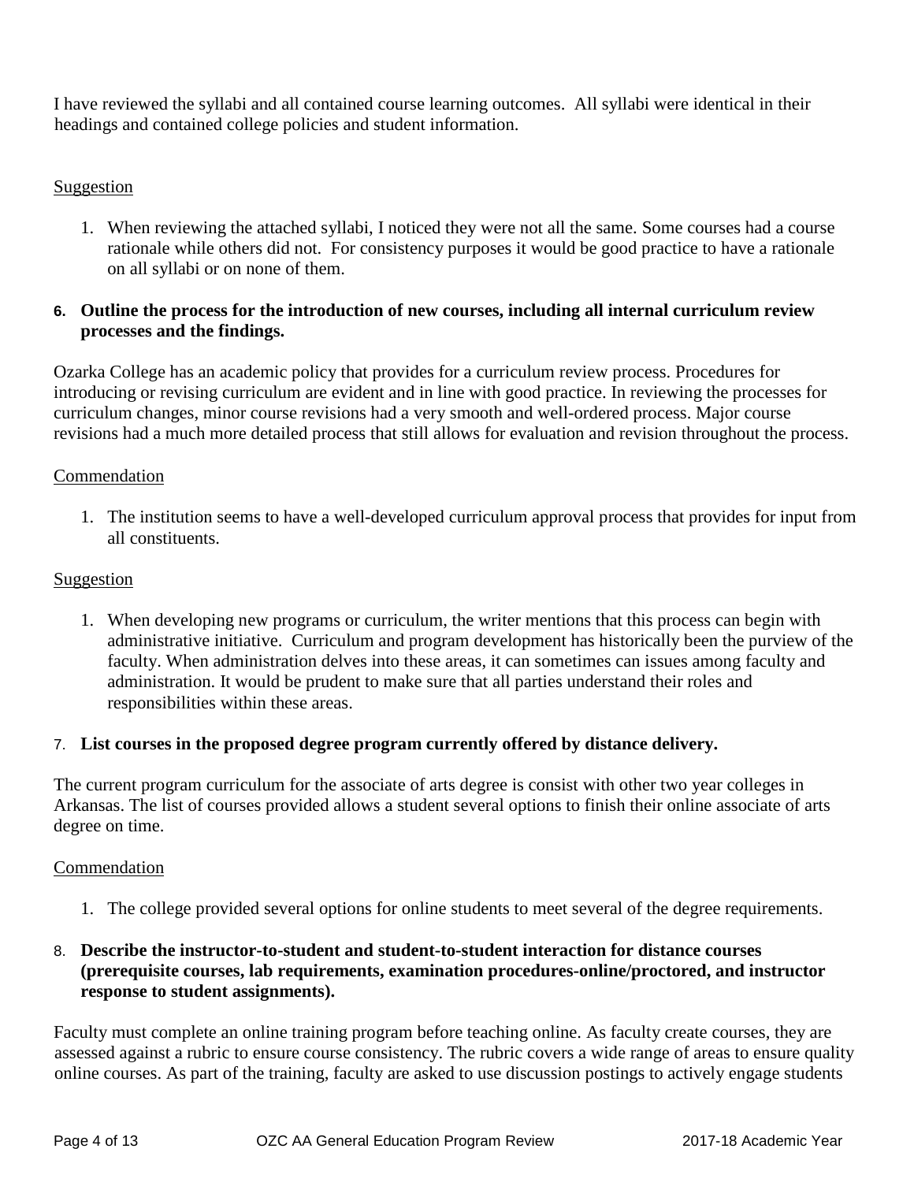I have reviewed the syllabi and all contained course learning outcomes. All syllabi were identical in their headings and contained college policies and student information.

Suggestion

1. When reviewing the attached syllabi, I noticed they were not all the same. Some courses had a course rationale while others did not. For consistency purposes it would be good practice to have a rationale on all syllabi or on none of them.

**6. Outline the process for the introduction of new courses, including all internal curriculum review processes and the findings.**

Ozarka College has an academic policy that provides for a curriculum review process. Procedures for introducing or revising curriculum are evident and in line with good practice. In reviewing the processes for curriculum changes, minor course revisions had a very smooth and well-ordered process. Major course revisions had a much more detailed process that still allows for evaluation and revision throughout the process.

Commendation

1. The institution seems to have a well-developed curriculum approval process that provides for input from all constituents.

Suggestion

1. When developing new programs or curriculum, the writer mentions that this process can begin with administrative initiative. Curriculum and program development has historically been the purview of the faculty. When administration delves into these areas, it can sometimes can issues among faculty and administration. It would be prudent to make sure that all parties understand their roles and responsibilities within these areas.

7. **List courses in the proposed degree program currently offered by distance delivery.**

The current program curriculum for the associate of arts degree is consist with other two year colleges in Arkansas. The list of courses provided allows a student several options to finish their online associate of arts degree on time.

Commendation

1. The college provided several options for online students to meet several of the degree requirements.

8. **Describe the instructor-to-student and student-to-student interaction for distance courses (prerequisite courses, lab requirements, examination procedures-online/proctored, and instructor response to student assignments).**

Faculty must complete an online training program before teaching online. As faculty create courses, they are assessed against a rubric to ensure course consistency. The rubric covers a wide range of areas to ensure quality online courses. As part of the training, faculty are asked to use discussion postings to actively engage students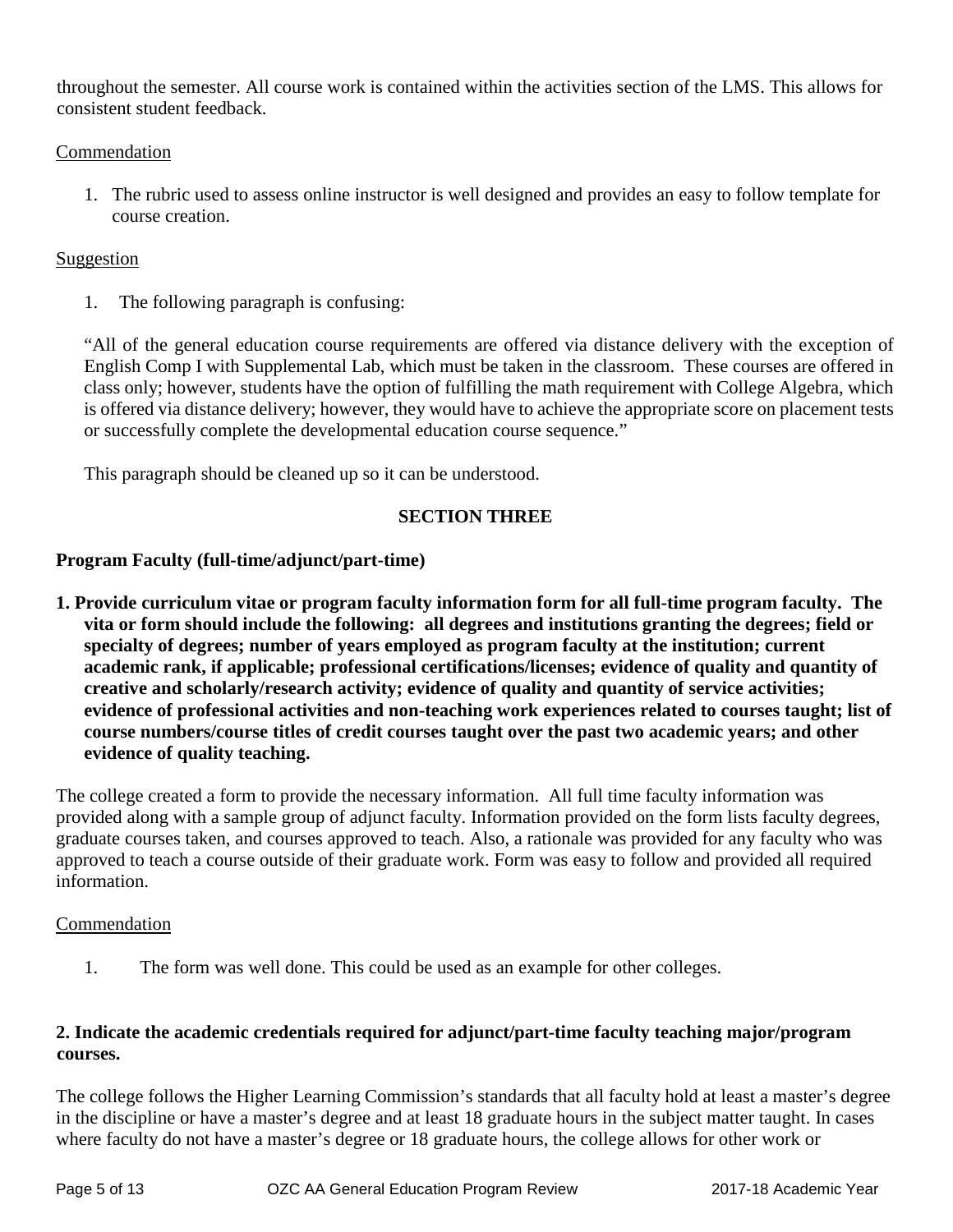throughout the semester. All course work is contained within the activities section of the LMS. This allows for consistent student feedback.

Commendation

1. The rubric used to assess online instructor is well designed and provides an easy to follow template for course creation.

Suggestion

1. The following paragraph is confusing:

"All of the general education course requirements are offered via distance delivery with the exception of English Comp I with Supplemental Lab, which must be taken in the classroom. These courses are offered in class only; however, students have the option of fulfilling the math requirement with College Algebra, which is offered via distance delivery; however, they would have to achieve the appropriate score on placement tests or successfully complete the developmental education course sequence."

This paragraph should be cleaned up so it can be understood.

## SECTION THREE

**Program Faculty (full-time/adjunct/part-time)**

**1. Provide curriculum vitae or program faculty information form for all full-time program faculty. The vita or form should include the following: all degrees and institutions granting the degrees; field or specialty of degrees; number of years employed as program faculty at the institution; current academic rank, if applicable; professional certifications/licenses; evidence of quality and quantity of creative and scholarly/research activity; evidence of quality and quantity of service activities; evidence of professional activities and non-teaching work experiences related to courses taught; list of course numbers/course titles of credit courses taught over the past two academic years; and other evidence of quality teaching.**

The college created a form to provide the necessary information. All full time faculty information was provided along with a sample group of adjunct faculty. Information provided on the form lists faculty degrees, graduate courses taken, and courses approved to teach. Also, a rationale was provided for any faculty who was approved to teach a course outside of their graduate work. Form was easy to follow and provided all required information.

Commendation

1. The form was well done. This could be used as an example for other colleges.

**2. Indicate the academic credentials required for adjunct/part-time faculty teaching major/program courses.**

The college follows the Higher Learning Commission's standards that all faculty hold at least a master's degree in the discipline or have a master's degree and at least 18 graduate hours in the subject matter taught. In cases where faculty do not have a master's degree or 18 graduate hours, the college allows for other work or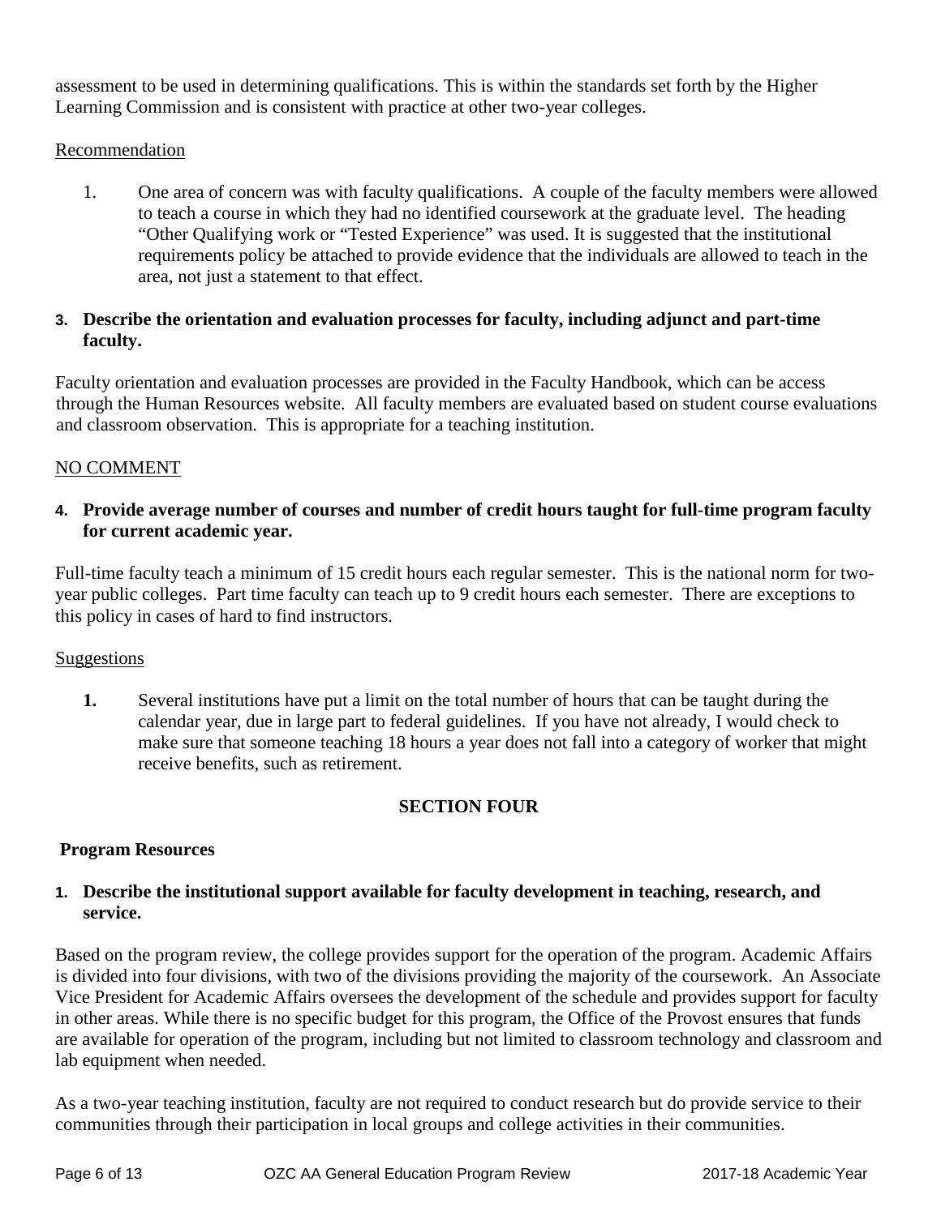assessment to be used in determining qualifications. This is within the standards set forth by the Higher Learning Commission and is consistent with practice at other two-year colleges.

Recommendation

1. One area of concern was with faculty qualifications. A couple of the faculty members were allowed to teach a course in which they had no identified coursework at the graduate level. The heading "Other Qualifying work or "Tested Experience" was used. It is suggested that the institutional requirements policy be attached to provide evidence that the individuals are allowed to teach in the area, not just a statement to that effect.

**3. Describe the orientation and evaluation processes for faculty, including adjunct and part-time faculty.**

Faculty orientation and evaluation processes are provided in the Faculty Handbook, which can be access through the Human Resources website. All faculty members are evaluated based on student course evaluations and classroom observation. This is appropriate for a teaching institution.

NO COMMENT

**4. Provide average number of courses and number of credit hours taught for full-time program faculty for current academic year.**

Full-time faculty teach a minimum of 15 credit hours each regular semester. This is the national norm for two-year public colleges. Part time faculty can teach up to 9 credit hours each semester. There are exceptions to this policy in cases of hard to find instructors.

Suggestions

**1.** Several institutions have put a limit on the total number of hours that can be taught during the calendar year, due in large part to federal guidelines. If you have not already, I would check to make sure that someone teaching 18 hours a year does not fall into a category of worker that might receive benefits, such as retirement.

## SECTION FOUR

### Program Resources

**1. Describe the institutional support available for faculty development in teaching, research, and service.**

Based on the program review, the college provides support for the operation of the program. Academic Affairs is divided into four divisions, with two of the divisions providing the majority of the coursework. An Associate Vice President for Academic Affairs oversees the development of the schedule and provides support for faculty in other areas. While there is no specific budget for this program, the Office of the Provost ensures that funds are available for operation of the program, including but not limited to classroom technology and classroom and lab equipment when needed.

As a two-year teaching institution, faculty are not required to conduct research but do provide service to their communities through their participation in local groups and college activities in their communities.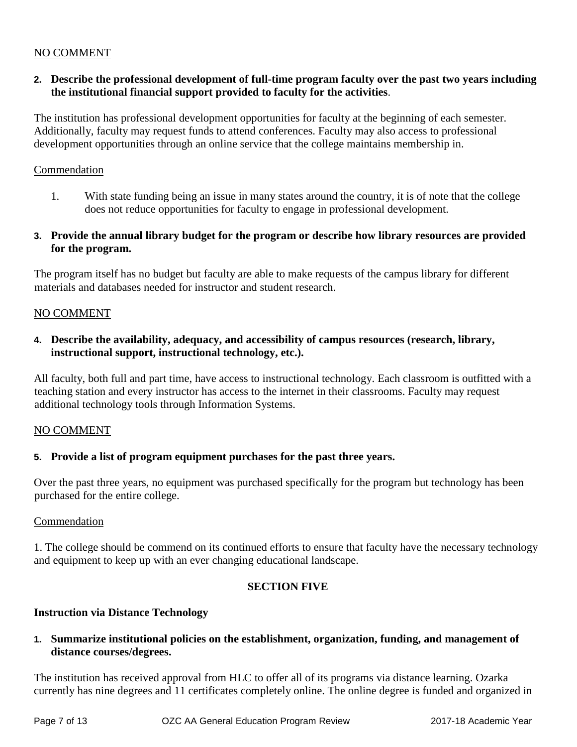NO COMMENT

**2. Describe the professional development of full-time program faculty over the past two years including the institutional financial support provided to faculty for the activities**.

The institution has professional development opportunities for faculty at the beginning of each semester. Additionally, faculty may request funds to attend conferences. Faculty may also access to professional development opportunities through an online service that the college maintains membership in.

Commendation

1. With state funding being an issue in many states around the country, it is of note that the college does not reduce opportunities for faculty to engage in professional development.

**3. Provide the annual library budget for the program or describe how library resources are provided for the program.**

The program itself has no budget but faculty are able to make requests of the campus library for different materials and databases needed for instructor and student research.

NO COMMENT

**4. Describe the availability, adequacy, and accessibility of campus resources (research, library, instructional support, instructional technology, etc.).**

All faculty, both full and part time, have access to instructional technology. Each classroom is outfitted with a teaching station and every instructor has access to the internet in their classrooms. Faculty may request additional technology tools through Information Systems.

NO COMMENT

**5. Provide a list of program equipment purchases for the past three years.**

Over the past three years, no equipment was purchased specifically for the program but technology has been purchased for the entire college.

Commendation

1. The college should be commend on its continued efforts to ensure that faculty have the necessary technology and equipment to keep up with an ever changing educational landscape.

## SECTION FIVE

**Instruction via Distance Technology**

**1. Summarize institutional policies on the establishment, organization, funding, and management of distance courses/degrees.**

The institution has received approval from HLC to offer all of its programs via distance learning. Ozarka currently has nine degrees and 11 certificates completely online. The online degree is funded and organized in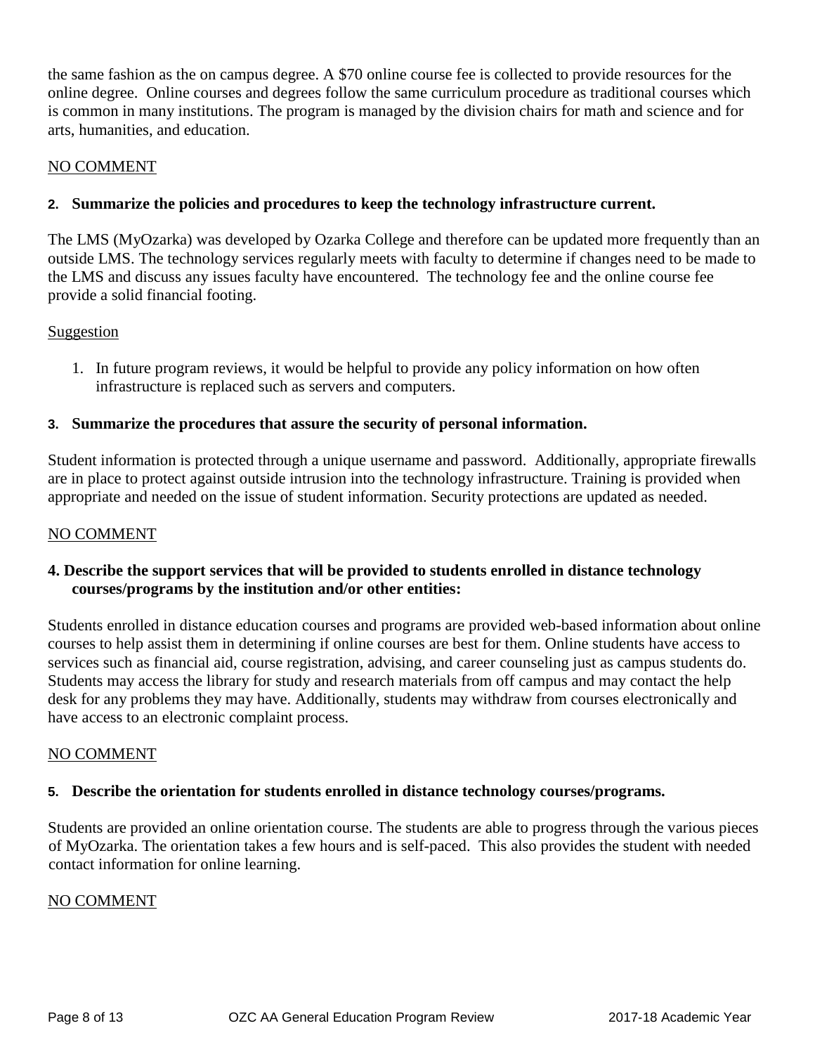the same fashion as the on campus degree. A $70 online course fee is collected to provide resources for the online degree. Online courses and degrees follow the same curriculum procedure as traditional courses which is common in many institutions. The program is managed by the division chairs for math and science and for arts, humanities, and education.

NO COMMENT

**2. Summarize the policies and procedures to keep the technology infrastructure current.**

The LMS (MyOzarka) was developed by Ozarka College and therefore can be updated more frequently than an outside LMS. The technology services regularly meets with faculty to determine if changes need to be made to the LMS and discuss any issues faculty have encountered. The technology fee and the online course fee provide a solid financial footing.

Suggestion

1. In future program reviews, it would be helpful to provide any policy information on how often infrastructure is replaced such as servers and computers.

**3. Summarize the procedures that assure the security of personal information.**

Student information is protected through a unique username and password. Additionally, appropriate firewalls are in place to protect against outside intrusion into the technology infrastructure. Training is provided when appropriate and needed on the issue of student information. Security protections are updated as needed.

NO COMMENT

**4. Describe the support services that will be provided to students enrolled in distance technology courses/programs by the institution and/or other entities:**

Students enrolled in distance education courses and programs are provided web-based information about online courses to help assist them in determining if online courses are best for them. Online students have access to services such as financial aid, course registration, advising, and career counseling just as campus students do. Students may access the library for study and research materials from off campus and may contact the help desk for any problems they may have. Additionally, students may withdraw from courses electronically and have access to an electronic complaint process.

NO COMMENT

**5. Describe the orientation for students enrolled in distance technology courses/programs.**

Students are provided an online orientation course. The students are able to progress through the various pieces of MyOzarka. The orientation takes a few hours and is self-paced. This also provides the student with needed contact information for online learning.

NO COMMENT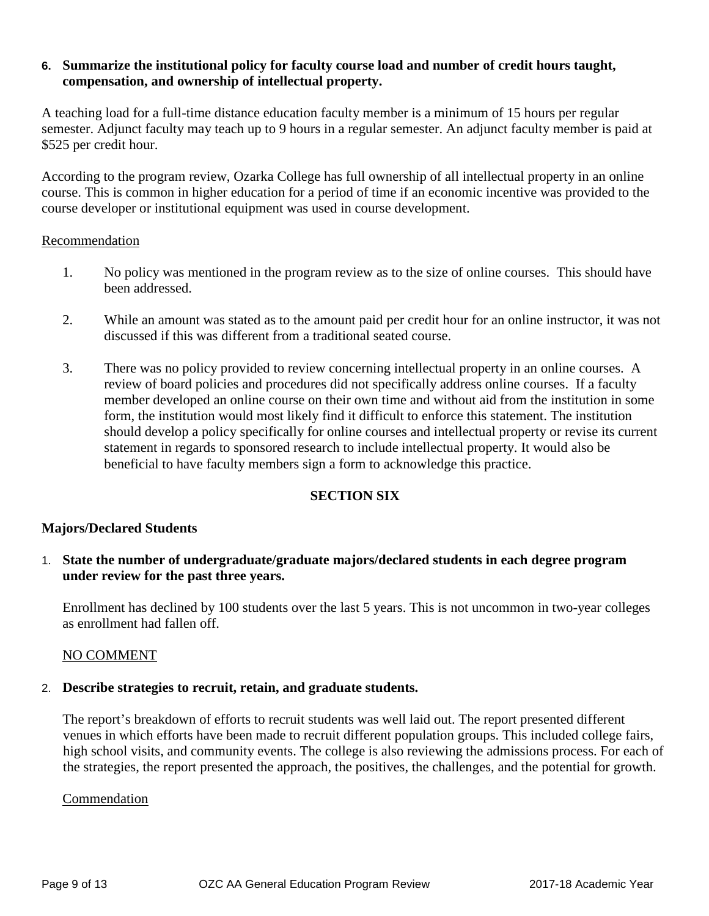**6. Summarize the institutional policy for faculty course load and number of credit hours taught, compensation, and ownership of intellectual property.**

A teaching load for a full-time distance education faculty member is a minimum of 15 hours per regular semester. Adjunct faculty may teach up to 9 hours in a regular semester. An adjunct faculty member is paid at $525 per credit hour.

According to the program review, Ozarka College has full ownership of all intellectual property in an online course. This is common in higher education for a period of time if an economic incentive was provided to the course developer or institutional equipment was used in course development.

Recommendation

1. No policy was mentioned in the program review as to the size of online courses. This should have been addressed.

2. While an amount was stated as to the amount paid per credit hour for an online instructor, it was not discussed if this was different from a traditional seated course.

3. There was no policy provided to review concerning intellectual property in an online courses. A review of board policies and procedures did not specifically address online courses. If a faculty member developed an online course on their own time and without aid from the institution in some form, the institution would most likely find it difficult to enforce this statement. The institution should develop a policy specifically for online courses and intellectual property or revise its current statement in regards to sponsored research to include intellectual property. It would also be beneficial to have faculty members sign a form to acknowledge this practice.

## SECTION SIX

### Majors/Declared Students

**1. State the number of undergraduate/graduate majors/declared students in each degree program under review for the past three years.**

Enrollment has declined by 100 students over the last 5 years. This is not uncommon in two-year colleges as enrollment had fallen off.

NO COMMENT

**2. Describe strategies to recruit, retain, and graduate students.**

The report's breakdown of efforts to recruit students was well laid out. The report presented different venues in which efforts have been made to recruit different population groups. This included college fairs, high school visits, and community events. The college is also reviewing the admissions process. For each of the strategies, the report presented the approach, the positives, the challenges, and the potential for growth.

Commendation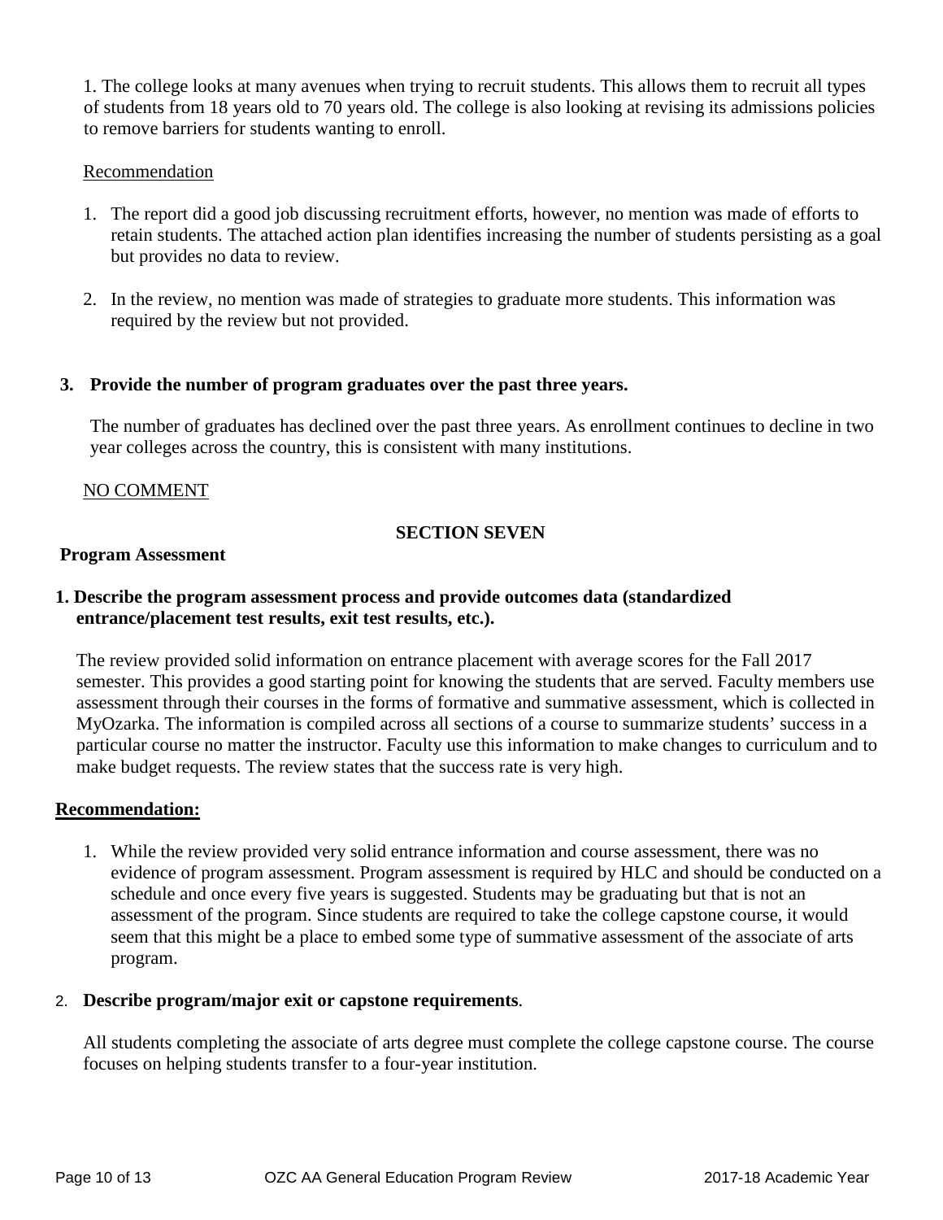1. The college looks at many avenues when trying to recruit students. This allows them to recruit all types of students from 18 years old to 70 years old. The college is also looking at revising its admissions policies to remove barriers for students wanting to enroll.

Recommendation

1. The report did a good job discussing recruitment efforts, however, no mention was made of efforts to retain students. The attached action plan identifies increasing the number of students persisting as a goal but provides no data to review.

2. In the review, no mention was made of strategies to graduate more students. This information was required by the review but not provided.

**3. Provide the number of program graduates over the past three years.**

The number of graduates has declined over the past three years. As enrollment continues to decline in two year colleges across the country, this is consistent with many institutions.

NO COMMENT

## SECTION SEVEN

**Program Assessment**

**1. Describe the program assessment process and provide outcomes data (standardized entrance/placement test results, exit test results, etc.).**

The review provided solid information on entrance placement with average scores for the Fall 2017 semester. This provides a good starting point for knowing the students that are served. Faculty members use assessment through their courses in the forms of formative and summative assessment, which is collected in MyOzarka. The information is compiled across all sections of a course to summarize students' success in a particular course no matter the instructor. Faculty use this information to make changes to curriculum and to make budget requests. The review states that the success rate is very high.

**Recommendation:**

1. While the review provided very solid entrance information and course assessment, there was no evidence of program assessment. Program assessment is required by HLC and should be conducted on a schedule and once every five years is suggested. Students may be graduating but that is not an assessment of the program. Since students are required to take the college capstone course, it would seem that this might be a place to embed some type of summative assessment of the associate of arts program.

2. **Describe program/major exit or capstone requirements**.

All students completing the associate of arts degree must complete the college capstone course. The course focuses on helping students transfer to a four-year institution.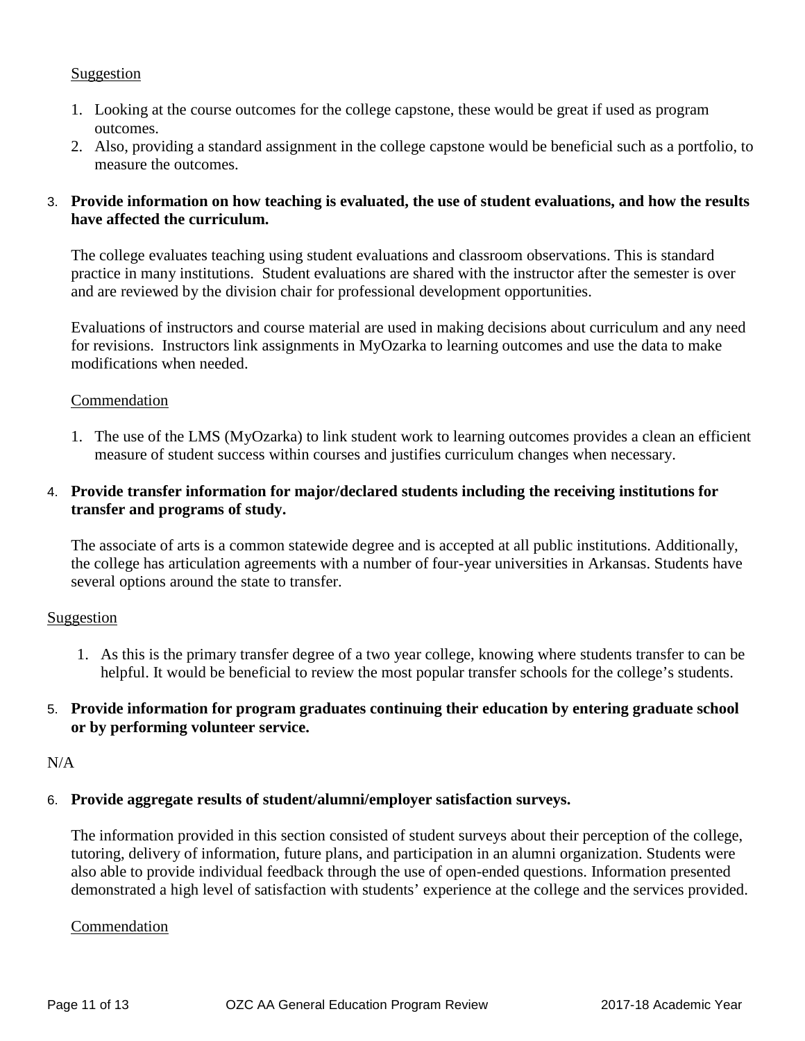Suggestion

1. Looking at the course outcomes for the college capstone, these would be great if used as program outcomes.
2. Also, providing a standard assignment in the college capstone would be beneficial such as a portfolio, to measure the outcomes.

3. **Provide information on how teaching is evaluated, the use of student evaluations, and how the results have affected the curriculum.**

The college evaluates teaching using student evaluations and classroom observations. This is standard practice in many institutions. Student evaluations are shared with the instructor after the semester is over and are reviewed by the division chair for professional development opportunities.

Evaluations of instructors and course material are used in making decisions about curriculum and any need for revisions. Instructors link assignments in MyOzarka to learning outcomes and use the data to make modifications when needed.

Commendation

1. The use of the LMS (MyOzarka) to link student work to learning outcomes provides a clean an efficient measure of student success within courses and justifies curriculum changes when necessary.

4. **Provide transfer information for major/declared students including the receiving institutions for transfer and programs of study.**

The associate of arts is a common statewide degree and is accepted at all public institutions. Additionally, the college has articulation agreements with a number of four-year universities in Arkansas. Students have several options around the state to transfer.

Suggestion

1. As this is the primary transfer degree of a two year college, knowing where students transfer to can be helpful. It would be beneficial to review the most popular transfer schools for the college's students.

5. **Provide information for program graduates continuing their education by entering graduate school or by performing volunteer service.**

N/A

6. **Provide aggregate results of student/alumni/employer satisfaction surveys.**

The information provided in this section consisted of student surveys about their perception of the college, tutoring, delivery of information, future plans, and participation in an alumni organization. Students were also able to provide individual feedback through the use of open-ended questions. Information presented demonstrated a high level of satisfaction with students' experience at the college and the services provided.

Commendation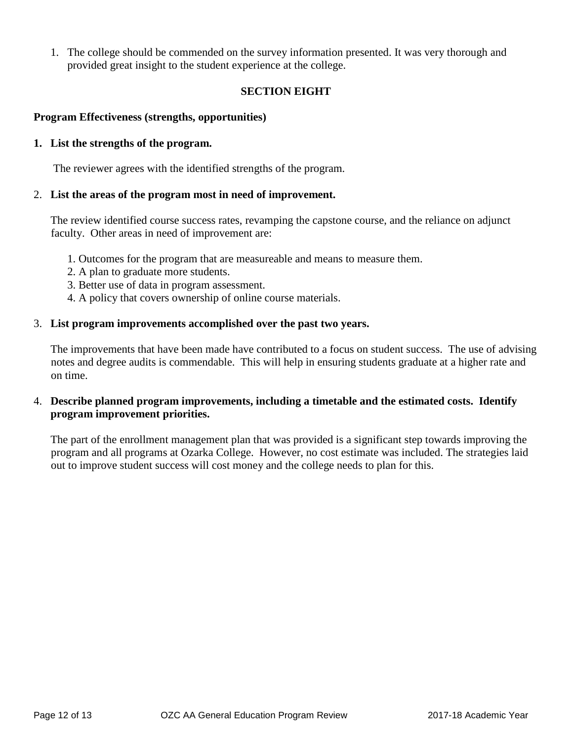1. The college should be commended on the survey information presented. It was very thorough and provided great insight to the student experience at the college.

## SECTION EIGHT

**Program Effectiveness (strengths, opportunities)**

**1. List the strengths of the program.**

The reviewer agrees with the identified strengths of the program.

**2. List the areas of the program most in need of improvement.**

The review identified course success rates, revamping the capstone course, and the reliance on adjunct faculty. Other areas in need of improvement are:

1. Outcomes for the program that are measureable and means to measure them.
2. A plan to graduate more students.
3. Better use of data in program assessment.
4. A policy that covers ownership of online course materials.

**3. List program improvements accomplished over the past two years.**

The improvements that have been made have contributed to a focus on student success. The use of advising notes and degree audits is commendable. This will help in ensuring students graduate at a higher rate and on time.

**4. Describe planned program improvements, including a timetable and the estimated costs. Identify program improvement priorities.**

The part of the enrollment management plan that was provided is a significant step towards improving the program and all programs at Ozarka College. However, no cost estimate was included. The strategies laid out to improve student success will cost money and the college needs to plan for this.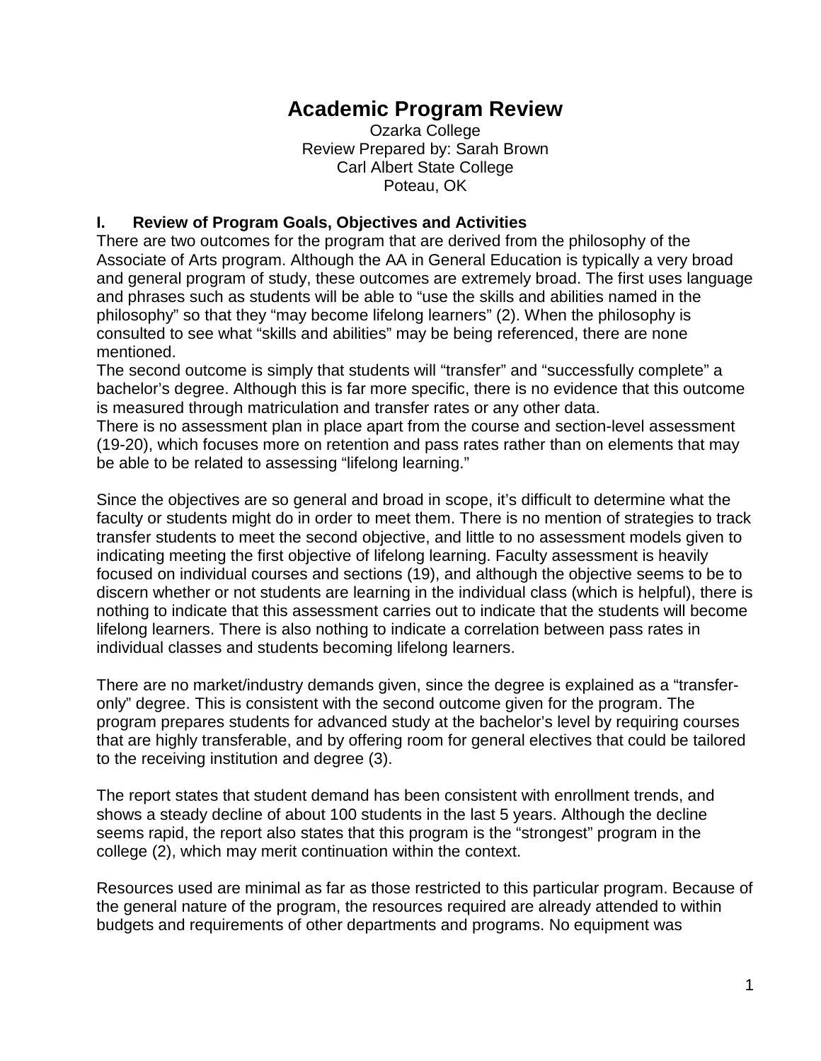# Academic Program Review

Ozarka College
Review Prepared by: Sarah Brown
Carl Albert State College
Poteau, OK

## I. Review of Program Goals, Objectives and Activities

There are two outcomes for the program that are derived from the philosophy of the Associate of Arts program. Although the AA in General Education is typically a very broad and general program of study, these outcomes are extremely broad. The first uses language and phrases such as students will be able to "use the skills and abilities named in the philosophy" so that they "may become lifelong learners" (2). When the philosophy is consulted to see what "skills and abilities" may be being referenced, there are none mentioned.

The second outcome is simply that students will "transfer" and "successfully complete" a bachelor's degree. Although this is far more specific, there is no evidence that this outcome is measured through matriculation and transfer rates or any other data.

There is no assessment plan in place apart from the course and section-level assessment (19-20), which focuses more on retention and pass rates rather than on elements that may be able to be related to assessing "lifelong learning."

Since the objectives are so general and broad in scope, it's difficult to determine what the faculty or students might do in order to meet them. There is no mention of strategies to track transfer students to meet the second objective, and little to no assessment models given to indicating meeting the first objective of lifelong learning. Faculty assessment is heavily focused on individual courses and sections (19), and although the objective seems to be to discern whether or not students are learning in the individual class (which is helpful), there is nothing to indicate that this assessment carries out to indicate that the students will become lifelong learners. There is also nothing to indicate a correlation between pass rates in individual classes and students becoming lifelong learners.

There are no market/industry demands given, since the degree is explained as a "transfer-only" degree. This is consistent with the second outcome given for the program. The program prepares students for advanced study at the bachelor's level by requiring courses that are highly transferable, and by offering room for general electives that could be tailored to the receiving institution and degree (3).

The report states that student demand has been consistent with enrollment trends, and shows a steady decline of about 100 students in the last 5 years. Although the decline seems rapid, the report also states that this program is the "strongest" program in the college (2), which may merit continuation within the context.

Resources used are minimal as far as those restricted to this particular program. Because of the general nature of the program, the resources required are already attended to within budgets and requirements of other departments and programs. No equipment was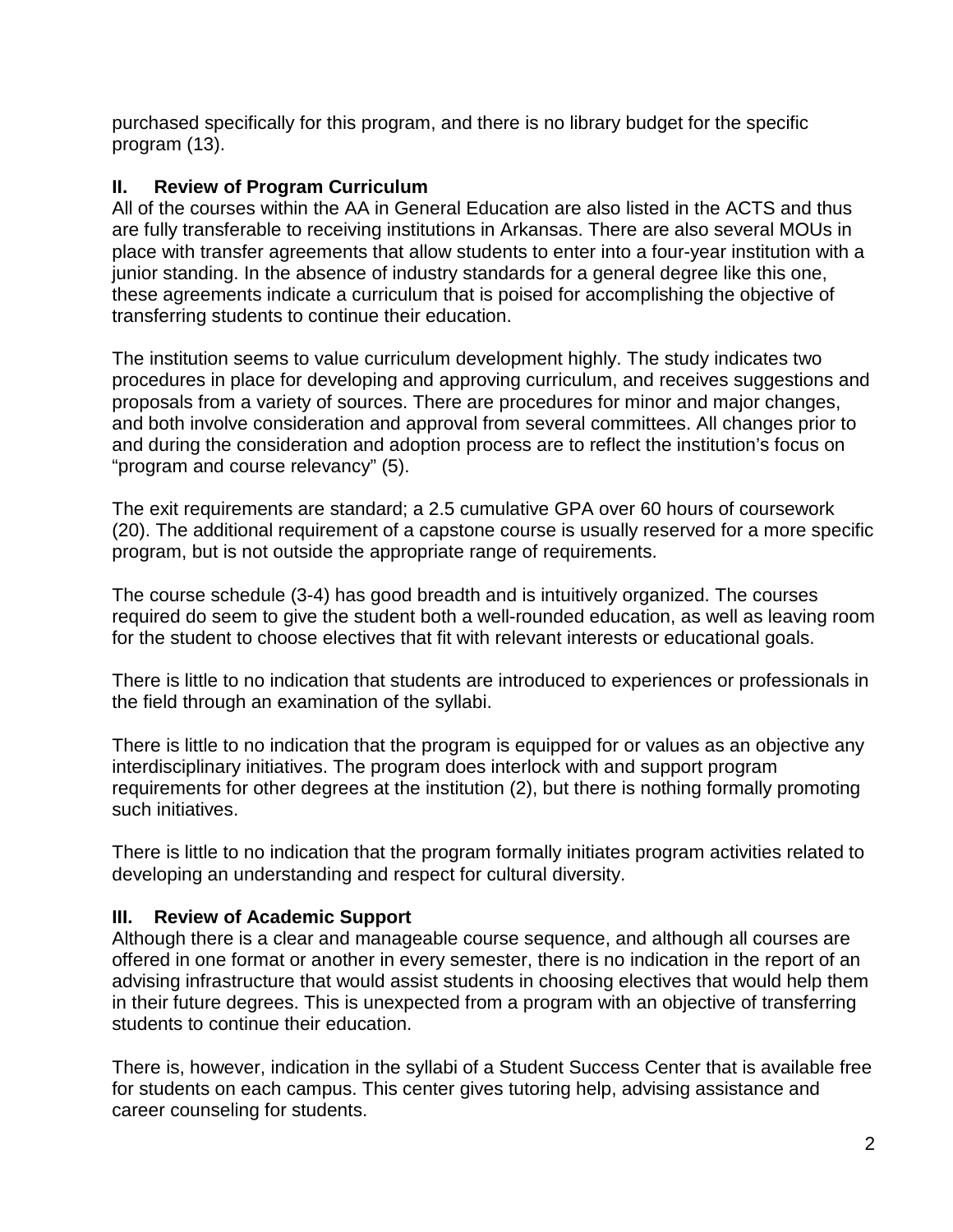purchased specifically for this program, and there is no library budget for the specific program (13).

## II. Review of Program Curriculum

All of the courses within the AA in General Education are also listed in the ACTS and thus are fully transferable to receiving institutions in Arkansas. There are also several MOUs in place with transfer agreements that allow students to enter into a four-year institution with a junior standing. In the absence of industry standards for a general degree like this one, these agreements indicate a curriculum that is poised for accomplishing the objective of transferring students to continue their education.

The institution seems to value curriculum development highly. The study indicates two procedures in place for developing and approving curriculum, and receives suggestions and proposals from a variety of sources. There are procedures for minor and major changes, and both involve consideration and approval from several committees. All changes prior to and during the consideration and adoption process are to reflect the institution's focus on "program and course relevancy" (5).

The exit requirements are standard; a 2.5 cumulative GPA over 60 hours of coursework (20). The additional requirement of a capstone course is usually reserved for a more specific program, but is not outside the appropriate range of requirements.

The course schedule (3-4) has good breadth and is intuitively organized. The courses required do seem to give the student both a well-rounded education, as well as leaving room for the student to choose electives that fit with relevant interests or educational goals.

There is little to no indication that students are introduced to experiences or professionals in the field through an examination of the syllabi.

There is little to no indication that the program is equipped for or values as an objective any interdisciplinary initiatives. The program does interlock with and support program requirements for other degrees at the institution (2), but there is nothing formally promoting such initiatives.

There is little to no indication that the program formally initiates program activities related to developing an understanding and respect for cultural diversity.

## III. Review of Academic Support

Although there is a clear and manageable course sequence, and although all courses are offered in one format or another in every semester, there is no indication in the report of an advising infrastructure that would assist students in choosing electives that would help them in their future degrees. This is unexpected from a program with an objective of transferring students to continue their education.

There is, however, indication in the syllabi of a Student Success Center that is available free for students on each campus. This center gives tutoring help, advising assistance and career counseling for students.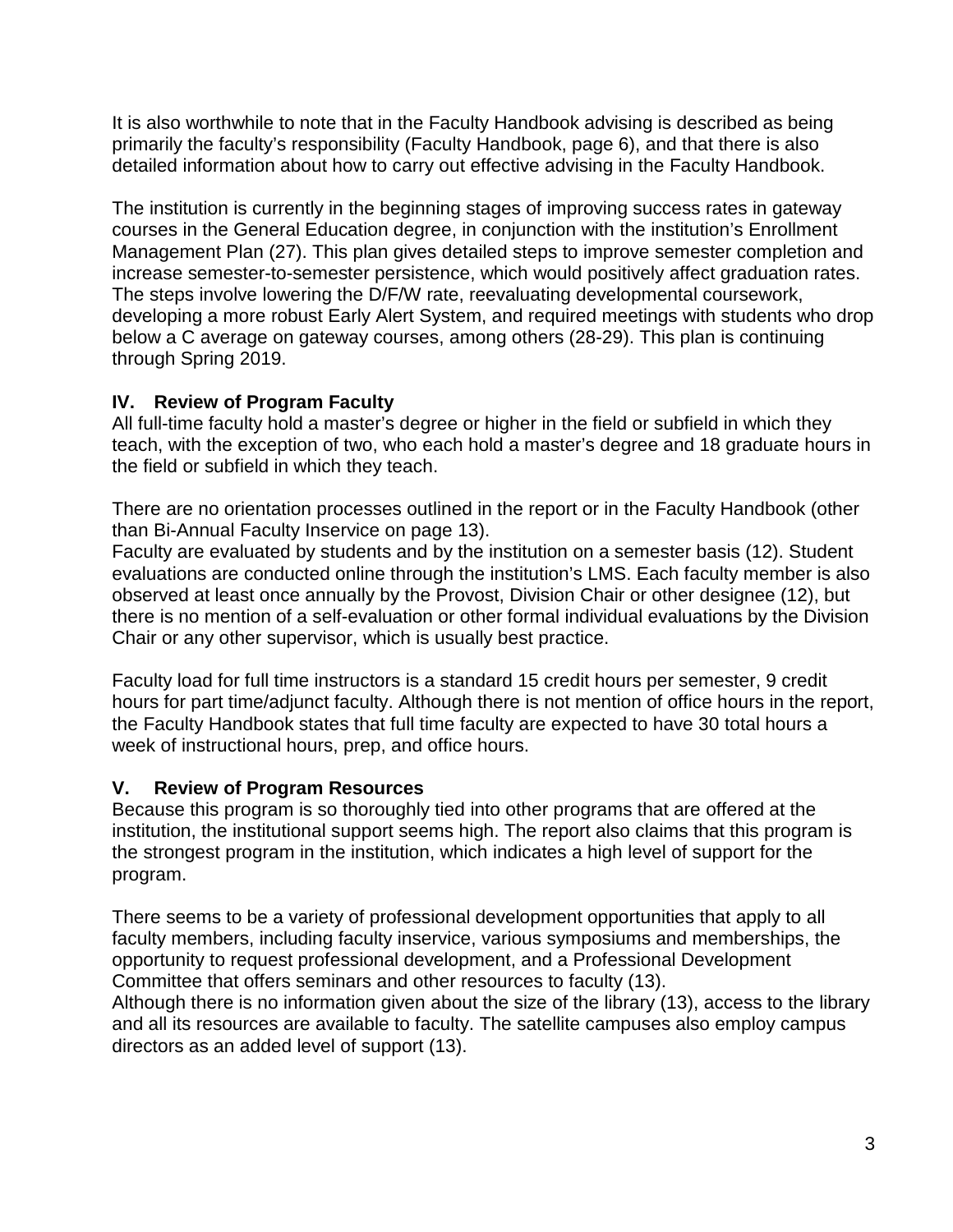It is also worthwhile to note that in the Faculty Handbook advising is described as being primarily the faculty's responsibility (Faculty Handbook, page 6), and that there is also detailed information about how to carry out effective advising in the Faculty Handbook.

The institution is currently in the beginning stages of improving success rates in gateway courses in the General Education degree, in conjunction with the institution's Enrollment Management Plan (27). This plan gives detailed steps to improve semester completion and increase semester-to-semester persistence, which would positively affect graduation rates. The steps involve lowering the D/F/W rate, reevaluating developmental coursework, developing a more robust Early Alert System, and required meetings with students who drop below a C average on gateway courses, among others (28-29). This plan is continuing through Spring 2019.

### IV. Review of Program Faculty

All full-time faculty hold a master's degree or higher in the field or subfield in which they teach, with the exception of two, who each hold a master's degree and 18 graduate hours in the field or subfield in which they teach.

There are no orientation processes outlined in the report or in the Faculty Handbook (other than Bi-Annual Faculty Inservice on page 13).

Faculty are evaluated by students and by the institution on a semester basis (12). Student evaluations are conducted online through the institution's LMS. Each faculty member is also observed at least once annually by the Provost, Division Chair or other designee (12), but there is no mention of a self-evaluation or other formal individual evaluations by the Division Chair or any other supervisor, which is usually best practice.

Faculty load for full time instructors is a standard 15 credit hours per semester, 9 credit hours for part time/adjunct faculty. Although there is not mention of office hours in the report, the Faculty Handbook states that full time faculty are expected to have 30 total hours a week of instructional hours, prep, and office hours.

### V. Review of Program Resources

Because this program is so thoroughly tied into other programs that are offered at the institution, the institutional support seems high. The report also claims that this program is the strongest program in the institution, which indicates a high level of support for the program.

There seems to be a variety of professional development opportunities that apply to all faculty members, including faculty inservice, various symposiums and memberships, the opportunity to request professional development, and a Professional Development Committee that offers seminars and other resources to faculty (13).

Although there is no information given about the size of the library (13), access to the library and all its resources are available to faculty. The satellite campuses also employ campus directors as an added level of support (13).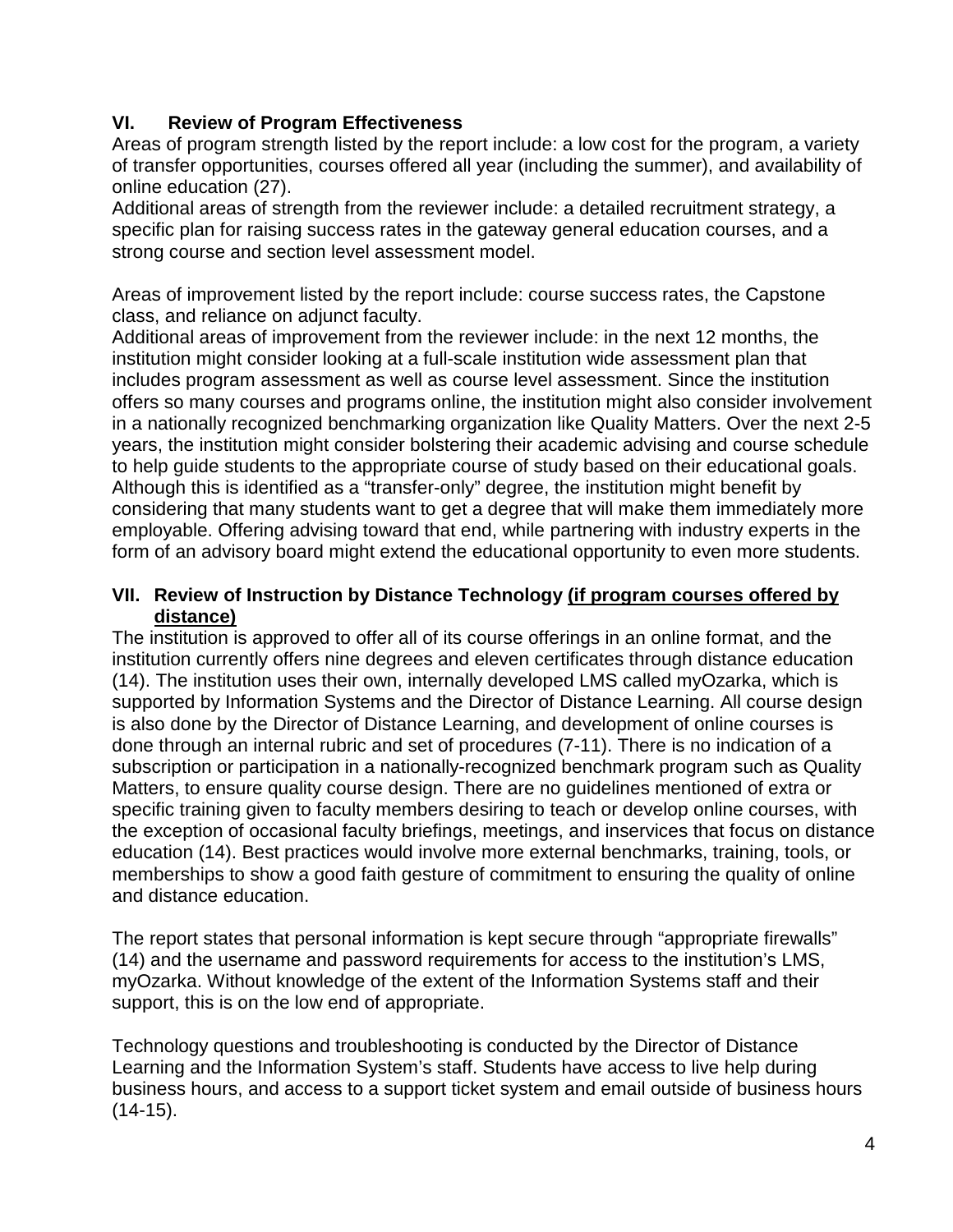## VI. Review of Program Effectiveness

Areas of program strength listed by the report include: a low cost for the program, a variety of transfer opportunities, courses offered all year (including the summer), and availability of online education (27).

Additional areas of strength from the reviewer include: a detailed recruitment strategy, a specific plan for raising success rates in the gateway general education courses, and a strong course and section level assessment model.

Areas of improvement listed by the report include: course success rates, the Capstone class, and reliance on adjunct faculty.

Additional areas of improvement from the reviewer include: in the next 12 months, the institution might consider looking at a full-scale institution wide assessment plan that includes program assessment as well as course level assessment. Since the institution offers so many courses and programs online, the institution might also consider involvement in a nationally recognized benchmarking organization like Quality Matters. Over the next 2-5 years, the institution might consider bolstering their academic advising and course schedule to help guide students to the appropriate course of study based on their educational goals. Although this is identified as a "transfer-only" degree, the institution might benefit by considering that many students want to get a degree that will make them immediately more employable. Offering advising toward that end, while partnering with industry experts in the form of an advisory board might extend the educational opportunity to even more students.

## VII. Review of Instruction by Distance Technology <u>(if program courses offered by distance)</u>

The institution is approved to offer all of its course offerings in an online format, and the institution currently offers nine degrees and eleven certificates through distance education (14). The institution uses their own, internally developed LMS called myOzarka, which is supported by Information Systems and the Director of Distance Learning. All course design is also done by the Director of Distance Learning, and development of online courses is done through an internal rubric and set of procedures (7-11). There is no indication of a subscription or participation in a nationally-recognized benchmark program such as Quality Matters, to ensure quality course design. There are no guidelines mentioned of extra or specific training given to faculty members desiring to teach or develop online courses, with the exception of occasional faculty briefings, meetings, and inservices that focus on distance education (14). Best practices would involve more external benchmarks, training, tools, or memberships to show a good faith gesture of commitment to ensuring the quality of online and distance education.

The report states that personal information is kept secure through "appropriate firewalls" (14) and the username and password requirements for access to the institution's LMS, myOzarka. Without knowledge of the extent of the Information Systems staff and their support, this is on the low end of appropriate.

Technology questions and troubleshooting is conducted by the Director of Distance Learning and the Information System's staff. Students have access to live help during business hours, and access to a support ticket system and email outside of business hours (14-15).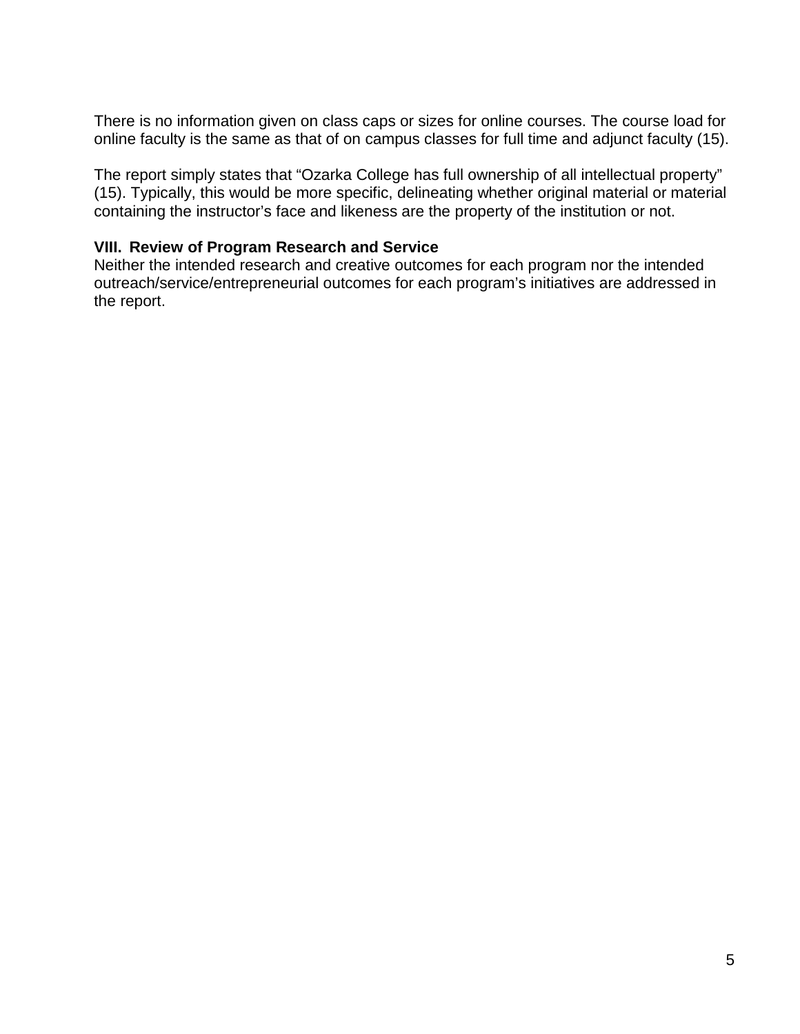There is no information given on class caps or sizes for online courses. The course load for online faculty is the same as that of on campus classes for full time and adjunct faculty (15).

The report simply states that "Ozarka College has full ownership of all intellectual property" (15). Typically, this would be more specific, delineating whether original material or material containing the instructor's face and likeness are the property of the institution or not.

**VIII. Review of Program Research and Service**

Neither the intended research and creative outcomes for each program nor the intended outreach/service/entrepreneurial outcomes for each program's initiatives are addressed in the report.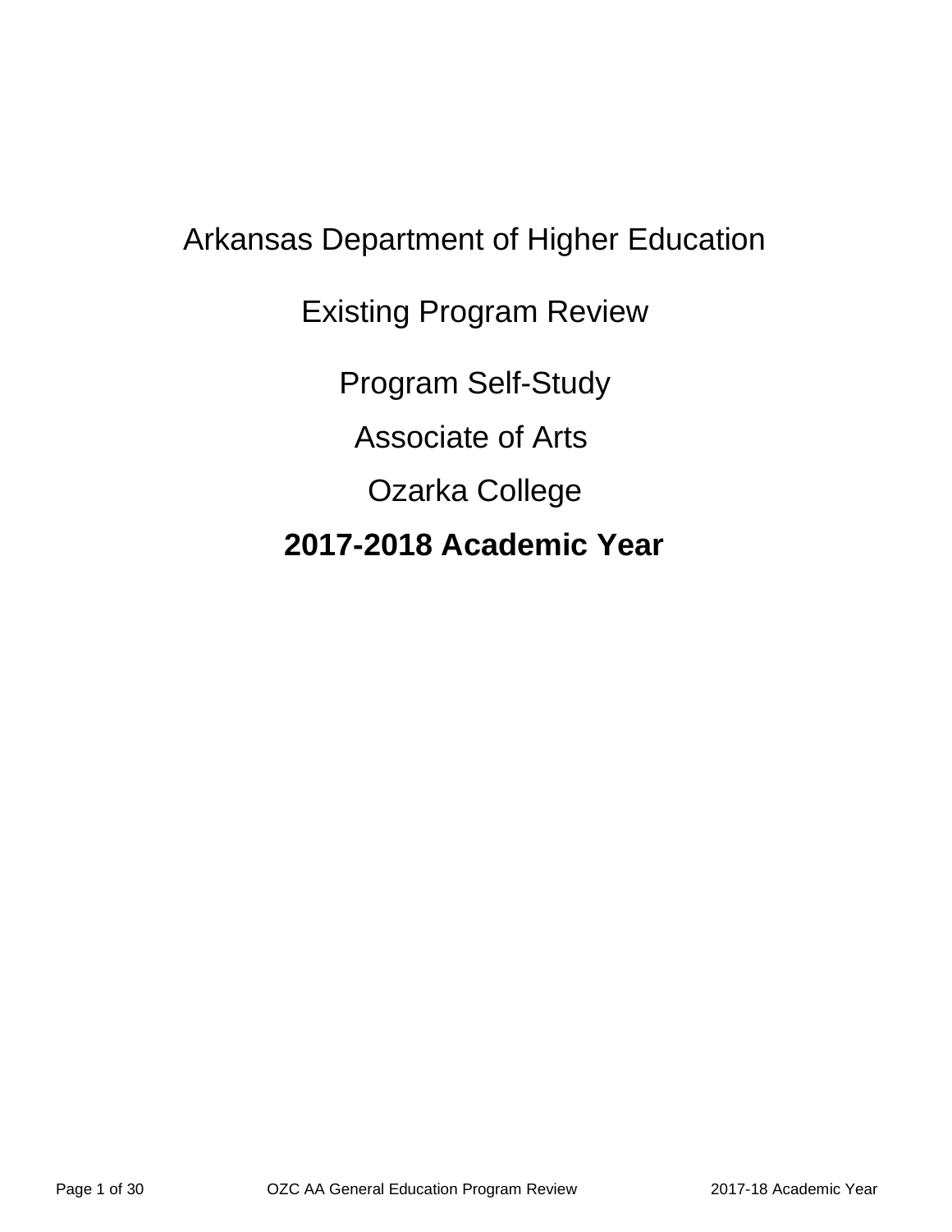# Arkansas Department of Higher Education

## Existing Program Review

## Program Self-Study

## Associate of Arts

## Ozarka College

## **2017-2018 Academic Year**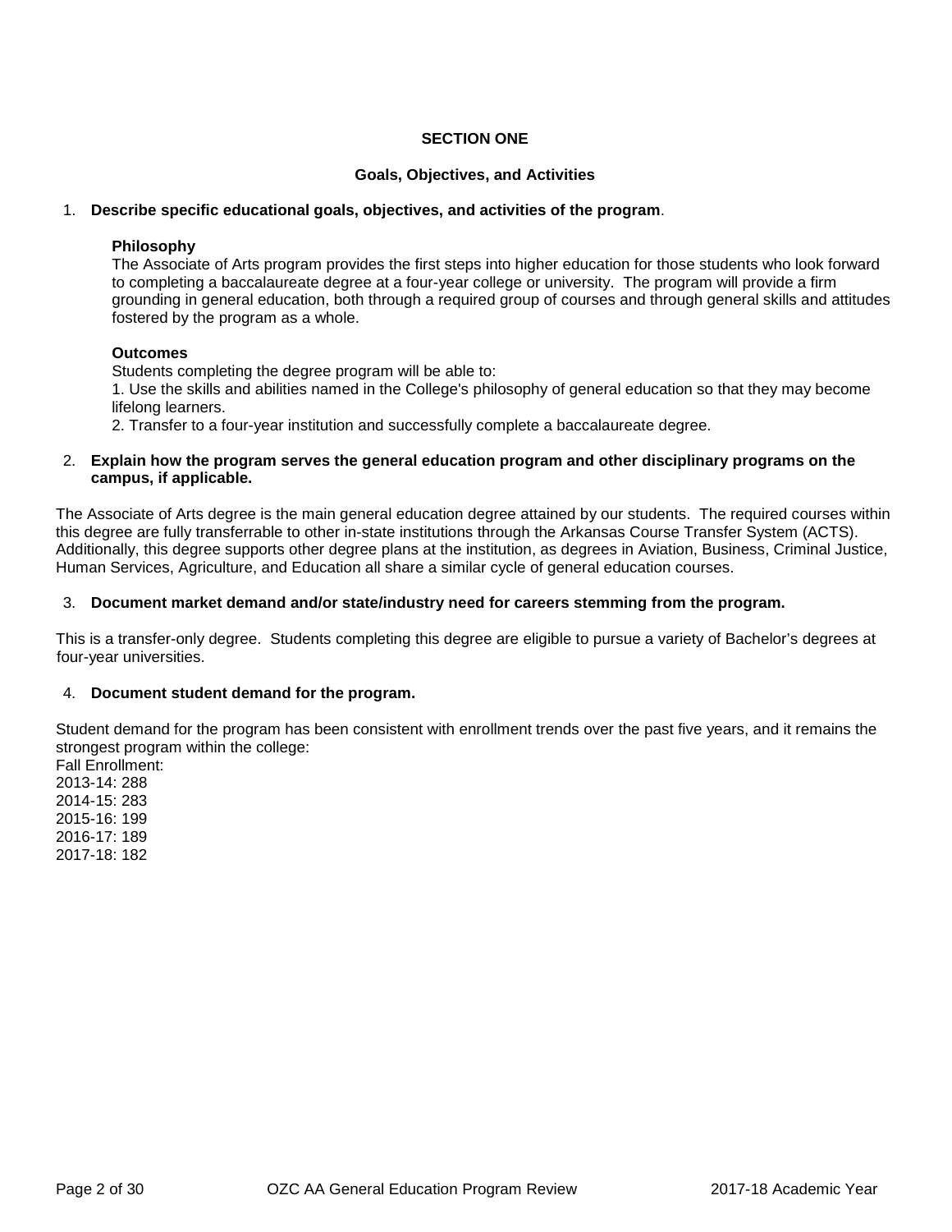## SECTION ONE

### Goals, Objectives, and Activities

1. **Describe specific educational goals, objectives, and activities of the program**.

   **Philosophy**
   The Associate of Arts program provides the first steps into higher education for those students who look forward to completing a baccalaureate degree at a four-year college or university. The program will provide a firm grounding in general education, both through a required group of courses and through general skills and attitudes fostered by the program as a whole.

   **Outcomes**
   Students completing the degree program will be able to:
   1. Use the skills and abilities named in the College's philosophy of general education so that they may become lifelong learners.
   2. Transfer to a four-year institution and successfully complete a baccalaureate degree.

2. **Explain how the program serves the general education program and other disciplinary programs on the campus, if applicable.**

The Associate of Arts degree is the main general education degree attained by our students. The required courses within this degree are fully transferrable to other in-state institutions through the Arkansas Course Transfer System (ACTS). Additionally, this degree supports other degree plans at the institution, as degrees in Aviation, Business, Criminal Justice, Human Services, Agriculture, and Education all share a similar cycle of general education courses.

3. **Document market demand and/or state/industry need for careers stemming from the program.**

This is a transfer-only degree. Students completing this degree are eligible to pursue a variety of Bachelor's degrees at four-year universities.

4. **Document student demand for the program.**

Student demand for the program has been consistent with enrollment trends over the past five years, and it remains the strongest program within the college:
Fall Enrollment:
2013-14: 288
2014-15: 283
2015-16: 199
2016-17: 189
2017-18: 182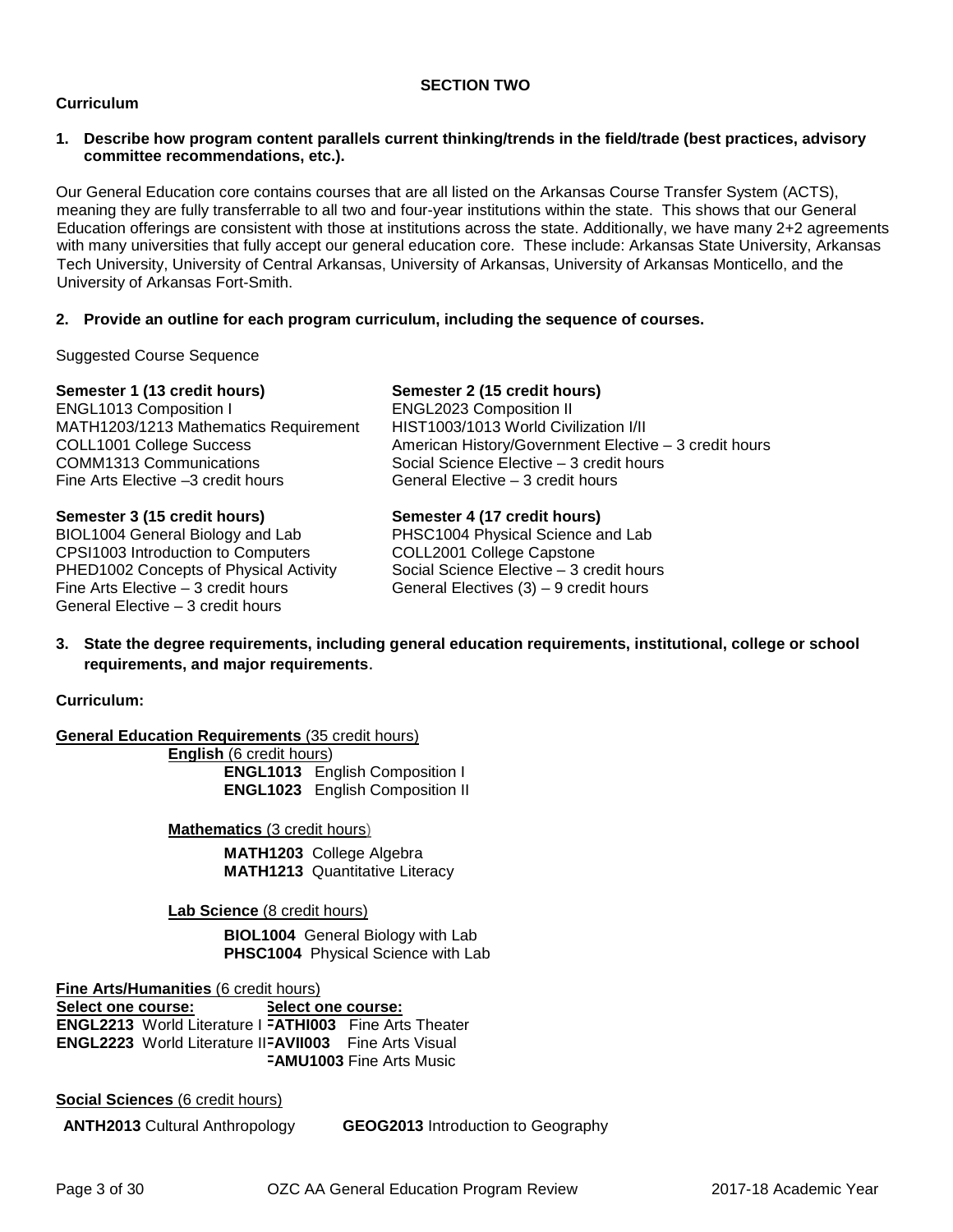## SECTION TWO

### Curriculum

**1. Describe how program content parallels current thinking/trends in the field/trade (best practices, advisory committee recommendations, etc.).**

Our General Education core contains courses that are all listed on the Arkansas Course Transfer System (ACTS), meaning they are fully transferrable to all two and four-year institutions within the state. This shows that our General Education offerings are consistent with those at institutions across the state. Additionally, we have many 2+2 agreements with many universities that fully accept our general education core. These include: Arkansas State University, Arkansas Tech University, University of Central Arkansas, University of Arkansas, University of Arkansas Monticello, and the University of Arkansas Fort-Smith.

**2. Provide an outline for each program curriculum, including the sequence of courses.**

Suggested Course Sequence

**Semester 1 (13 credit hours)**
ENGL1013 Composition I
MATH1203/1213 Mathematics Requirement
COLL1001 College Success
COMM1313 Communications
Fine Arts Elective –3 credit hours

**Semester 2 (15 credit hours)**
ENGL2023 Composition II
HIST1003/1013 World Civilization I/II
American History/Government Elective – 3 credit hours
Social Science Elective – 3 credit hours
General Elective – 3 credit hours

**Semester 3 (15 credit hours)**
BIOL1004 General Biology and Lab
CPSI1003 Introduction to Computers
PHED1002 Concepts of Physical Activity
Fine Arts Elective – 3 credit hours
General Elective – 3 credit hours

**Semester 4 (17 credit hours)**
PHSC1004 Physical Science and Lab
COLL2001 College Capstone
Social Science Elective – 3 credit hours
General Electives (3) – 9 credit hours

**3. State the degree requirements, including general education requirements, institutional, college or school requirements, and major requirements.**

**Curriculum:**

**General Education Requirements** (35 credit hours)

**English** (6 credit hours)
- **ENGL1013** English Composition I
- **ENGL1023** English Composition II

**Mathematics** (3 credit hours)
- **MATH1203** College Algebra
- **MATH1213** Quantitative Literacy

**Lab Science** (8 credit hours)
- **BIOL1004** General Biology with Lab
- **PHSC1004** Physical Science with Lab

**Fine Arts/Humanities** (6 credit hours)

**Select one course:**
- **ENGL2213** World Literature I
- **ENGL2223** World Literature II

**Select one course:**
- **FATHI003** Fine Arts Theater
- **FAVII003** Fine Arts Visual
- **FAMU1003** Fine Arts Music

**Social Sciences** (6 credit hours)
- **ANTH2013** Cultural Anthropology
- **GEOG2013** Introduction to Geography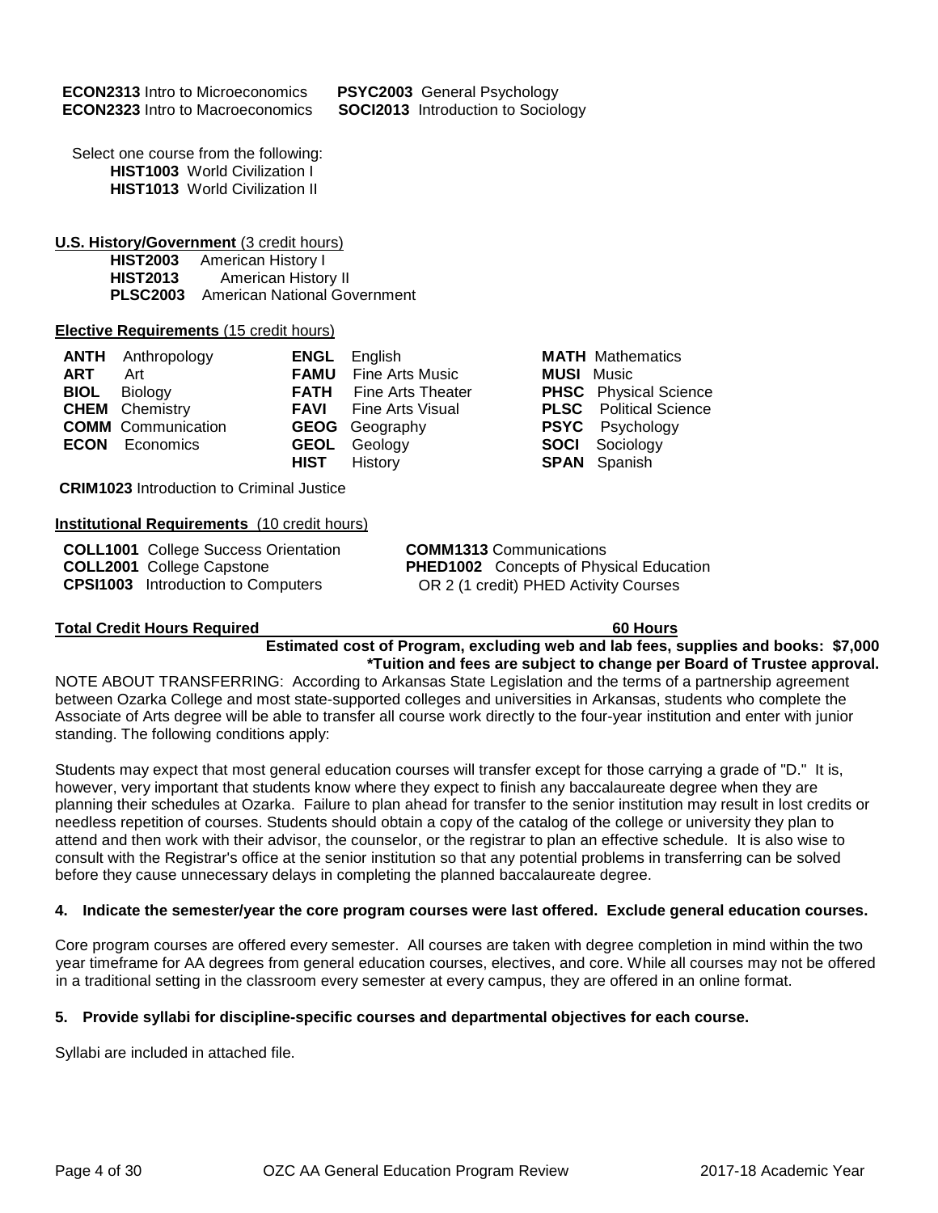**ECON2313** Intro to Microeconomics  **PSYC2003** General Psychology
**ECON2323** Intro to Macroeconomics  **SOCI2013** Introduction to Sociology

Select one course from the following:
- **HIST1003** World Civilization I
- **HIST1013** World Civilization II

**U.S. History/Government** (3 credit hours)
- **HIST2003** American History I
- **HIST2013** American History II
- **PLSC2003** American National Government

**Elective Requirements** (15 credit hours)

| | | |
|---|---|---|
| **ANTH** Anthropology | **ENGL** English | **MATH** Mathematics |
| **ART** Art | **FAMU** Fine Arts Music | **MUSI** Music |
| **BIOL** Biology | **FATH** Fine Arts Theater | **PHSC** Physical Science |
| **CHEM** Chemistry | **FAVI** Fine Arts Visual | **PLSC** Political Science |
| **COMM** Communication | **GEOG** Geography | **PSYC** Psychology |
| **ECON** Economics | **GEOL** Geology | **SOCI** Sociology |
| | **HIST** History | **SPAN** Spanish |

**CRIM1023** Introduction to Criminal Justice

**Institutional Requirements** (10 credit hours)

| | |
|---|---|
| **COLL1001** College Success Orientation | **COMM1313** Communications |
| **COLL2001** College Capstone | **PHED1002** Concepts of Physical Education |
| **CPSI1003** Introduction to Computers | OR 2 (1 credit) PHED Activity Courses |

**Total Credit Hours Required** **60 Hours**

**Estimated cost of Program, excluding web and lab fees, supplies and books: $7,000**
***Tuition and fees are subject to change per Board of Trustee approval.**

NOTE ABOUT TRANSFERRING: According to Arkansas State Legislation and the terms of a partnership agreement between Ozarka College and most state-supported colleges and universities in Arkansas, students who complete the Associate of Arts degree will be able to transfer all course work directly to the four-year institution and enter with junior standing. The following conditions apply:

Students may expect that most general education courses will transfer except for those carrying a grade of "D." It is, however, very important that students know where they expect to finish any baccalaureate degree when they are planning their schedules at Ozarka. Failure to plan ahead for transfer to the senior institution may result in lost credits or needless repetition of courses. Students should obtain a copy of the catalog of the college or university they plan to attend and then work with their advisor, the counselor, or the registrar to plan an effective schedule. It is also wise to consult with the Registrar's office at the senior institution so that any potential problems in transferring can be solved before they cause unnecessary delays in completing the planned baccalaureate degree.

**4. Indicate the semester/year the core program courses were last offered. Exclude general education courses.**

Core program courses are offered every semester. All courses are taken with degree completion in mind within the two year timeframe for AA degrees from general education courses, electives, and core. While all courses may not be offered in a traditional setting in the classroom every semester at every campus, they are offered in an online format.

**5. Provide syllabi for discipline-specific courses and departmental objectives for each course.**

Syllabi are included in attached file.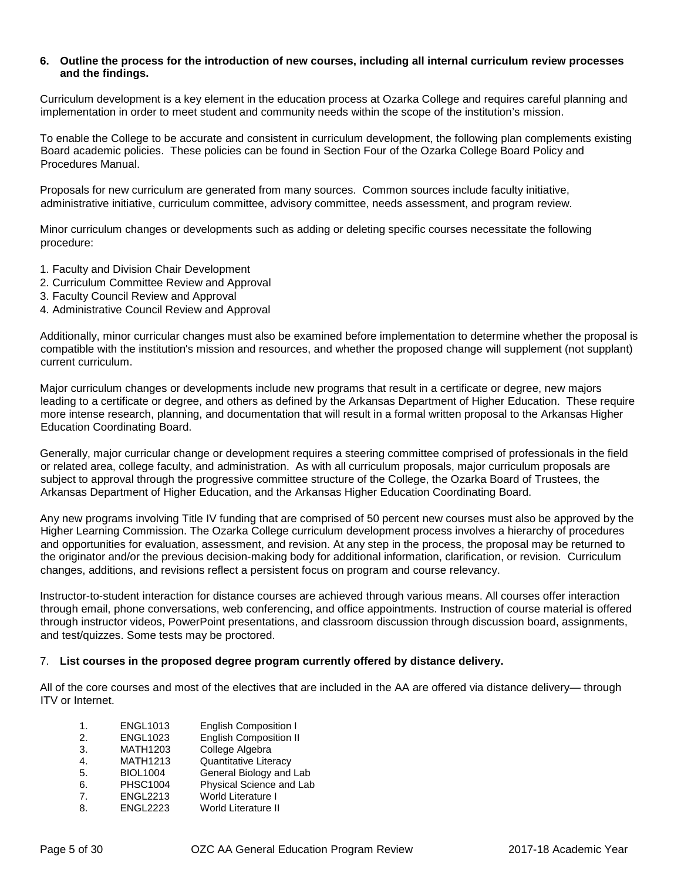**6. Outline the process for the introduction of new courses, including all internal curriculum review processes and the findings.**

Curriculum development is a key element in the education process at Ozarka College and requires careful planning and implementation in order to meet student and community needs within the scope of the institution's mission.

To enable the College to be accurate and consistent in curriculum development, the following plan complements existing Board academic policies. These policies can be found in Section Four of the Ozarka College Board Policy and Procedures Manual.

Proposals for new curriculum are generated from many sources. Common sources include faculty initiative, administrative initiative, curriculum committee, advisory committee, needs assessment, and program review.

Minor curriculum changes or developments such as adding or deleting specific courses necessitate the following procedure:

1. Faculty and Division Chair Development
2. Curriculum Committee Review and Approval
3. Faculty Council Review and Approval
4. Administrative Council Review and Approval

Additionally, minor curricular changes must also be examined before implementation to determine whether the proposal is compatible with the institution's mission and resources, and whether the proposed change will supplement (not supplant) current curriculum.

Major curriculum changes or developments include new programs that result in a certificate or degree, new majors leading to a certificate or degree, and others as defined by the Arkansas Department of Higher Education. These require more intense research, planning, and documentation that will result in a formal written proposal to the Arkansas Higher Education Coordinating Board.

Generally, major curricular change or development requires a steering committee comprised of professionals in the field or related area, college faculty, and administration. As with all curriculum proposals, major curriculum proposals are subject to approval through the progressive committee structure of the College, the Ozarka Board of Trustees, the Arkansas Department of Higher Education, and the Arkansas Higher Education Coordinating Board.

Any new programs involving Title IV funding that are comprised of 50 percent new courses must also be approved by the Higher Learning Commission. The Ozarka College curriculum development process involves a hierarchy of procedures and opportunities for evaluation, assessment, and revision. At any step in the process, the proposal may be returned to the originator and/or the previous decision-making body for additional information, clarification, or revision. Curriculum changes, additions, and revisions reflect a persistent focus on program and course relevancy.

Instructor-to-student interaction for distance courses are achieved through various means. All courses offer interaction through email, phone conversations, web conferencing, and office appointments. Instruction of course material is offered through instructor videos, PowerPoint presentations, and classroom discussion through discussion board, assignments, and test/quizzes. Some tests may be proctored.

7. **List courses in the proposed degree program currently offered by distance delivery.**

All of the core courses and most of the electives that are included in the AA are offered via distance delivery— through ITV or Internet.

| | | |
|---|---|---|
| 1. | ENGL1013 | English Composition I |
| 2. | ENGL1023 | English Composition II |
| 3. | MATH1203 | College Algebra |
| 4. | MATH1213 | Quantitative Literacy |
| 5. | BIOL1004 | General Biology and Lab |
| 6. | PHSC1004 | Physical Science and Lab |
| 7. | ENGL2213 | World Literature I |
| 8. | ENGL2223 | World Literature II |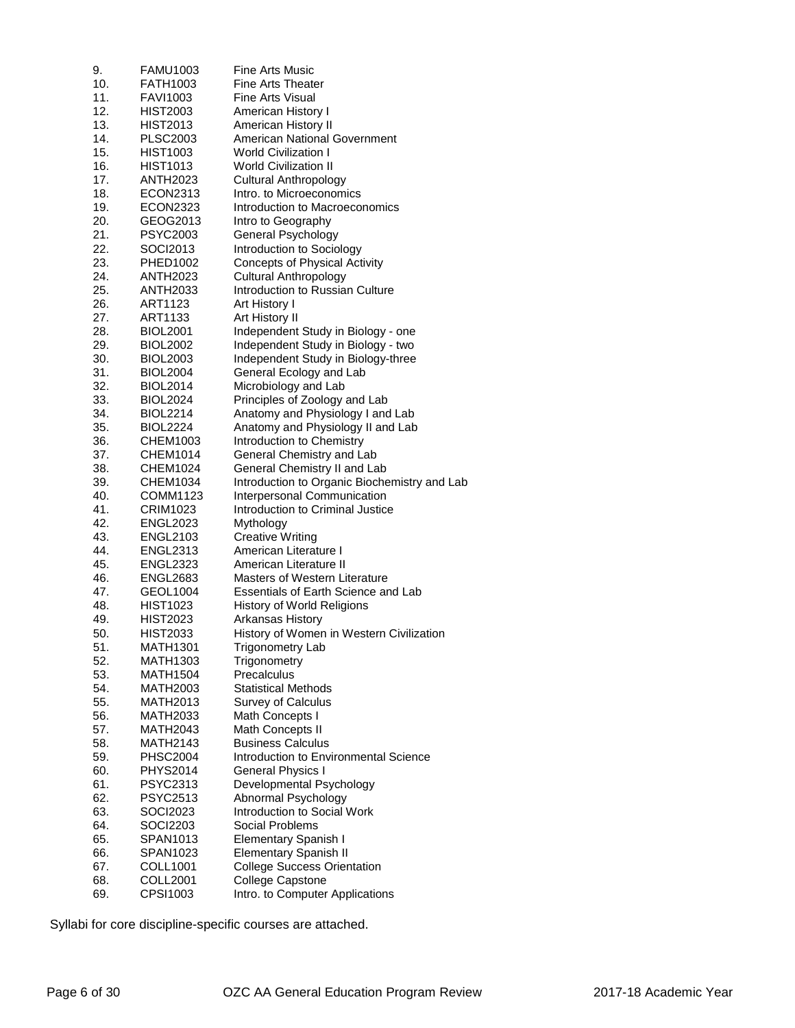9. FAMU1003 Fine Arts Music
10. FATH1003 Fine Arts Theater
11. FAVI1003 Fine Arts Visual
12. HIST2003 American History I
13. HIST2013 American History II
14. PLSC2003 American National Government
15. HIST1003 World Civilization I
16. HIST1013 World Civilization II
17. ANTH2023 Cultural Anthropology
18. ECON2313 Intro. to Microeconomics
19. ECON2323 Introduction to Macroeconomics
20. GEOG2013 Intro to Geography
21. PSYC2003 General Psychology
22. SOCI2013 Introduction to Sociology
23. PHED1002 Concepts of Physical Activity
24. ANTH2023 Cultural Anthropology
25. ANTH2033 Introduction to Russian Culture
26. ART1123 Art History I
27. ART1133 Art History II
28. BIOL2001 Independent Study in Biology - one
29. BIOL2002 Independent Study in Biology - two
30. BIOL2003 Independent Study in Biology-three
31. BIOL2004 General Ecology and Lab
32. BIOL2014 Microbiology and Lab
33. BIOL2024 Principles of Zoology and Lab
34. BIOL2214 Anatomy and Physiology I and Lab
35. BIOL2224 Anatomy and Physiology II and Lab
36. CHEM1003 Introduction to Chemistry
37. CHEM1014 General Chemistry and Lab
38. CHEM1024 General Chemistry II and Lab
39. CHEM1034 Introduction to Organic Biochemistry and Lab
40. COMM1123 Interpersonal Communication
41. CRIM1023 Introduction to Criminal Justice
42. ENGL2023 Mythology
43. ENGL2103 Creative Writing
44. ENGL2313 American Literature I
45. ENGL2323 American Literature II
46. ENGL2683 Masters of Western Literature
47. GEOL1004 Essentials of Earth Science and Lab
48. HIST1023 History of World Religions
49. HIST2023 Arkansas History
50. HIST2033 History of Women in Western Civilization
51. MATH1301 Trigonometry Lab
52. MATH1303 Trigonometry
53. MATH1504 Precalculus
54. MATH2003 Statistical Methods
55. MATH2013 Survey of Calculus
56. MATH2033 Math Concepts I
57. MATH2043 Math Concepts II
58. MATH2143 Business Calculus
59. PHSC2004 Introduction to Environmental Science
60. PHYS2014 General Physics I
61. PSYC2313 Developmental Psychology
62. PSYC2513 Abnormal Psychology
63. SOCI2023 Introduction to Social Work
64. SOCI2203 Social Problems
65. SPAN1013 Elementary Spanish I
66. SPAN1023 Elementary Spanish II
67. COLL1001 College Success Orientation
68. COLL2001 College Capstone
69. CPSI1003 Intro. to Computer Applications

Syllabi for core discipline-specific courses are attached.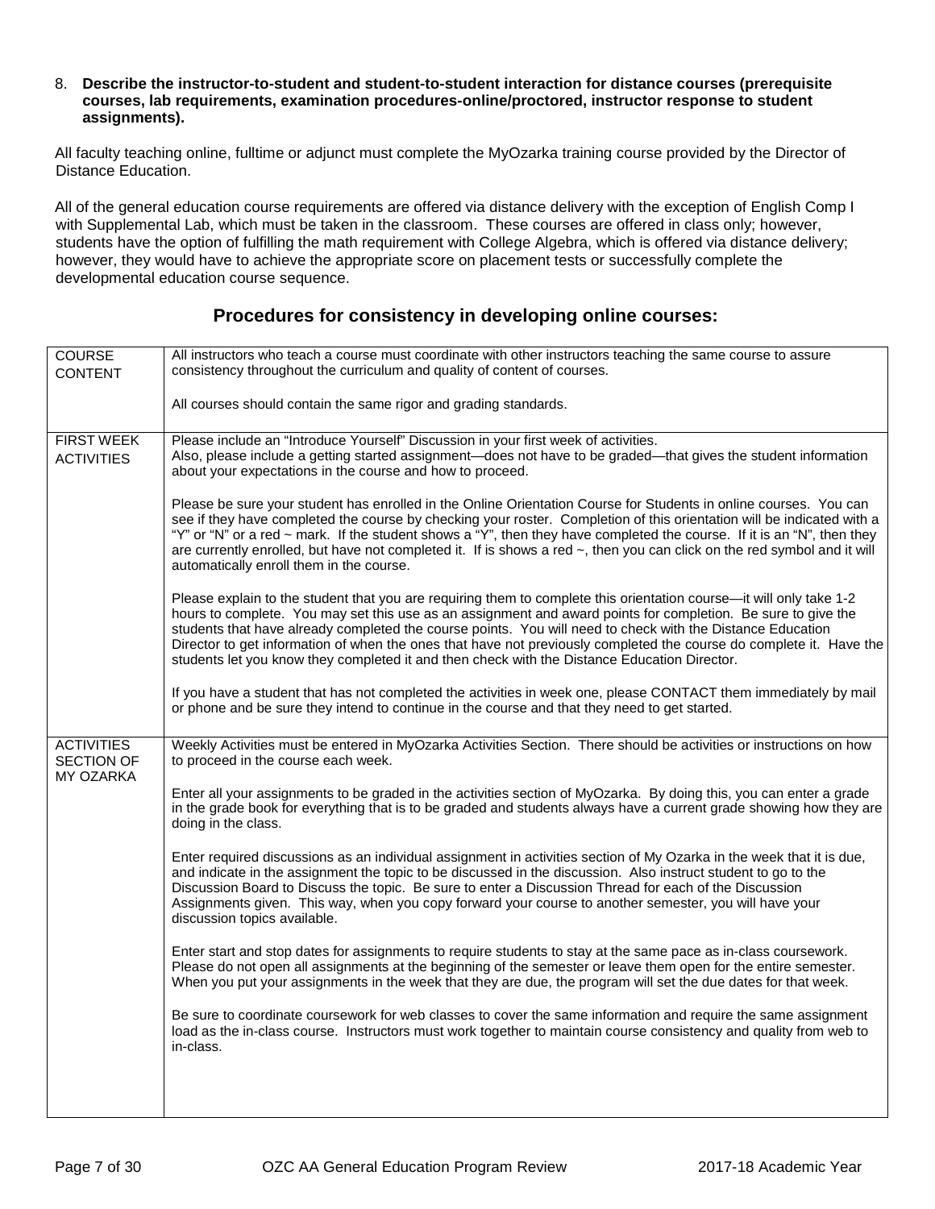8. **Describe the instructor-to-student and student-to-student interaction for distance courses (prerequisite courses, lab requirements, examination procedures-online/proctored, instructor response to student assignments).**

All faculty teaching online, fulltime or adjunct must complete the MyOzarka training course provided by the Director of Distance Education.

All of the general education course requirements are offered via distance delivery with the exception of English Comp I with Supplemental Lab, which must be taken in the classroom. These courses are offered in class only; however, students have the option of fulfilling the math requirement with College Algebra, which is offered via distance delivery; however, they would have to achieve the appropriate score on placement tests or successfully complete the developmental education course sequence.

## Procedures for consistency in developing online courses:

| | |
|---|---|
| COURSE CONTENT | All instructors who teach a course must coordinate with other instructors teaching the same course to assure consistency throughout the curriculum and quality of content of courses.<br><br>All courses should contain the same rigor and grading standards. |
| FIRST WEEK ACTIVITIES | Please include an "Introduce Yourself" Discussion in your first week of activities.<br>Also, please include a getting started assignment—does not have to be graded—that gives the student information about your expectations in the course and how to proceed.<br><br>Please be sure your student has enrolled in the Online Orientation Course for Students in online courses. You can see if they have completed the course by checking your roster. Completion of this orientation will be indicated with a "Y" or "N" or a red ~ mark. If the student shows a "Y", then they have completed the course. If it is an "N", then they are currently enrolled, but have not completed it. If is shows a red ~, then you can click on the red symbol and it will automatically enroll them in the course.<br><br>Please explain to the student that you are requiring them to complete this orientation course—it will only take 1-2 hours to complete. You may set this use as an assignment and award points for completion. Be sure to give the students that have already completed the course points. You will need to check with the Distance Education Director to get information of when the ones that have not previously completed the course do complete it. Have the students let you know they completed it and then check with the Distance Education Director.<br><br>If you have a student that has not completed the activities in week one, please CONTACT them immediately by mail or phone and be sure they intend to continue in the course and that they need to get started. |
| ACTIVITIES SECTION OF MY OZARKA | Weekly Activities must be entered in MyOzarka Activities Section. There should be activities or instructions on how to proceed in the course each week.<br><br>Enter all your assignments to be graded in the activities section of MyOzarka. By doing this, you can enter a grade in the grade book for everything that is to be graded and students always have a current grade showing how they are doing in the class.<br><br>Enter required discussions as an individual assignment in activities section of My Ozarka in the week that it is due, and indicate in the assignment the topic to be discussed in the discussion. Also instruct student to go to the Discussion Board to Discuss the topic. Be sure to enter a Discussion Thread for each of the Discussion Assignments given. This way, when you copy forward your course to another semester, you will have your discussion topics available.<br><br>Enter start and stop dates for assignments to require students to stay at the same pace as in-class coursework. Please do not open all assignments at the beginning of the semester or leave them open for the entire semester. When you put your assignments in the week that they are due, the program will set the due dates for that week.<br><br>Be sure to coordinate coursework for web classes to cover the same information and require the same assignment load as the in-class course. Instructors must work together to maintain course consistency and quality from web to in-class. |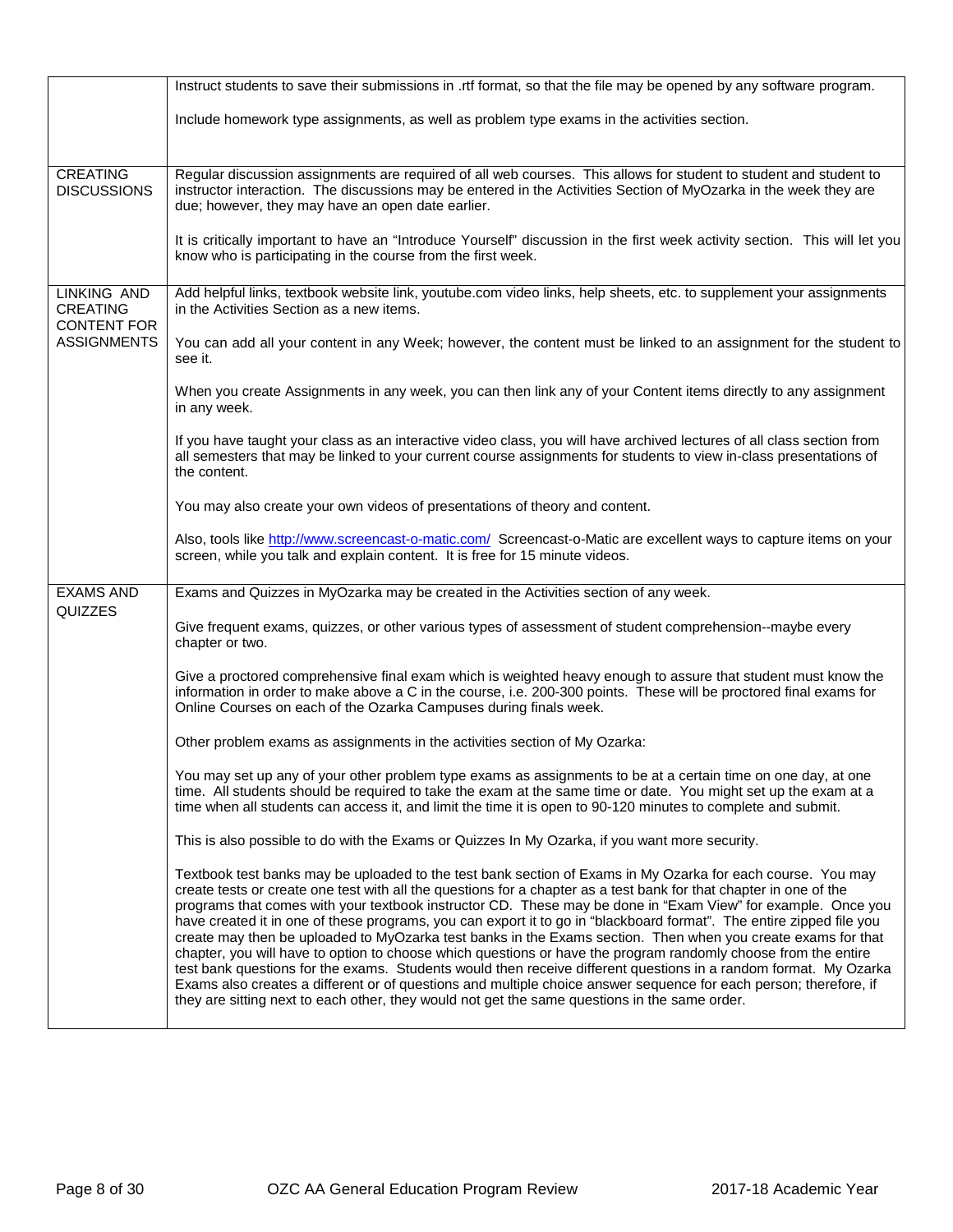| | |
|---|---|
| | Instruct students to save their submissions in .rtf format, so that the file may be opened by any software program.<br><br>Include homework type assignments, as well as problem type exams in the activities section. |
| CREATING DISCUSSIONS | Regular discussion assignments are required of all web courses. This allows for student to student and student to instructor interaction. The discussions may be entered in the Activities Section of MyOzarka in the week they are due; however, they may have an open date earlier.<br><br>It is critically important to have an "Introduce Yourself" discussion in the first week activity section. This will let you know who is participating in the course from the first week. |
| LINKING AND CREATING CONTENT FOR ASSIGNMENTS | Add helpful links, textbook website link, youtube.com video links, help sheets, etc. to supplement your assignments in the Activities Section as a new items.<br><br>You can add all your content in any Week; however, the content must be linked to an assignment for the student to see it.<br><br>When you create Assignments in any week, you can then link any of your Content items directly to any assignment in any week.<br><br>If you have taught your class as an interactive video class, you will have archived lectures of all class section from all semesters that may be linked to your current course assignments for students to view in-class presentations of the content.<br><br>You may also create your own videos of presentations of theory and content.<br><br>Also, tools like http://www.screencast-o-matic.com/ Screencast-o-Matic are excellent ways to capture items on your screen, while you talk and explain content. It is free for 15 minute videos. |
| EXAMS AND QUIZZES | Exams and Quizzes in MyOzarka may be created in the Activities section of any week.<br><br>Give frequent exams, quizzes, or other various types of assessment of student comprehension--maybe every chapter or two.<br><br>Give a proctored comprehensive final exam which is weighted heavy enough to assure that student must know the information in order to make above a C in the course, i.e. 200-300 points. These will be proctored final exams for Online Courses on each of the Ozarka Campuses during finals week.<br><br>Other problem exams as assignments in the activities section of My Ozarka:<br><br>You may set up any of your other problem type exams as assignments to be at a certain time on one day, at one time. All students should be required to take the exam at the same time or date. You might set up the exam at a time when all students can access it, and limit the time it is open to 90-120 minutes to complete and submit.<br><br>This is also possible to do with the Exams or Quizzes In My Ozarka, if you want more security.<br><br>Textbook test banks may be uploaded to the test bank section of Exams in My Ozarka for each course. You may create tests or create one test with all the questions for a chapter as a test bank for that chapter in one of the programs that comes with your textbook instructor CD. These may be done in "Exam View" for example. Once you have created it in one of these programs, you can export it to go in "blackboard format". The entire zipped file you create may then be uploaded to MyOzarka test banks in the Exams section. Then when you create exams for that chapter, you will have to option to choose which questions or have the program randomly choose from the entire test bank questions for the exams. Students would then receive different questions in a random format. My Ozarka Exams also creates a different or of questions and multiple choice answer sequence for each person; therefore, if they are sitting next to each other, they would not get the same questions in the same order. |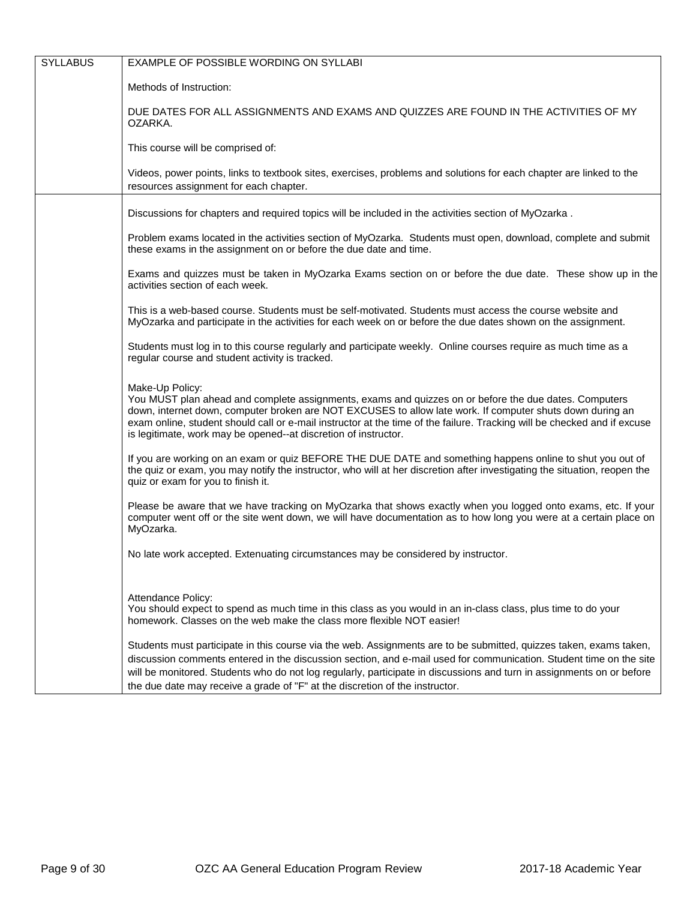| SYLLABUS | EXAMPLE OF POSSIBLE WORDING ON SYLLABI<br><br>Methods of Instruction:<br><br>DUE DATES FOR ALL ASSIGNMENTS AND EXAMS AND QUIZZES ARE FOUND IN THE ACTIVITIES OF MY OZARKA.<br><br>This course will be comprised of:<br><br>Videos, power points, links to textbook sites, exercises, problems and solutions for each chapter are linked to the resources assignment for each chapter. |
|---|---|
| | Discussions for chapters and required topics will be included in the activities section of MyOzarka .<br><br>Problem exams located in the activities section of MyOzarka. Students must open, download, complete and submit these exams in the assignment on or before the due date and time.<br><br>Exams and quizzes must be taken in MyOzarka Exams section on or before the due date. These show up in the activities section of each week.<br><br>This is a web-based course. Students must be self-motivated. Students must access the course website and MyOzarka and participate in the activities for each week on or before the due dates shown on the assignment.<br><br>Students must log in to this course regularly and participate weekly. Online courses require as much time as a regular course and student activity is tracked.<br><br>Make-Up Policy:<br>You MUST plan ahead and complete assignments, exams and quizzes on or before the due dates. Computers down, internet down, computer broken are NOT EXCUSES to allow late work. If computer shuts down during an exam online, student should call or e-mail instructor at the time of the failure. Tracking will be checked and if excuse is legitimate, work may be opened--at discretion of instructor.<br><br>If you are working on an exam or quiz BEFORE THE DUE DATE and something happens online to shut you out of the quiz or exam, you may notify the instructor, who will at her discretion after investigating the situation, reopen the quiz or exam for you to finish it.<br><br>Please be aware that we have tracking on MyOzarka that shows exactly when you logged onto exams, etc. If your computer went off or the site went down, we will have documentation as to how long you were at a certain place on MyOzarka.<br><br>No late work accepted. Extenuating circumstances may be considered by instructor.<br><br>Attendance Policy:<br>You should expect to spend as much time in this class as you would in an in-class class, plus time to do your homework. Classes on the web make the class more flexible NOT easier!<br><br>Students must participate in this course via the web. Assignments are to be submitted, quizzes taken, exams taken, discussion comments entered in the discussion section, and e-mail used for communication. Student time on the site will be monitored. Students who do not log regularly, participate in discussions and turn in assignments on or before the due date may receive a grade of "F" at the discretion of the instructor. |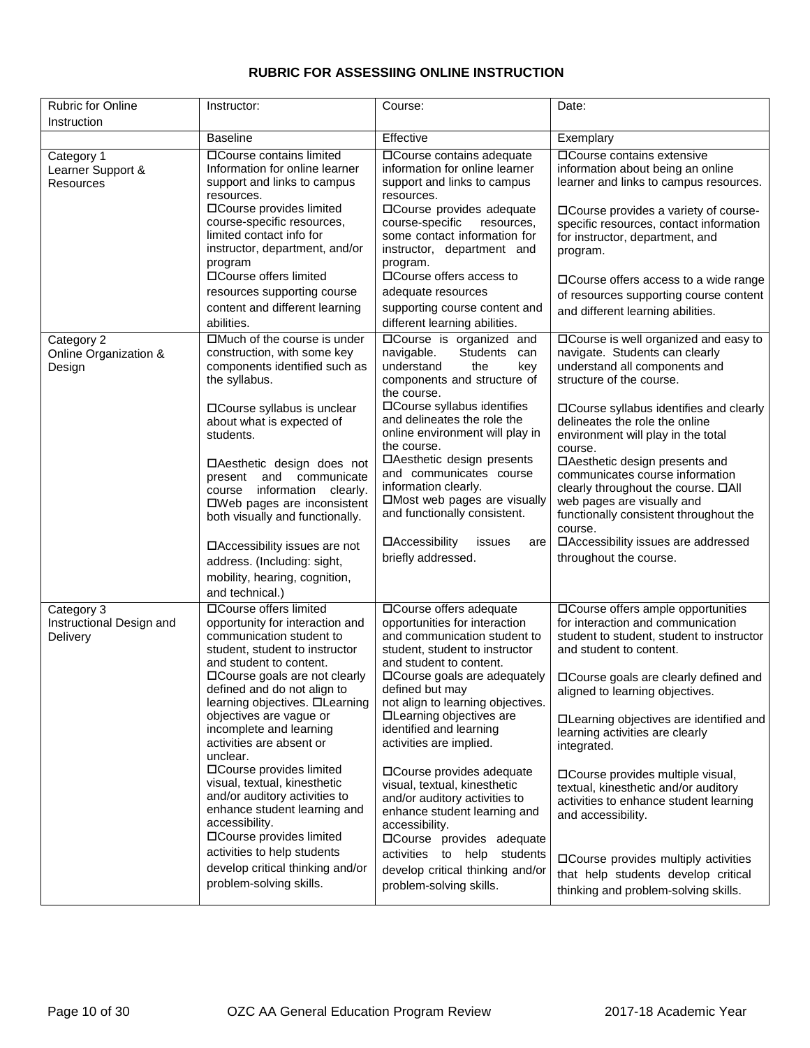# RUBRIC FOR ASSESSIING ONLINE INSTRUCTION

| Rubric for Online Instruction | Instructor: | Course: | Date: |
|---|---|---|---|
| | Baseline | Effective | Exemplary |
| Category 1 Learner Support & Resources | ☐Course contains limited Information for online learner support and links to campus resources.<br>☐Course provides limited course-specific resources, limited contact info for instructor, department, and/or program<br>☐Course offers limited resources supporting course content and different learning abilities. | ☐Course contains adequate information for online learner support and links to campus resources.<br>☐Course provides adequate course-specific resources, some contact information for instructor, department and program.<br>☐Course offers access to adequate resources supporting course content and different learning abilities. | ☐Course contains extensive information about being an online learner and links to campus resources.<br>☐Course provides a variety of course-specific resources, contact information for instructor, department, and program.<br>☐Course offers access to a wide range of resources supporting course content and different learning abilities. |
| Category 2 Online Organization & Design | ☐Much of the course is under construction, with some key components identified such as the syllabus.<br>☐Course syllabus is unclear about what is expected of students.<br>☐Aesthetic design does not present and communicate course information clearly.<br>☐Web pages are inconsistent both visually and functionally.<br>☐Accessibility issues are not address. (Including: sight, mobility, hearing, cognition, and technical.) | ☐Course is organized and navigable. Students can understand the key components and structure of the course.<br>☐Course syllabus identifies and delineates the role the online environment will play in the course.<br>☐Aesthetic design presents and communicates course information clearly.<br>☐Most web pages are visually and functionally consistent.<br>☐Accessibility issues are briefly addressed. | ☐Course is well organized and easy to navigate. Students can clearly understand all components and structure of the course.<br>☐Course syllabus identifies and clearly delineates the role the online environment will play in the total course.<br>☐Aesthetic design presents and communicates course information clearly throughout the course. ☐All web pages are visually and functionally consistent throughout the course.<br>☐Accessibility issues are addressed throughout the course. |
| Category 3 Instructional Design and Delivery | ☐Course offers limited opportunity for interaction and communication student to student, student to instructor and student to content.<br>☐Course goals are not clearly defined and do not align to learning objectives. ☐Learning objectives are vague or incomplete and learning activities are absent or unclear.<br>☐Course provides limited visual, textual, kinesthetic and/or auditory activities to enhance student learning and accessibility.<br>☐Course provides limited activities to help students develop critical thinking and/or problem-solving skills. | ☐Course offers adequate opportunities for interaction and communication student to student, student to instructor and student to content.<br>☐Course goals are adequately defined but may not align to learning objectives.<br>☐Learning objectives are identified and learning activities are implied.<br>☐Course provides adequate visual, textual, kinesthetic and/or auditory activities to enhance student learning and accessibility.<br>☐Course provides adequate activities to help students develop critical thinking and/or problem-solving skills. | ☐Course offers ample opportunities for interaction and communication student to student, student to instructor and student to content.<br>☐Course goals are clearly defined and aligned to learning objectives.<br>☐Learning objectives are identified and learning activities are clearly integrated.<br>☐Course provides multiple visual, textual, kinesthetic and/or auditory activities to enhance student learning and accessibility.<br>☐Course provides multiply activities that help students develop critical thinking and problem-solving skills. |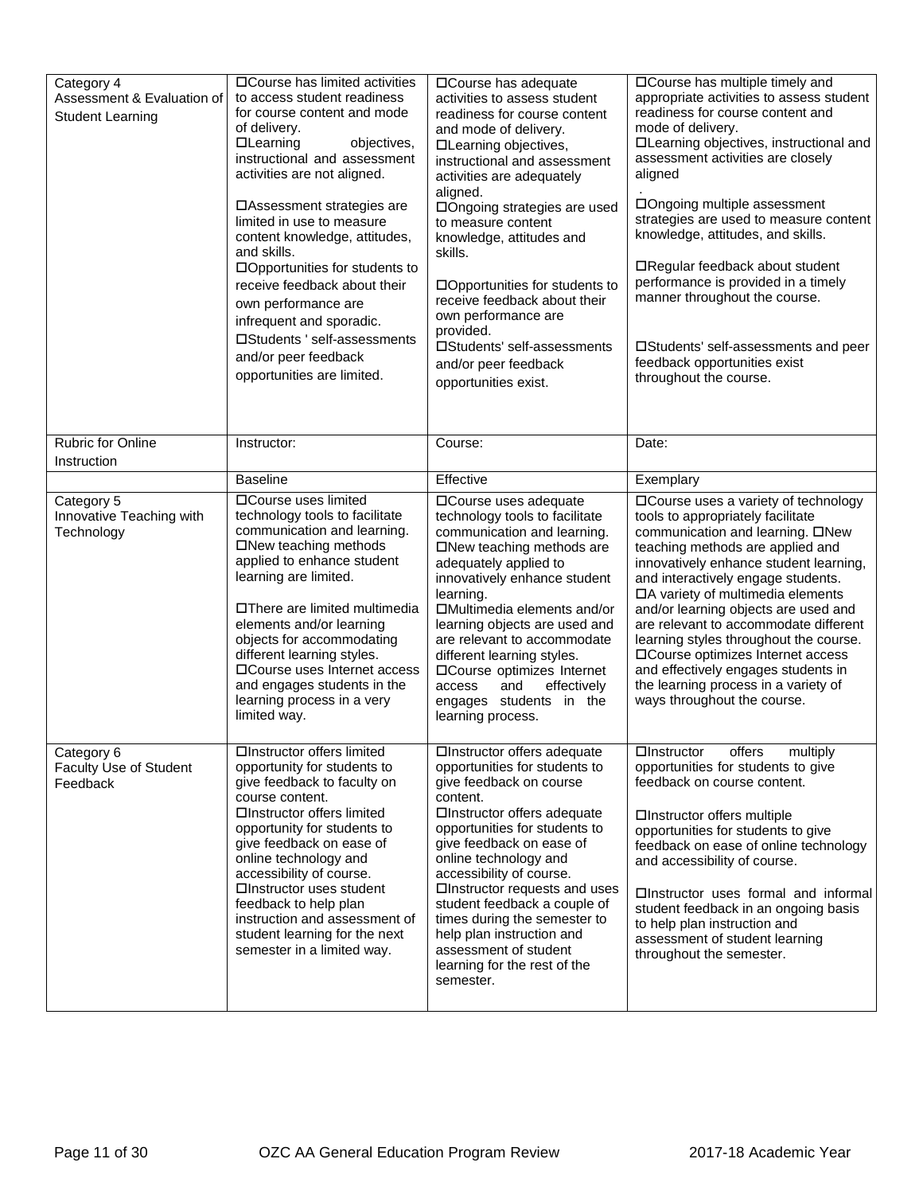| Category 4 Assessment & Evaluation of Student Learning | ☐Course has limited activities to access student readiness for course content and mode of delivery.<br>☐Learning objectives, instructional and assessment activities are not aligned.<br><br>☐Assessment strategies are limited in use to measure content knowledge, attitudes, and skills.<br>☐Opportunities for students to receive feedback about their own performance are infrequent and sporadic.<br>☐Students ' self-assessments and/or peer feedback opportunities are limited. | ☐Course has adequate activities to assess student readiness for course content and mode of delivery.<br>☐Learning objectives, instructional and assessment activities are adequately aligned.<br>☐Ongoing strategies are used to measure content knowledge, attitudes and skills.<br><br>☐Opportunities for students to receive feedback about their own performance are provided.<br>☐Students' self-assessments and/or peer feedback opportunities exist. | ☐Course has multiple timely and appropriate activities to assess student readiness for course content and mode of delivery.<br>☐Learning objectives, instructional and assessment activities are closely aligned<br>.<br>☐Ongoing multiple assessment strategies are used to measure content knowledge, attitudes, and skills.<br><br>☐Regular feedback about student performance is provided in a timely manner throughout the course.<br><br>☐Students' self-assessments and peer feedback opportunities exist throughout the course. |
|---|---|---|---|
| Rubric for Online Instruction | Instructor: | Course: | Date: |
| | Baseline | Effective | Exemplary |
| Category 5 Innovative Teaching with Technology | ☐Course uses limited technology tools to facilitate communication and learning.<br>☐New teaching methods applied to enhance student learning are limited.<br><br>☐There are limited multimedia elements and/or learning objects for accommodating different learning styles.<br>☐Course uses Internet access and engages students in the learning process in a very limited way. | ☐Course uses adequate technology tools to facilitate communication and learning.<br>☐New teaching methods are adequately applied to innovatively enhance student learning.<br>☐Multimedia elements and/or learning objects are used and are relevant to accommodate different learning styles.<br>☐Course optimizes Internet access and effectively engages students in the learning process. | ☐Course uses a variety of technology tools to appropriately facilitate communication and learning. ☐New teaching methods are applied and innovatively enhance student learning, and interactively engage students.<br>☐A variety of multimedia elements and/or learning objects are used and are relevant to accommodate different learning styles throughout the course.<br>☐Course optimizes Internet access and effectively engages students in the learning process in a variety of ways throughout the course. |
| Category 6 Faculty Use of Student Feedback | ☐Instructor offers limited opportunity for students to give feedback to faculty on course content.<br>☐Instructor offers limited opportunity for students to give feedback on ease of online technology and accessibility of course.<br>☐Instructor uses student feedback to help plan instruction and assessment of student learning for the next semester in a limited way. | ☐Instructor offers adequate opportunities for students to give feedback on course content.<br>☐Instructor offers adequate opportunities for students to give feedback on ease of online technology and accessibility of course.<br>☐Instructor requests and uses student feedback a couple of times during the semester to help plan instruction and assessment of student learning for the rest of the semester. | ☐Instructor offers multiply opportunities for students to give feedback on course content.<br><br>☐Instructor offers multiple opportunities for students to give feedback on ease of online technology and accessibility of course.<br><br>☐Instructor uses formal and informal student feedback in an ongoing basis to help plan instruction and assessment of student learning throughout the semester. |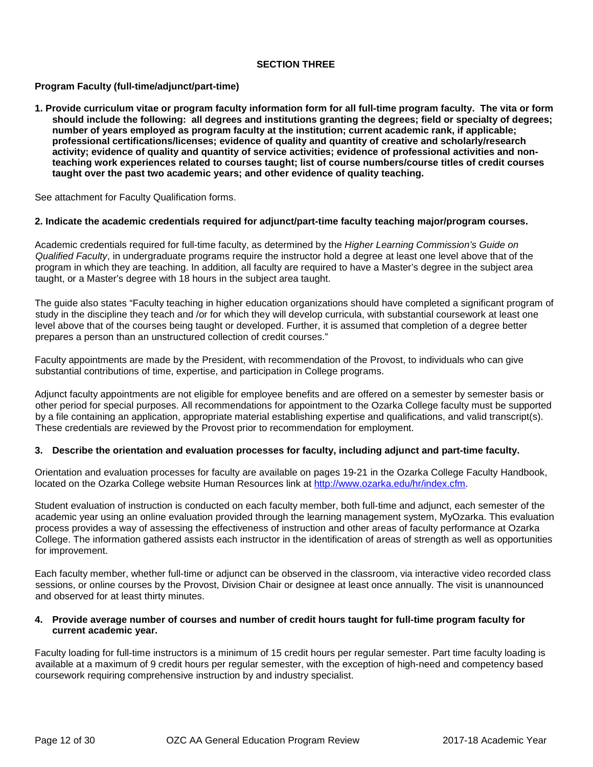## SECTION THREE

**Program Faculty (full-time/adjunct/part-time)**

**1. Provide curriculum vitae or program faculty information form for all full-time program faculty. The vita or form should include the following: all degrees and institutions granting the degrees; field or specialty of degrees; number of years employed as program faculty at the institution; current academic rank, if applicable; professional certifications/licenses; evidence of quality and quantity of creative and scholarly/research activity; evidence of quality and quantity of service activities; evidence of professional activities and non-teaching work experiences related to courses taught; list of course numbers/course titles of credit courses taught over the past two academic years; and other evidence of quality teaching.**

See attachment for Faculty Qualification forms.

**2. Indicate the academic credentials required for adjunct/part-time faculty teaching major/program courses.**

Academic credentials required for full-time faculty, as determined by the *Higher Learning Commission's Guide on Qualified Faculty*, in undergraduate programs require the instructor hold a degree at least one level above that of the program in which they are teaching. In addition, all faculty are required to have a Master's degree in the subject area taught, or a Master's degree with 18 hours in the subject area taught.

The guide also states "Faculty teaching in higher education organizations should have completed a significant program of study in the discipline they teach and /or for which they will develop curricula, with substantial coursework at least one level above that of the courses being taught or developed. Further, it is assumed that completion of a degree better prepares a person than an unstructured collection of credit courses."

Faculty appointments are made by the President, with recommendation of the Provost, to individuals who can give substantial contributions of time, expertise, and participation in College programs.

Adjunct faculty appointments are not eligible for employee benefits and are offered on a semester by semester basis or other period for special purposes. All recommendations for appointment to the Ozarka College faculty must be supported by a file containing an application, appropriate material establishing expertise and qualifications, and valid transcript(s). These credentials are reviewed by the Provost prior to recommendation for employment.

**3. Describe the orientation and evaluation processes for faculty, including adjunct and part-time faculty.**

Orientation and evaluation processes for faculty are available on pages 19-21 in the Ozarka College Faculty Handbook, located on the Ozarka College website Human Resources link at [http://www.ozarka.edu/hr/index.cfm](http://www.ozarka.edu/hr/index.cfm).

Student evaluation of instruction is conducted on each faculty member, both full-time and adjunct, each semester of the academic year using an online evaluation provided through the learning management system, MyOzarka. This evaluation process provides a way of assessing the effectiveness of instruction and other areas of faculty performance at Ozarka College. The information gathered assists each instructor in the identification of areas of strength as well as opportunities for improvement.

Each faculty member, whether full-time or adjunct can be observed in the classroom, via interactive video recorded class sessions, or online courses by the Provost, Division Chair or designee at least once annually. The visit is unannounced and observed for at least thirty minutes.

**4. Provide average number of courses and number of credit hours taught for full-time program faculty for current academic year.**

Faculty loading for full-time instructors is a minimum of 15 credit hours per regular semester. Part time faculty loading is available at a maximum of 9 credit hours per regular semester, with the exception of high-need and competency based coursework requiring comprehensive instruction by and industry specialist.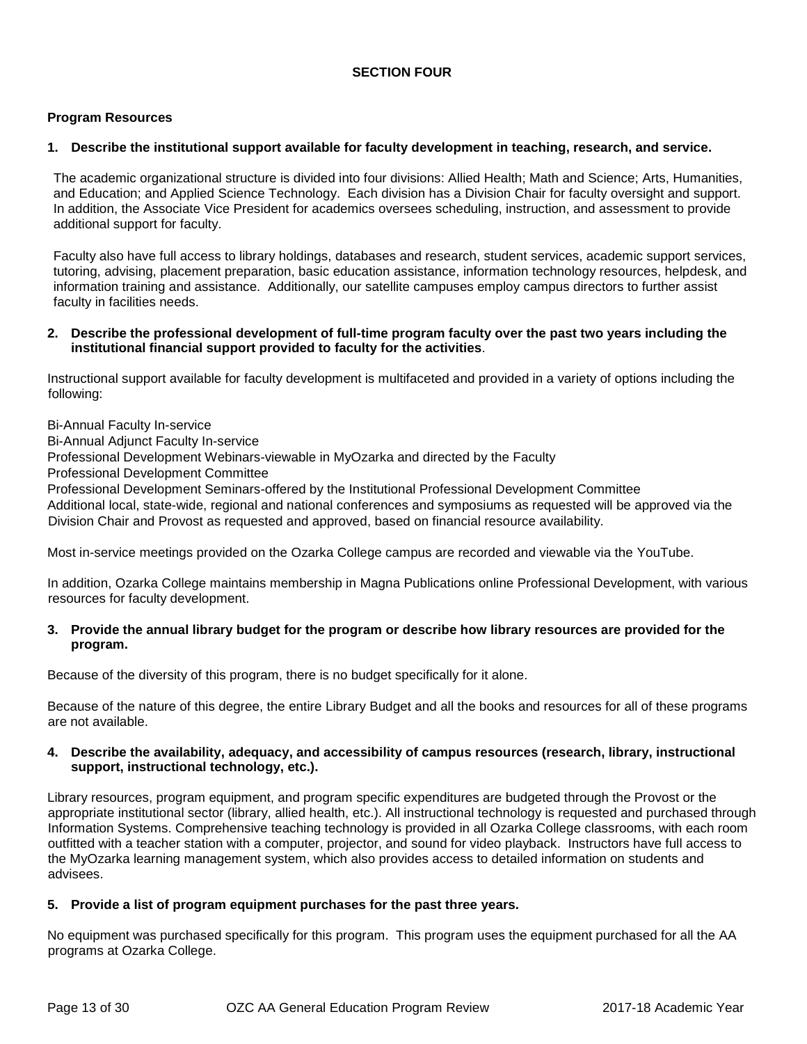## SECTION FOUR

### Program Resources

**1. Describe the institutional support available for faculty development in teaching, research, and service.**

The academic organizational structure is divided into four divisions: Allied Health; Math and Science; Arts, Humanities, and Education; and Applied Science Technology. Each division has a Division Chair for faculty oversight and support. In addition, the Associate Vice President for academics oversees scheduling, instruction, and assessment to provide additional support for faculty.

Faculty also have full access to library holdings, databases and research, student services, academic support services, tutoring, advising, placement preparation, basic education assistance, information technology resources, helpdesk, and information training and assistance. Additionally, our satellite campuses employ campus directors to further assist faculty in facilities needs.

**2. Describe the professional development of full-time program faculty over the past two years including the institutional financial support provided to faculty for the activities**.

Instructional support available for faculty development is multifaceted and provided in a variety of options including the following:

Bi-Annual Faculty In-service
Bi-Annual Adjunct Faculty In-service
Professional Development Webinars-viewable in MyOzarka and directed by the Faculty
Professional Development Committee
Professional Development Seminars-offered by the Institutional Professional Development Committee
Additional local, state-wide, regional and national conferences and symposiums as requested will be approved via the Division Chair and Provost as requested and approved, based on financial resource availability.

Most in-service meetings provided on the Ozarka College campus are recorded and viewable via the YouTube.

In addition, Ozarka College maintains membership in Magna Publications online Professional Development, with various resources for faculty development.

**3. Provide the annual library budget for the program or describe how library resources are provided for the program.**

Because of the diversity of this program, there is no budget specifically for it alone.

Because of the nature of this degree, the entire Library Budget and all the books and resources for all of these programs are not available.

**4. Describe the availability, adequacy, and accessibility of campus resources (research, library, instructional support, instructional technology, etc.).**

Library resources, program equipment, and program specific expenditures are budgeted through the Provost or the appropriate institutional sector (library, allied health, etc.). All instructional technology is requested and purchased through Information Systems. Comprehensive teaching technology is provided in all Ozarka College classrooms, with each room outfitted with a teacher station with a computer, projector, and sound for video playback. Instructors have full access to the MyOzarka learning management system, which also provides access to detailed information on students and advisees.

**5. Provide a list of program equipment purchases for the past three years.**

No equipment was purchased specifically for this program. This program uses the equipment purchased for all the AA programs at Ozarka College.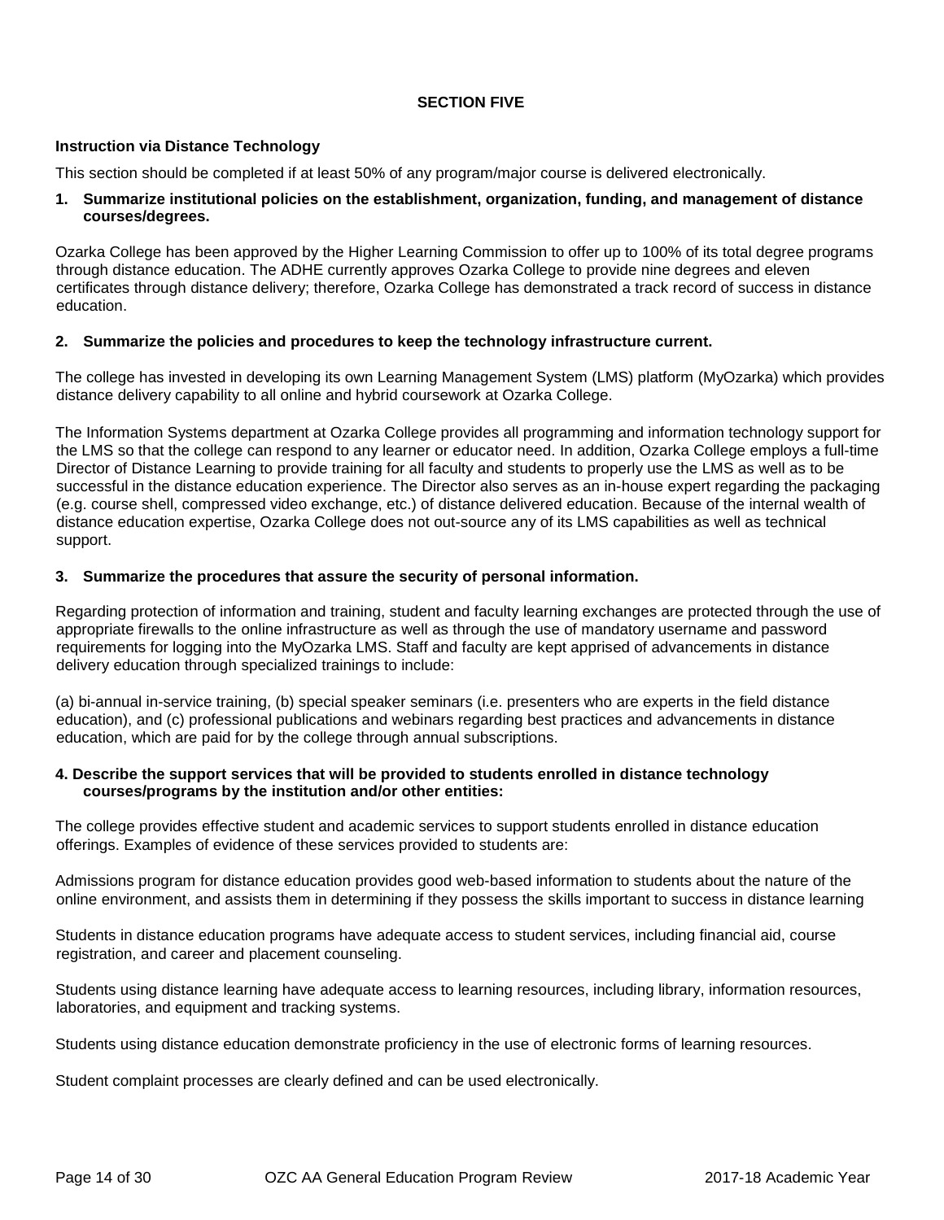## SECTION FIVE

### Instruction via Distance Technology

This section should be completed if at least 50% of any program/major course is delivered electronically.

**1. Summarize institutional policies on the establishment, organization, funding, and management of distance courses/degrees.**

Ozarka College has been approved by the Higher Learning Commission to offer up to 100% of its total degree programs through distance education. The ADHE currently approves Ozarka College to provide nine degrees and eleven certificates through distance delivery; therefore, Ozarka College has demonstrated a track record of success in distance education.

**2. Summarize the policies and procedures to keep the technology infrastructure current.**

The college has invested in developing its own Learning Management System (LMS) platform (MyOzarka) which provides distance delivery capability to all online and hybrid coursework at Ozarka College.

The Information Systems department at Ozarka College provides all programming and information technology support for the LMS so that the college can respond to any learner or educator need. In addition, Ozarka College employs a full-time Director of Distance Learning to provide training for all faculty and students to properly use the LMS as well as to be successful in the distance education experience. The Director also serves as an in-house expert regarding the packaging (e.g. course shell, compressed video exchange, etc.) of distance delivered education. Because of the internal wealth of distance education expertise, Ozarka College does not out-source any of its LMS capabilities as well as technical support.

**3. Summarize the procedures that assure the security of personal information.**

Regarding protection of information and training, student and faculty learning exchanges are protected through the use of appropriate firewalls to the online infrastructure as well as through the use of mandatory username and password requirements for logging into the MyOzarka LMS. Staff and faculty are kept apprised of advancements in distance delivery education through specialized trainings to include:

(a) bi-annual in-service training, (b) special speaker seminars (i.e. presenters who are experts in the field distance education), and (c) professional publications and webinars regarding best practices and advancements in distance education, which are paid for by the college through annual subscriptions.

**4. Describe the support services that will be provided to students enrolled in distance technology courses/programs by the institution and/or other entities:**

The college provides effective student and academic services to support students enrolled in distance education offerings. Examples of evidence of these services provided to students are:

Admissions program for distance education provides good web-based information to students about the nature of the online environment, and assists them in determining if they possess the skills important to success in distance learning

Students in distance education programs have adequate access to student services, including financial aid, course registration, and career and placement counseling.

Students using distance learning have adequate access to learning resources, including library, information resources, laboratories, and equipment and tracking systems.

Students using distance education demonstrate proficiency in the use of electronic forms of learning resources.

Student complaint processes are clearly defined and can be used electronically.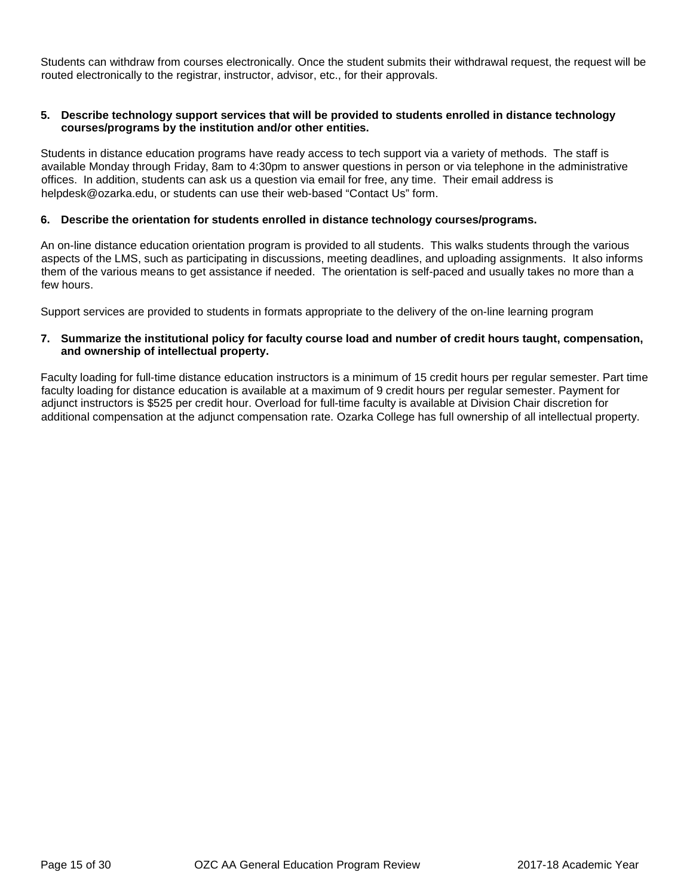Students can withdraw from courses electronically. Once the student submits their withdrawal request, the request will be routed electronically to the registrar, instructor, advisor, etc., for their approvals.

**5. Describe technology support services that will be provided to students enrolled in distance technology courses/programs by the institution and/or other entities.**

Students in distance education programs have ready access to tech support via a variety of methods. The staff is available Monday through Friday, 8am to 4:30pm to answer questions in person or via telephone in the administrative offices. In addition, students can ask us a question via email for free, any time. Their email address is helpdesk@ozarka.edu, or students can use their web-based "Contact Us" form.

**6. Describe the orientation for students enrolled in distance technology courses/programs.**

An on-line distance education orientation program is provided to all students. This walks students through the various aspects of the LMS, such as participating in discussions, meeting deadlines, and uploading assignments. It also informs them of the various means to get assistance if needed. The orientation is self-paced and usually takes no more than a few hours.

Support services are provided to students in formats appropriate to the delivery of the on-line learning program

**7. Summarize the institutional policy for faculty course load and number of credit hours taught, compensation, and ownership of intellectual property.**

Faculty loading for full-time distance education instructors is a minimum of 15 credit hours per regular semester. Part time faculty loading for distance education is available at a maximum of 9 credit hours per regular semester. Payment for adjunct instructors is $525 per credit hour. Overload for full-time faculty is available at Division Chair discretion for additional compensation at the adjunct compensation rate. Ozarka College has full ownership of all intellectual property.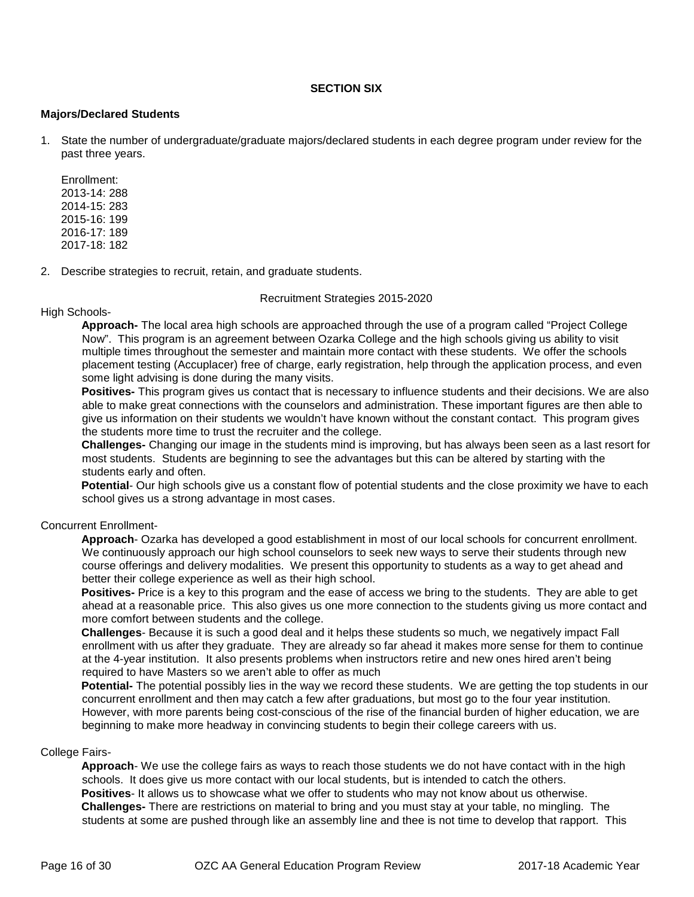**SECTION SIX**

**Majors/Declared Students**

1. State the number of undergraduate/graduate majors/declared students in each degree program under review for the past three years.

   Enrollment:
   2013-14: 288
   2014-15: 283
   2015-16: 199
   2016-17: 189
   2017-18: 182

2. Describe strategies to recruit, retain, and graduate students.

Recruitment Strategies 2015-2020

High Schools-

**Approach-** The local area high schools are approached through the use of a program called "Project College Now". This program is an agreement between Ozarka College and the high schools giving us ability to visit multiple times throughout the semester and maintain more contact with these students. We offer the schools placement testing (Accuplacer) free of charge, early registration, help through the application process, and even some light advising is done during the many visits.

**Positives-** This program gives us contact that is necessary to influence students and their decisions. We are also able to make great connections with the counselors and administration. These important figures are then able to give us information on their students we wouldn't have known without the constant contact. This program gives the students more time to trust the recruiter and the college.

**Challenges-** Changing our image in the students mind is improving, but has always been seen as a last resort for most students. Students are beginning to see the advantages but this can be altered by starting with the students early and often.

**Potential**- Our high schools give us a constant flow of potential students and the close proximity we have to each school gives us a strong advantage in most cases.

Concurrent Enrollment-

**Approach**- Ozarka has developed a good establishment in most of our local schools for concurrent enrollment. We continuously approach our high school counselors to seek new ways to serve their students through new course offerings and delivery modalities. We present this opportunity to students as a way to get ahead and better their college experience as well as their high school.

**Positives-** Price is a key to this program and the ease of access we bring to the students. They are able to get ahead at a reasonable price. This also gives us one more connection to the students giving us more contact and more comfort between students and the college.

**Challenges**- Because it is such a good deal and it helps these students so much, we negatively impact Fall enrollment with us after they graduate. They are already so far ahead it makes more sense for them to continue at the 4-year institution. It also presents problems when instructors retire and new ones hired aren't being required to have Masters so we aren't able to offer as much

**Potential-** The potential possibly lies in the way we record these students. We are getting the top students in our concurrent enrollment and then may catch a few after graduations, but most go to the four year institution. However, with more parents being cost-conscious of the rise of the financial burden of higher education, we are beginning to make more headway in convincing students to begin their college careers with us.

College Fairs-

**Approach**- We use the college fairs as ways to reach those students we do not have contact with in the high schools. It does give us more contact with our local students, but is intended to catch the others.

**Positives**- It allows us to showcase what we offer to students who may not know about us otherwise.

**Challenges-** There are restrictions on material to bring and you must stay at your table, no mingling. The students at some are pushed through like an assembly line and thee is not time to develop that rapport. This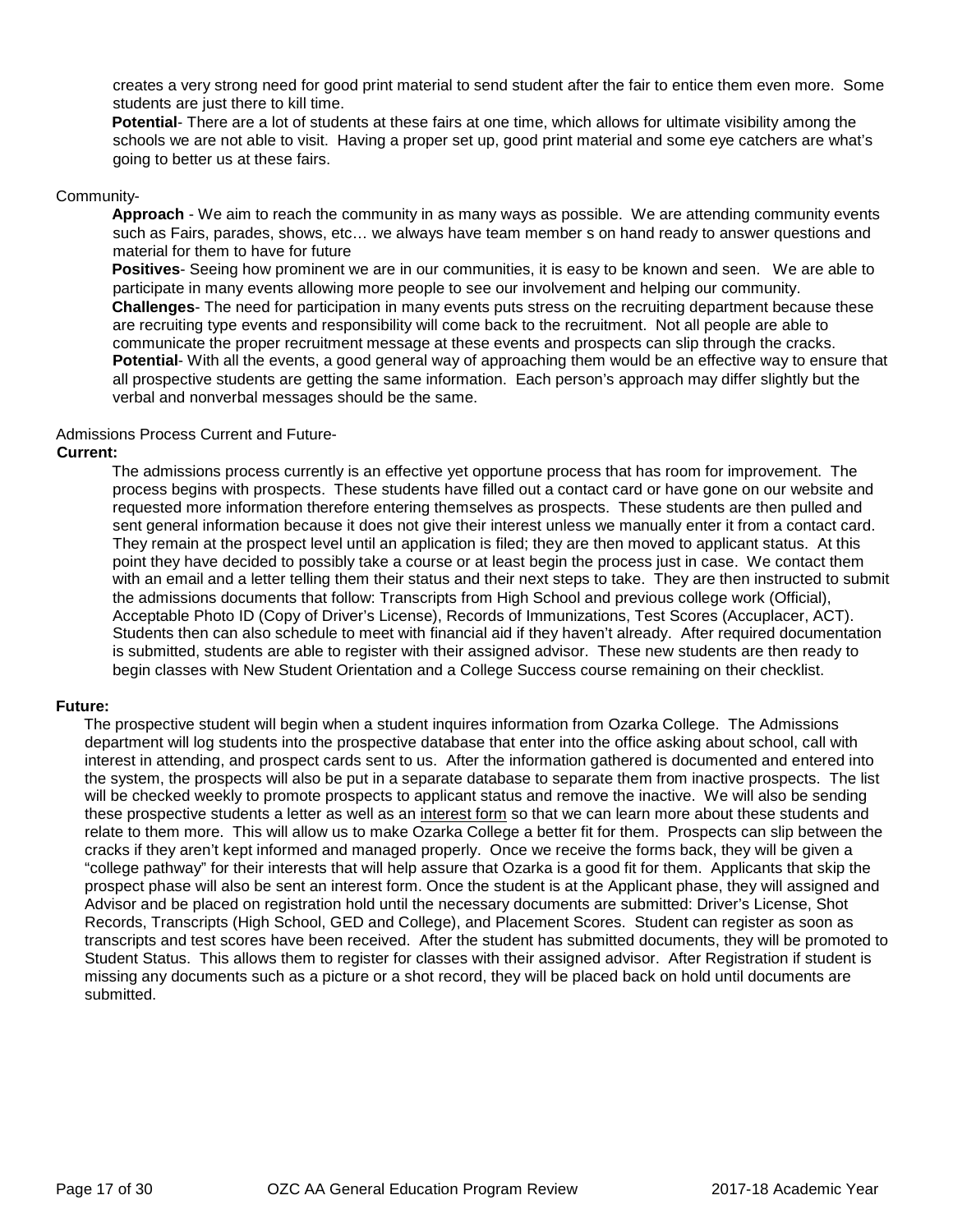creates a very strong need for good print material to send student after the fair to entice them even more. Some students are just there to kill time.

**Potential**- There are a lot of students at these fairs at one time, which allows for ultimate visibility among the schools we are not able to visit. Having a proper set up, good print material and some eye catchers are what's going to better us at these fairs.

Community-

**Approach** - We aim to reach the community in as many ways as possible. We are attending community events such as Fairs, parades, shows, etc… we always have team member s on hand ready to answer questions and material for them to have for future

**Positives**- Seeing how prominent we are in our communities, it is easy to be known and seen. We are able to participate in many events allowing more people to see our involvement and helping our community.

**Challenges**- The need for participation in many events puts stress on the recruiting department because these are recruiting type events and responsibility will come back to the recruitment. Not all people are able to communicate the proper recruitment message at these events and prospects can slip through the cracks.

**Potential**- With all the events, a good general way of approaching them would be an effective way to ensure that all prospective students are getting the same information. Each person's approach may differ slightly but the verbal and nonverbal messages should be the same.

Admissions Process Current and Future-

**Current:**

The admissions process currently is an effective yet opportune process that has room for improvement. The process begins with prospects. These students have filled out a contact card or have gone on our website and requested more information therefore entering themselves as prospects. These students are then pulled and sent general information because it does not give their interest unless we manually enter it from a contact card. They remain at the prospect level until an application is filed; they are then moved to applicant status. At this point they have decided to possibly take a course or at least begin the process just in case. We contact them with an email and a letter telling them their status and their next steps to take. They are then instructed to submit the admissions documents that follow: Transcripts from High School and previous college work (Official), Acceptable Photo ID (Copy of Driver's License), Records of Immunizations, Test Scores (Accuplacer, ACT). Students then can also schedule to meet with financial aid if they haven't already. After required documentation is submitted, students are able to register with their assigned advisor. These new students are then ready to begin classes with New Student Orientation and a College Success course remaining on their checklist.

**Future:**

The prospective student will begin when a student inquires information from Ozarka College. The Admissions department will log students into the prospective database that enter into the office asking about school, call with interest in attending, and prospect cards sent to us. After the information gathered is documented and entered into the system, the prospects will also be put in a separate database to separate them from inactive prospects. The list will be checked weekly to promote prospects to applicant status and remove the inactive. We will also be sending these prospective students a letter as well as an interest form so that we can learn more about these students and relate to them more. This will allow us to make Ozarka College a better fit for them. Prospects can slip between the cracks if they aren't kept informed and managed properly. Once we receive the forms back, they will be given a "college pathway" for their interests that will help assure that Ozarka is a good fit for them. Applicants that skip the prospect phase will also be sent an interest form. Once the student is at the Applicant phase, they will assigned and Advisor and be placed on registration hold until the necessary documents are submitted: Driver's License, Shot Records, Transcripts (High School, GED and College), and Placement Scores. Student can register as soon as transcripts and test scores have been received. After the student has submitted documents, they will be promoted to Student Status. This allows them to register for classes with their assigned advisor. After Registration if student is missing any documents such as a picture or a shot record, they will be placed back on hold until documents are submitted.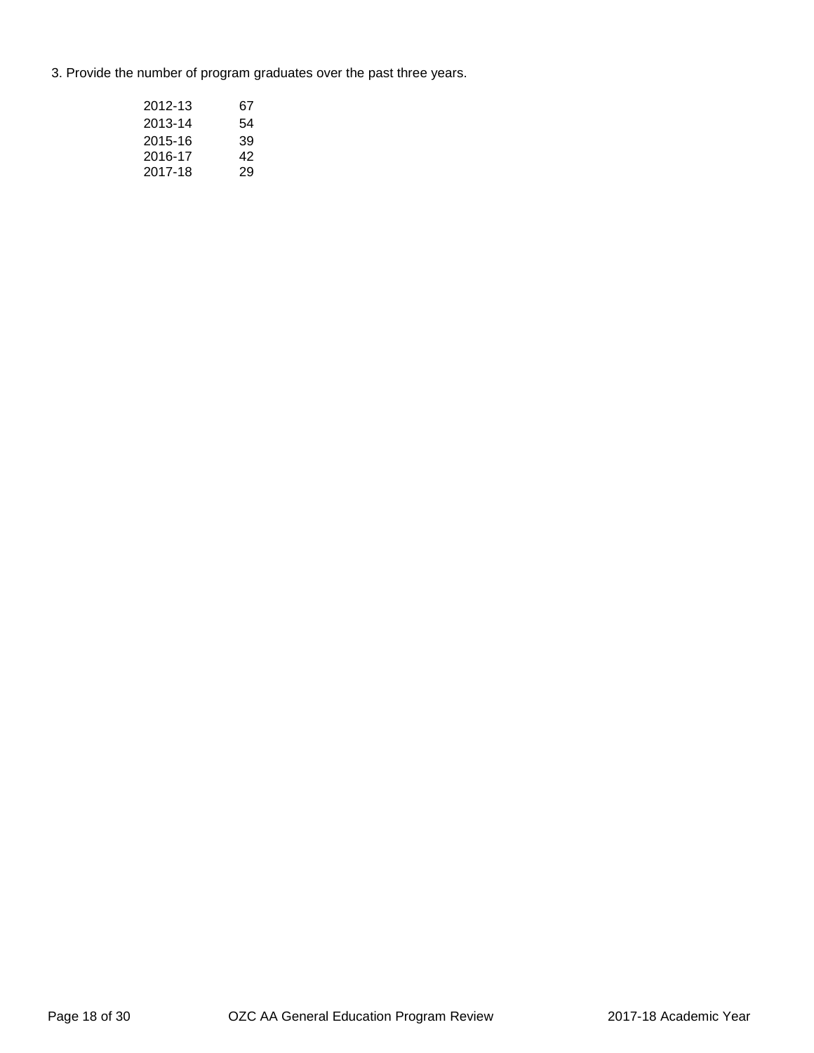3. Provide the number of program graduates over the past three years.

| | |
|---|---|
| 2012-13 | 67 |
| 2013-14 | 54 |
| 2015-16 | 39 |
| 2016-17 | 42 |
| 2017-18 | 29 |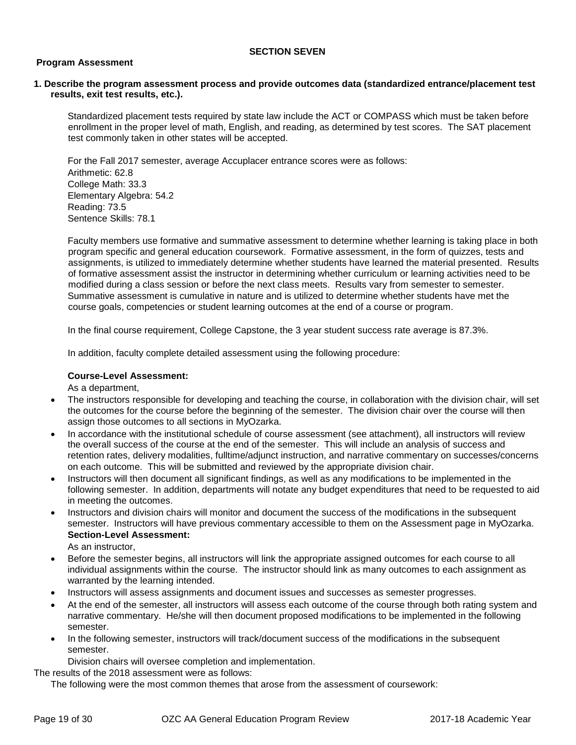## SECTION SEVEN

### Program Assessment

**1. Describe the program assessment process and provide outcomes data (standardized entrance/placement test results, exit test results, etc.).**

Standardized placement tests required by state law include the ACT or COMPASS which must be taken before enrollment in the proper level of math, English, and reading, as determined by test scores. The SAT placement test commonly taken in other states will be accepted.

For the Fall 2017 semester, average Accuplacer entrance scores were as follows:
Arithmetic: 62.8
College Math: 33.3
Elementary Algebra: 54.2
Reading: 73.5
Sentence Skills: 78.1

Faculty members use formative and summative assessment to determine whether learning is taking place in both program specific and general education coursework. Formative assessment, in the form of quizzes, tests and assignments, is utilized to immediately determine whether students have learned the material presented. Results of formative assessment assist the instructor in determining whether curriculum or learning activities need to be modified during a class session or before the next class meets. Results vary from semester to semester. Summative assessment is cumulative in nature and is utilized to determine whether students have met the course goals, competencies or student learning outcomes at the end of a course or program.

In the final course requirement, College Capstone, the 3 year student success rate average is 87.3%.

In addition, faculty complete detailed assessment using the following procedure:

**Course-Level Assessment:**

As a department,

- The instructors responsible for developing and teaching the course, in collaboration with the division chair, will set the outcomes for the course before the beginning of the semester. The division chair over the course will then assign those outcomes to all sections in MyOzarka.
- In accordance with the institutional schedule of course assessment (see attachment), all instructors will review the overall success of the course at the end of the semester. This will include an analysis of success and retention rates, delivery modalities, fulltime/adjunct instruction, and narrative commentary on successes/concerns on each outcome. This will be submitted and reviewed by the appropriate division chair.
- Instructors will then document all significant findings, as well as any modifications to be implemented in the following semester. In addition, departments will notate any budget expenditures that need to be requested to aid in meeting the outcomes.
- Instructors and division chairs will monitor and document the success of the modifications in the subsequent semester. Instructors will have previous commentary accessible to them on the Assessment page in MyOzarka.

**Section-Level Assessment:**

As an instructor,

- Before the semester begins, all instructors will link the appropriate assigned outcomes for each course to all individual assignments within the course. The instructor should link as many outcomes to each assignment as warranted by the learning intended.
- Instructors will assess assignments and document issues and successes as semester progresses.
- At the end of the semester, all instructors will assess each outcome of the course through both rating system and narrative commentary. He/she will then document proposed modifications to be implemented in the following semester.
- In the following semester, instructors will track/document success of the modifications in the subsequent semester.

Division chairs will oversee completion and implementation.

The results of the 2018 assessment were as follows:

The following were the most common themes that arose from the assessment of coursework: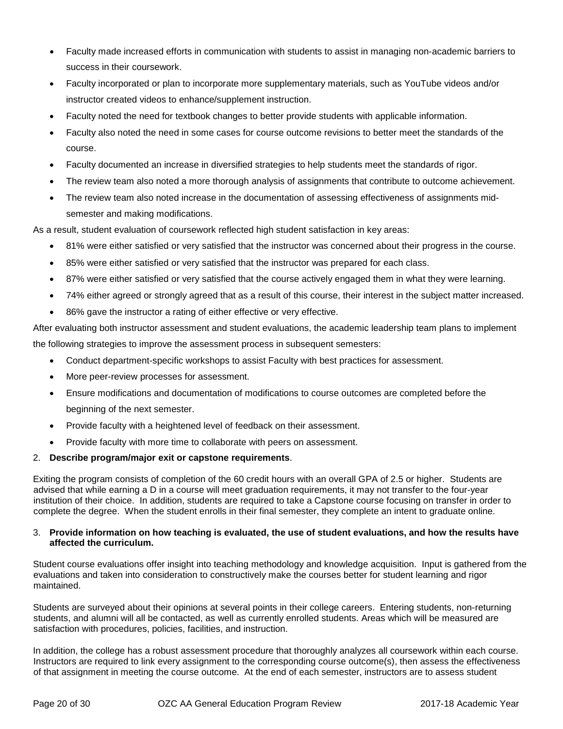- Faculty made increased efforts in communication with students to assist in managing non-academic barriers to success in their coursework.
- Faculty incorporated or plan to incorporate more supplementary materials, such as YouTube videos and/or instructor created videos to enhance/supplement instruction.
- Faculty noted the need for textbook changes to better provide students with applicable information.
- Faculty also noted the need in some cases for course outcome revisions to better meet the standards of the course.
- Faculty documented an increase in diversified strategies to help students meet the standards of rigor.
- The review team also noted a more thorough analysis of assignments that contribute to outcome achievement.
- The review team also noted increase in the documentation of assessing effectiveness of assignments mid-semester and making modifications.

As a result, student evaluation of coursework reflected high student satisfaction in key areas:

- 81% were either satisfied or very satisfied that the instructor was concerned about their progress in the course.
- 85% were either satisfied or very satisfied that the instructor was prepared for each class.
- 87% were either satisfied or very satisfied that the course actively engaged them in what they were learning.
- 74% either agreed or strongly agreed that as a result of this course, their interest in the subject matter increased.
- 86% gave the instructor a rating of either effective or very effective.

After evaluating both instructor assessment and student evaluations, the academic leadership team plans to implement the following strategies to improve the assessment process in subsequent semesters:

- Conduct department-specific workshops to assist Faculty with best practices for assessment.
- More peer-review processes for assessment.
- Ensure modifications and documentation of modifications to course outcomes are completed before the beginning of the next semester.
- Provide faculty with a heightened level of feedback on their assessment.
- Provide faculty with more time to collaborate with peers on assessment.

2. **Describe program/major exit or capstone requirements**.

Exiting the program consists of completion of the 60 credit hours with an overall GPA of 2.5 or higher. Students are advised that while earning a D in a course will meet graduation requirements, it may not transfer to the four-year institution of their choice. In addition, students are required to take a Capstone course focusing on transfer in order to complete the degree. When the student enrolls in their final semester, they complete an intent to graduate online.

3. **Provide information on how teaching is evaluated, the use of student evaluations, and how the results have affected the curriculum.**

Student course evaluations offer insight into teaching methodology and knowledge acquisition. Input is gathered from the evaluations and taken into consideration to constructively make the courses better for student learning and rigor maintained.

Students are surveyed about their opinions at several points in their college careers. Entering students, non-returning students, and alumni will all be contacted, as well as currently enrolled students. Areas which will be measured are satisfaction with procedures, policies, facilities, and instruction.

In addition, the college has a robust assessment procedure that thoroughly analyzes all coursework within each course. Instructors are required to link every assignment to the corresponding course outcome(s), then assess the effectiveness of that assignment in meeting the course outcome. At the end of each semester, instructors are to assess student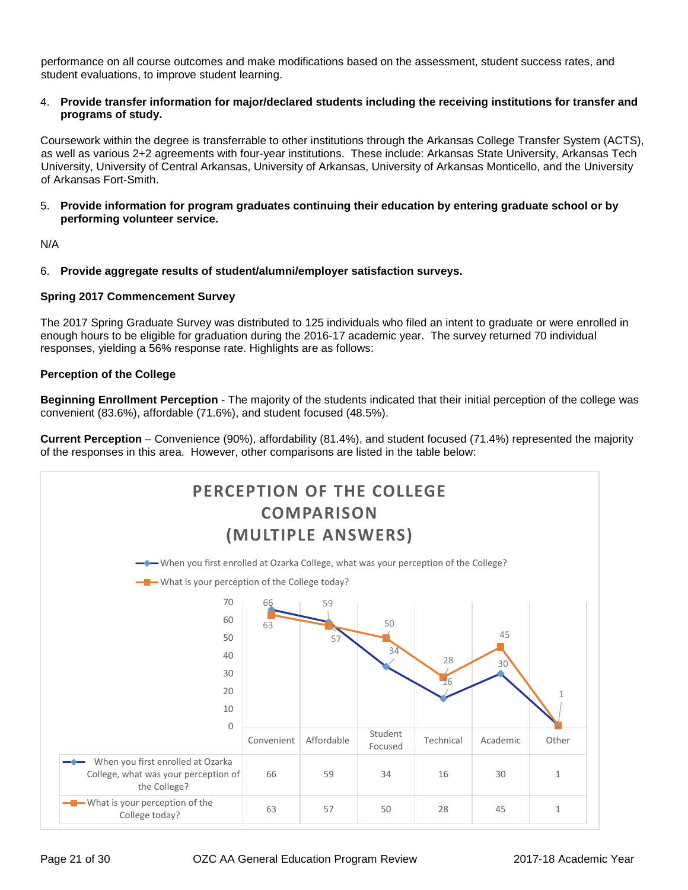performance on all course outcomes and make modifications based on the assessment, student success rates, and student evaluations, to improve student learning.

4. **Provide transfer information for major/declared students including the receiving institutions for transfer and programs of study.**

Coursework within the degree is transferrable to other institutions through the Arkansas College Transfer System (ACTS), as well as various 2+2 agreements with four-year institutions. These include: Arkansas State University, Arkansas Tech University, University of Central Arkansas, University of Arkansas, University of Arkansas Monticello, and the University of Arkansas Fort-Smith.

5. **Provide information for program graduates continuing their education by entering graduate school or by performing volunteer service.**

N/A

6. **Provide aggregate results of student/alumni/employer satisfaction surveys.**

**Spring 2017 Commencement Survey**

The 2017 Spring Graduate Survey was distributed to 125 individuals who filed an intent to graduate or were enrolled in enough hours to be eligible for graduation during the 2016-17 academic year. The survey returned 70 individual responses, yielding a 56% response rate. Highlights are as follows:

**Perception of the College**

**Beginning Enrollment Perception** - The majority of the students indicated that their initial perception of the college was convenient (83.6%), affordable (71.6%), and student focused (48.5%).

**Current Perception** – Convenience (90%), affordability (81.4%), and student focused (71.4%) represented the majority of the responses in this area. However, other comparisons are listed in the table below:

**PERCEPTION OF THE COLLEGE COMPARISON (MULTIPLE ANSWERS)**

| | Convenient | Affordable | Student Focused | Technical | Academic | Other |
|---|---|---|---|---|---|---|
| When you first enrolled at Ozarka College, what was your perception of the College? | 66 | 59 | 34 | 16 | 30 | 1 |
| What is your perception of the College today? | 63 | 57 | 50 | 28 | 45 | 1 |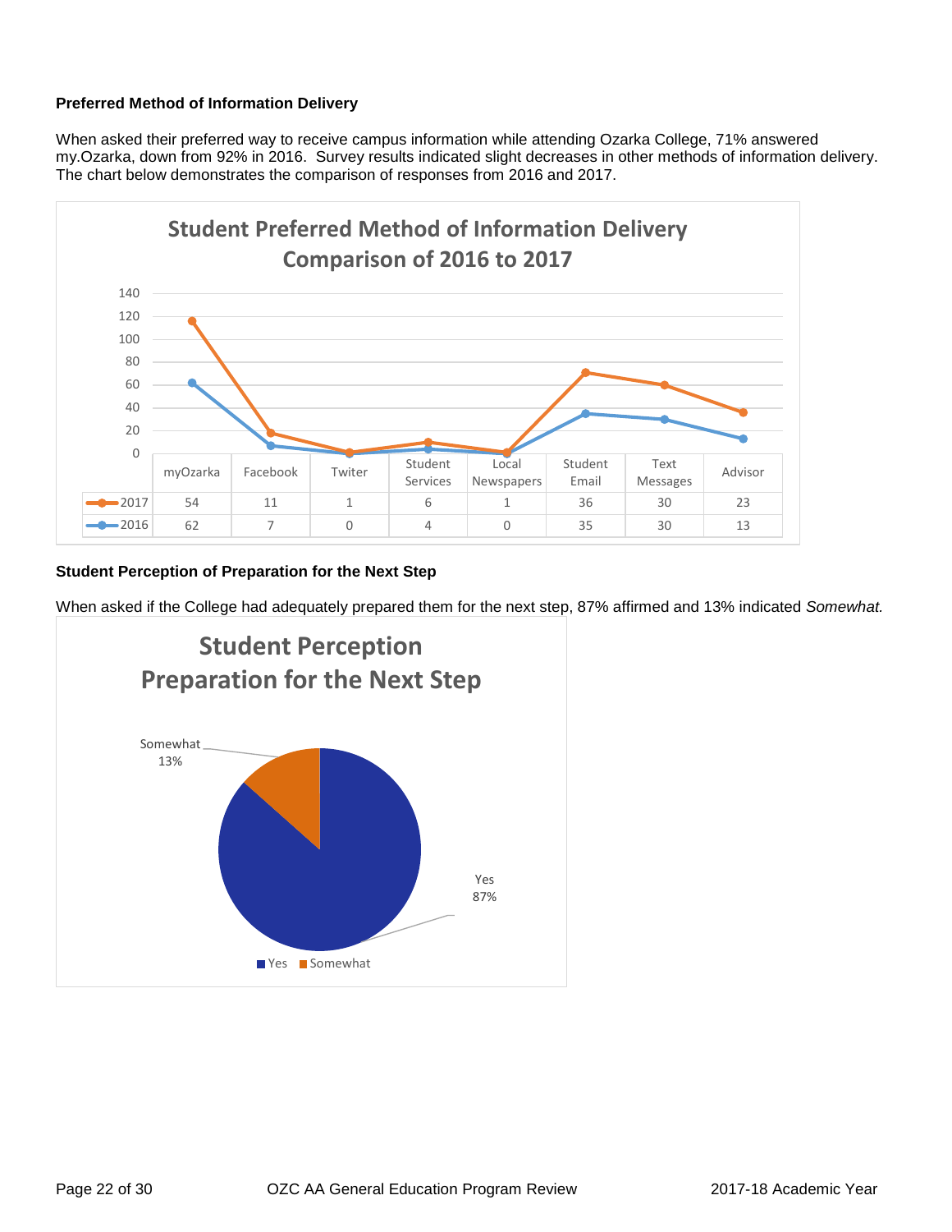**Preferred Method of Information Delivery**

When asked their preferred way to receive campus information while attending Ozarka College, 71% answered my.Ozarka, down from 92% in 2016. Survey results indicated slight decreases in other methods of information delivery. The chart below demonstrates the comparison of responses from 2016 and 2017.

**Student Preferred Method of Information Delivery Comparison of 2016 to 2017**

| | myOzarka | Facebook | Twiter | Student Services | Local Newspapers | Student Email | Text Messages | Advisor |
|---|---|---|---|---|---|---|---|---|
| 2017 | 54 | 11 | 1 | 6 | 1 | 36 | 30 | 23 |
| 2016 | 62 | 7 | 0 | 4 | 0 | 35 | 30 | 13 |

**Student Perception of Preparation for the Next Step**

When asked if the College had adequately prepared them for the next step, 87% affirmed and 13% indicated *Somewhat.*

**Student Perception Preparation for the Next Step**

| Response | Percent |
|---|---|
| Yes | 87% |
| Somewhat | 13% |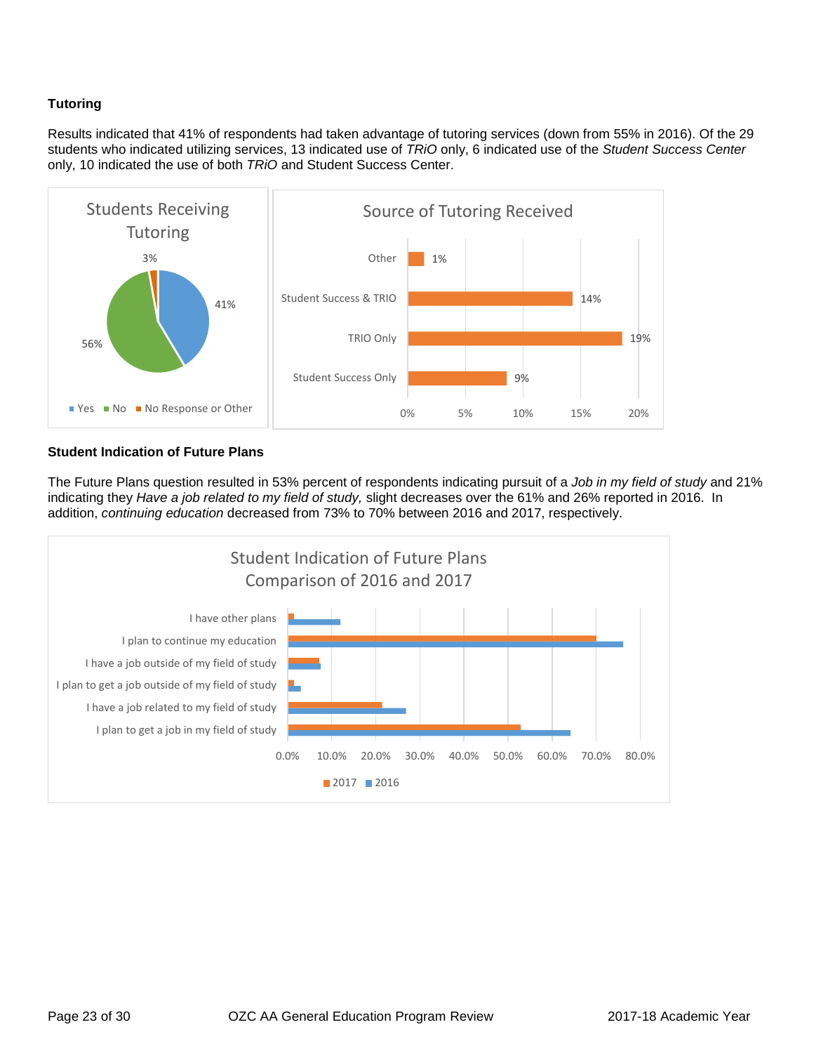**Tutoring**

Results indicated that 41% of respondents had taken advantage of tutoring services (down from 55% in 2016). Of the 29 students who indicated utilizing services, 13 indicated use of *TRiO* only, 6 indicated use of the *Student Success Center* only, 10 indicated the use of both *TRiO* and Student Success Center.

**Students Receiving Tutoring**

| Response | Percent |
|---|---|
| Yes | 41% |
| No | 56% |
| No Response or Other | 3% |

**Source of Tutoring Received**

| Source | Percent |
|---|---|
| Other | 1% |
| Student Success & TRIO | 14% |
| TRIO Only | 19% |
| Student Success Only | 9% |

**Student Indication of Future Plans**

The Future Plans question resulted in 53% percent of respondents indicating pursuit of a *Job in my field of study* and 21% indicating they *Have a job related to my field of study,* slight decreases over the 61% and 26% reported in 2016. In addition, *continuing education* decreased from 73% to 70% between 2016 and 2017, respectively.

**Student Indication of Future Plans Comparison of 2016 and 2017**

Categories: I have other plans; I plan to continue my education; I have a job outside of my field of study; I plan to get a job outside of my field of study; I have a job related to my field of study; I plan to get a job in my field of study. Series: 2017, 2016. Axis: 0.0% to 80.0%.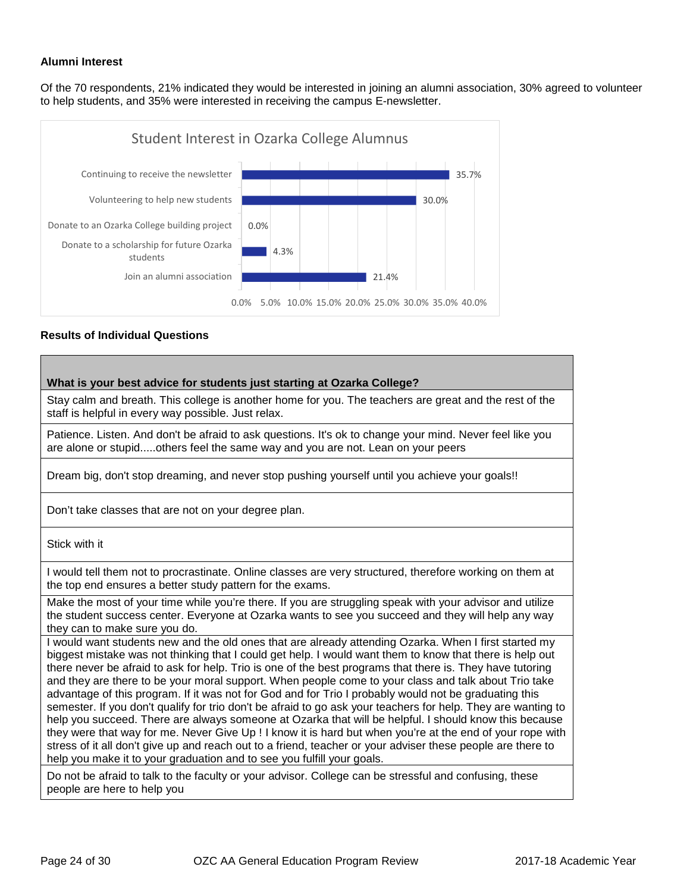**Alumni Interest**

Of the 70 respondents, 21% indicated they would be interested in joining an alumni association, 30% agreed to volunteer to help students, and 35% were interested in receiving the campus E-newsletter.

**Student Interest in Ozarka College Alumnus**

| Category | Percentage |
|---|---|
| Continuing to receive the newsletter | 35.7% |
| Volunteering to help new students | 30.0% |
| Donate to an Ozarka College building project | 0.0% |
| Donate to a scholarship for future Ozarka students | 4.3% |
| Join an alumni association | 21.4% |

**Results of Individual Questions**

| What is your best advice for students just starting at Ozarka College? |
|---|
| Stay calm and breath. This college is another home for you. The teachers are great and the rest of the staff is helpful in every way possible. Just relax. |
| Patience. Listen. And don't be afraid to ask questions. It's ok to change your mind. Never feel like you are alone or stupid.....others feel the same way and you are not. Lean on your peers |
| Dream big, don't stop dreaming, and never stop pushing yourself until you achieve your goals!! |
| Don't take classes that are not on your degree plan. |
| Stick with it |
| I would tell them not to procrastinate. Online classes are very structured, therefore working on them at the top end ensures a better study pattern for the exams. |
| Make the most of your time while you're there. If you are struggling speak with your advisor and utilize the student success center. Everyone at Ozarka wants to see you succeed and they will help any way they can to make sure you do. |
| I would want students new and the old ones that are already attending Ozarka. When I first started my biggest mistake was not thinking that I could get help. I would want them to know that there is help out there never be afraid to ask for help. Trio is one of the best programs that there is. They have tutoring and they are there to be your moral support. When people come to your class and talk about Trio take advantage of this program. If it was not for God and for Trio I probably would not be graduating this semester. If you don't qualify for trio don't be afraid to go ask your teachers for help. They are wanting to help you succeed. There are always someone at Ozarka that will be helpful. I should know this because they were that way for me. Never Give Up ! I know it is hard but when you're at the end of your rope with stress of it all don't give up and reach out to a friend, teacher or your adviser these people are there to help you make it to your graduation and to see you fulfill your goals. |
| Do not be afraid to talk to the faculty or your advisor. College can be stressful and confusing, these people are here to help you |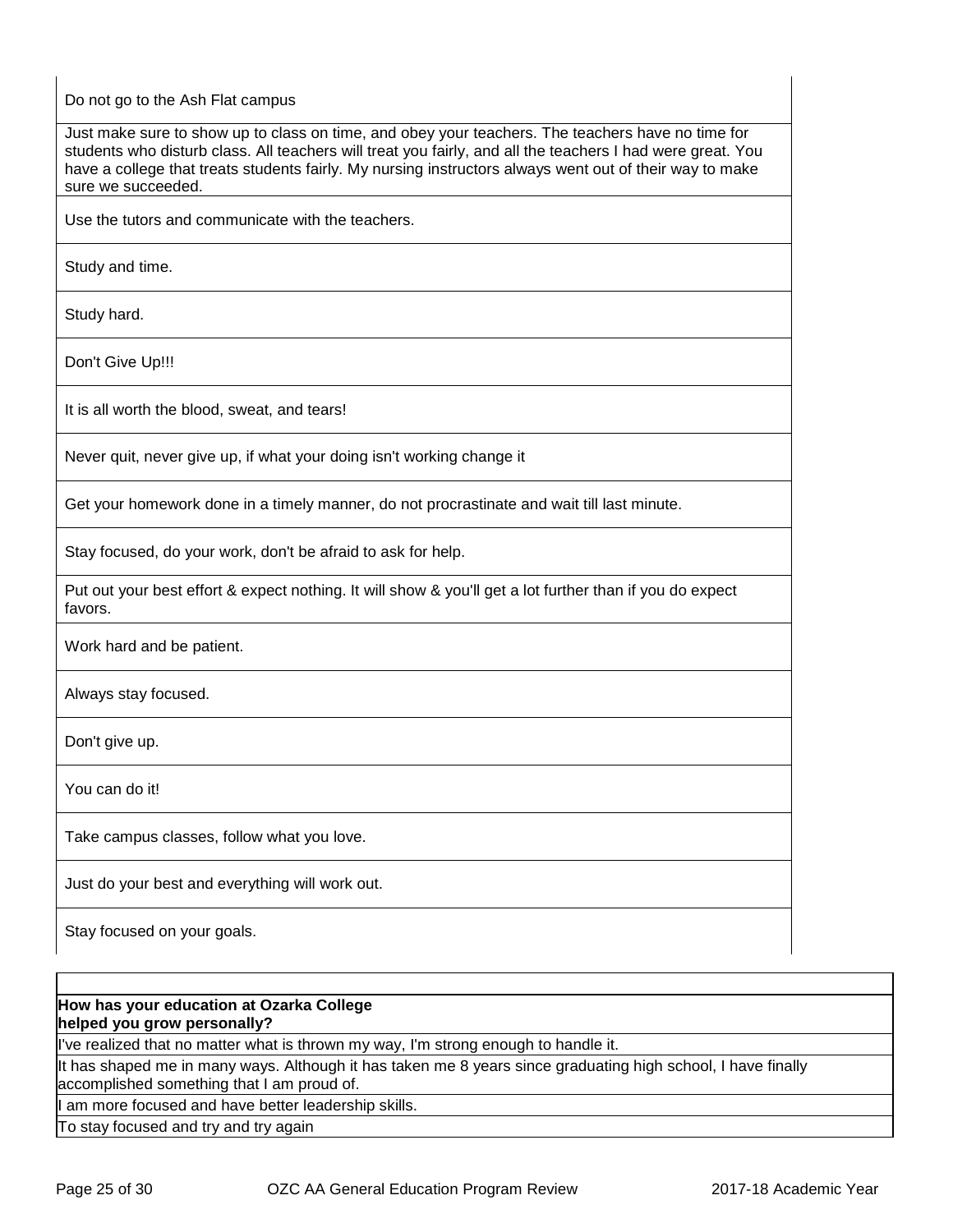| |
|---|
| Do not go to the Ash Flat campus |
| Just make sure to show up to class on time, and obey your teachers. The teachers have no time for students who disturb class. All teachers will treat you fairly, and all the teachers I had were great. You have a college that treats students fairly. My nursing instructors always went out of their way to make sure we succeeded. |
| Use the tutors and communicate with the teachers. |
| Study and time. |
| Study hard. |
| Don't Give Up!!! |
| It is all worth the blood, sweat, and tears! |
| Never quit, never give up, if what your doing isn't working change it |
| Get your homework done in a timely manner, do not procrastinate and wait till last minute. |
| Stay focused, do your work, don't be afraid to ask for help. |
| Put out your best effort & expect nothing. It will show & you'll get a lot further than if you do expect favors. |
| Work hard and be patient. |
| Always stay focused. |
| Don't give up. |
| You can do it! |
| Take campus classes, follow what you love. |
| Just do your best and everything will work out. |
| Stay focused on your goals. |

| **How has your education at Ozarka College helped you grow personally?** |
|---|
| I've realized that no matter what is thrown my way, I'm strong enough to handle it. |
| It has shaped me in many ways. Although it has taken me 8 years since graduating high school, I have finally accomplished something that I am proud of. |
| I am more focused and have better leadership skills. |
| To stay focused and try and try again |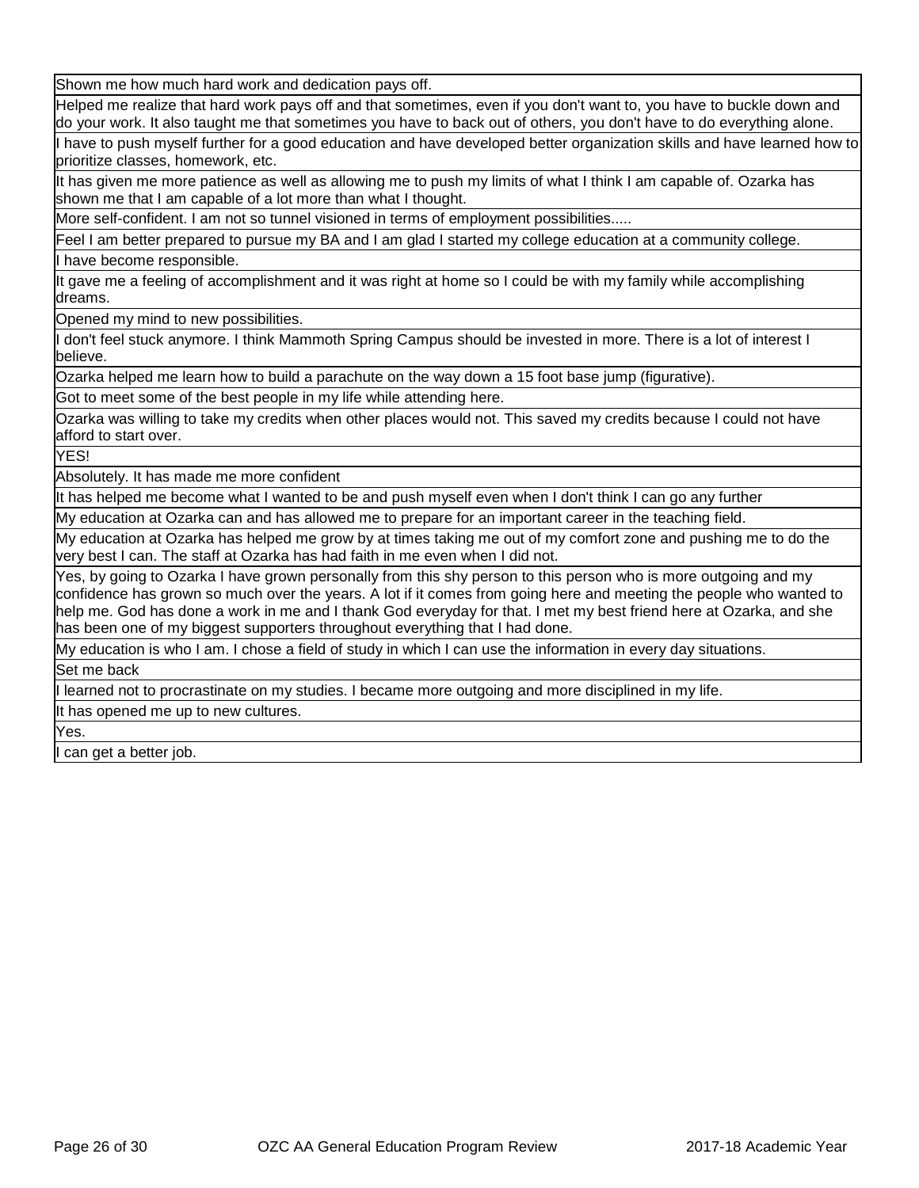| |
|---|
| Shown me how much hard work and dedication pays off. |
| Helped me realize that hard work pays off and that sometimes, even if you don't want to, you have to buckle down and do your work. It also taught me that sometimes you have to back out of others, you don't have to do everything alone. |
| I have to push myself further for a good education and have developed better organization skills and have learned how to prioritize classes, homework, etc. |
| It has given me more patience as well as allowing me to push my limits of what I think I am capable of. Ozarka has shown me that I am capable of a lot more than what I thought. |
| More self-confident. I am not so tunnel visioned in terms of employment possibilities..... |
| Feel I am better prepared to pursue my BA and I am glad I started my college education at a community college. |
| I have become responsible. |
| It gave me a feeling of accomplishment and it was right at home so I could be with my family while accomplishing dreams. |
| Opened my mind to new possibilities. |
| I don't feel stuck anymore. I think Mammoth Spring Campus should be invested in more. There is a lot of interest I believe. |
| Ozarka helped me learn how to build a parachute on the way down a 15 foot base jump (figurative). |
| Got to meet some of the best people in my life while attending here. |
| Ozarka was willing to take my credits when other places would not. This saved my credits because I could not have afford to start over. |
| YES! |
| Absolutely. It has made me more confident |
| It has helped me become what I wanted to be and push myself even when I don't think I can go any further |
| My education at Ozarka can and has allowed me to prepare for an important career in the teaching field. |
| My education at Ozarka has helped me grow by at times taking me out of my comfort zone and pushing me to do the very best I can. The staff at Ozarka has had faith in me even when I did not. |
| Yes, by going to Ozarka I have grown personally from this shy person to this person who is more outgoing and my confidence has grown so much over the years. A lot if it comes from going here and meeting the people who wanted to help me. God has done a work in me and I thank God everyday for that. I met my best friend here at Ozarka, and she has been one of my biggest supporters throughout everything that I had done. |
| My education is who I am. I chose a field of study in which I can use the information in every day situations. |
| Set me back |
| I learned not to procrastinate on my studies. I became more outgoing and more disciplined in my life. |
| It has opened me up to new cultures. |
| Yes. |
| I can get a better job. |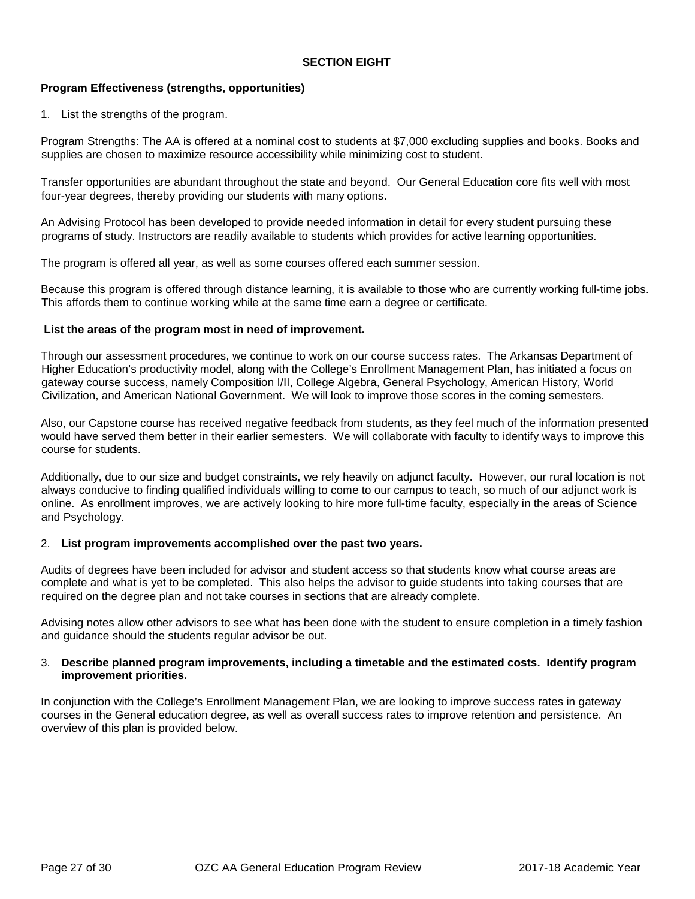**SECTION EIGHT**

**Program Effectiveness (strengths, opportunities)**

1. List the strengths of the program.

Program Strengths: The AA is offered at a nominal cost to students at $7,000 excluding supplies and books. Books and supplies are chosen to maximize resource accessibility while minimizing cost to student.

Transfer opportunities are abundant throughout the state and beyond. Our General Education core fits well with most four-year degrees, thereby providing our students with many options.

An Advising Protocol has been developed to provide needed information in detail for every student pursuing these programs of study. Instructors are readily available to students which provides for active learning opportunities.

The program is offered all year, as well as some courses offered each summer session.

Because this program is offered through distance learning, it is available to those who are currently working full-time jobs. This affords them to continue working while at the same time earn a degree or certificate.

**List the areas of the program most in need of improvement.**

Through our assessment procedures, we continue to work on our course success rates. The Arkansas Department of Higher Education's productivity model, along with the College's Enrollment Management Plan, has initiated a focus on gateway course success, namely Composition I/II, College Algebra, General Psychology, American History, World Civilization, and American National Government. We will look to improve those scores in the coming semesters.

Also, our Capstone course has received negative feedback from students, as they feel much of the information presented would have served them better in their earlier semesters. We will collaborate with faculty to identify ways to improve this course for students.

Additionally, due to our size and budget constraints, we rely heavily on adjunct faculty. However, our rural location is not always conducive to finding qualified individuals willing to come to our campus to teach, so much of our adjunct work is online. As enrollment improves, we are actively looking to hire more full-time faculty, especially in the areas of Science and Psychology.

2. **List program improvements accomplished over the past two years.**

Audits of degrees have been included for advisor and student access so that students know what course areas are complete and what is yet to be completed. This also helps the advisor to guide students into taking courses that are required on the degree plan and not take courses in sections that are already complete.

Advising notes allow other advisors to see what has been done with the student to ensure completion in a timely fashion and guidance should the students regular advisor be out.

3. **Describe planned program improvements, including a timetable and the estimated costs. Identify program improvement priorities.**

In conjunction with the College's Enrollment Management Plan, we are looking to improve success rates in gateway courses in the General education degree, as well as overall success rates to improve retention and persistence. An overview of this plan is provided below.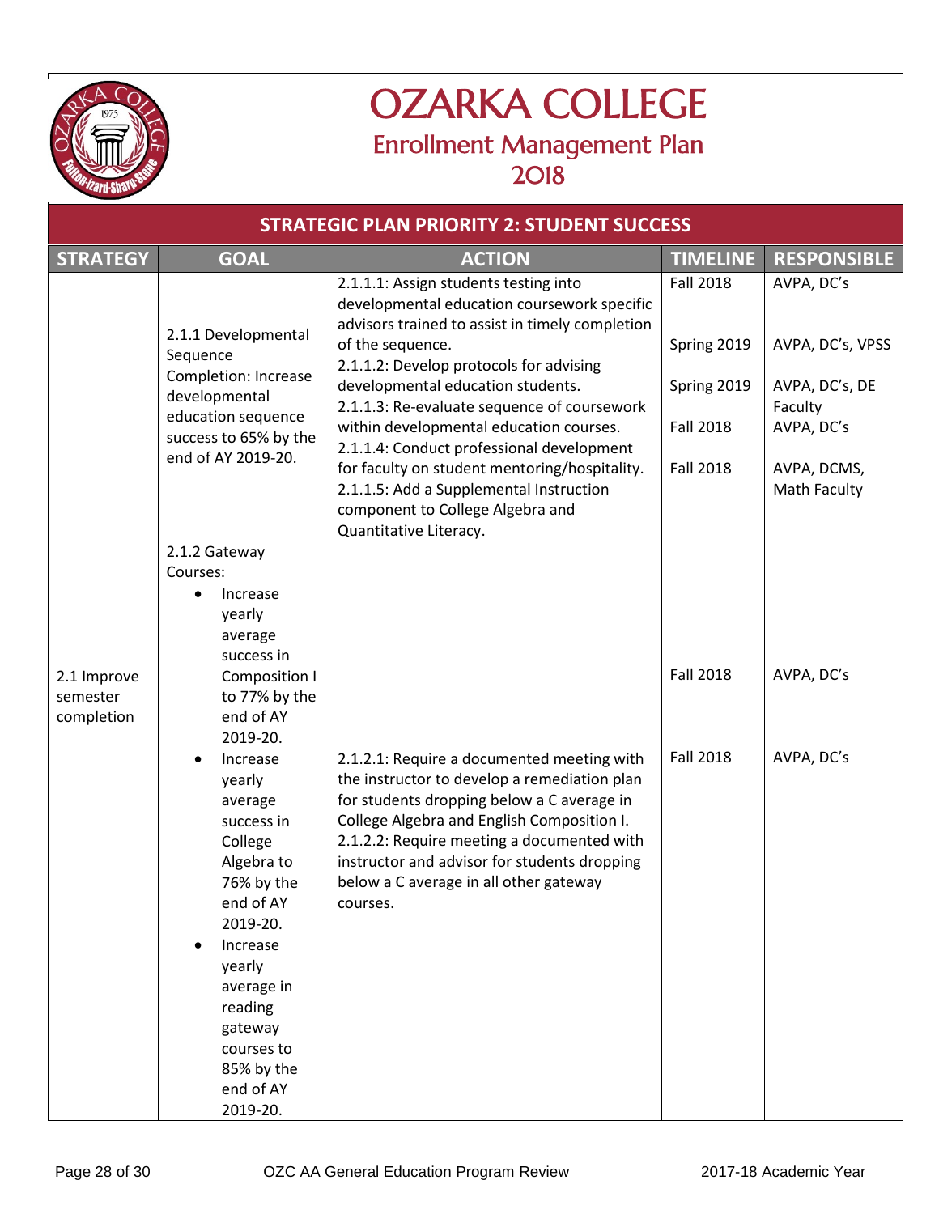# OZARKA COLLEGE

## Enrollment Management Plan 2018

### STRATEGIC PLAN PRIORITY 2: STUDENT SUCCESS

| STRATEGY | GOAL | ACTION | TIMELINE | RESPONSIBLE |
|---|---|---|---|---|
| 2.1 Improve semester completion | 2.1.1 Developmental Sequence Completion: Increase developmental education sequence success to 65% by the end of AY 2019-20. | 2.1.1.1: Assign students testing into developmental education coursework specific advisors trained to assist in timely completion of the sequence. | Fall 2018 | AVPA, DC's |
| | | 2.1.1.2: Develop protocols for advising developmental education students. | Spring 2019 | AVPA, DC's, VPSS |
| | | 2.1.1.3: Re-evaluate sequence of coursework within developmental education courses. | Spring 2019 | AVPA, DC's, DE Faculty |
| | | 2.1.1.4: Conduct professional development for faculty on student mentoring/hospitality. | Fall 2018 | AVPA, DC's |
| | | 2.1.1.5: Add a Supplemental Instruction component to College Algebra and Quantitative Literacy. | Fall 2018 | AVPA, DCMS, Math Faculty |
| | 2.1.2 Gateway Courses:<br>• Increase yearly average success in Composition I to 77% by the end of AY 2019-20.<br>• Increase yearly average success in College Algebra to 76% by the end of AY 2019-20.<br>• Increase yearly average in reading gateway courses to 85% by the end of AY 2019-20. | 2.1.2.1: Require a documented meeting with the instructor to develop a remediation plan for students dropping below a C average in College Algebra and English Composition I. | Fall 2018 | AVPA, DC's |
| | | 2.1.2.2: Require meeting a documented with instructor and advisor for students dropping below a C average in all other gateway courses. | Fall 2018 | AVPA, DC's |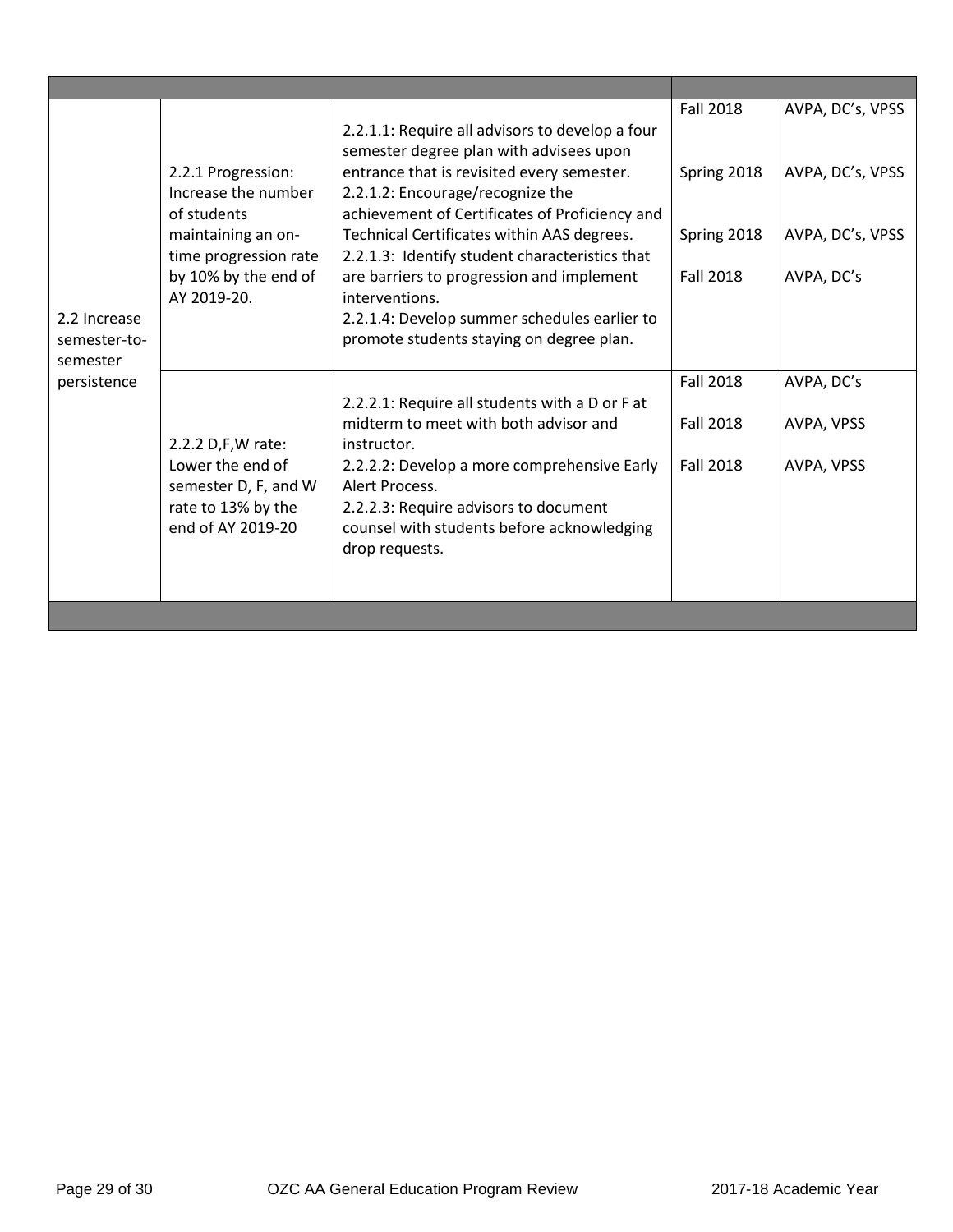| | | | | |
|---|---|---|---|---|
| 2.2 Increase semester-to-semester persistence | 2.2.1 Progression: Increase the number of students maintaining an on-time progression rate by 10% by the end of AY 2019-20. | 2.2.1.1: Require all advisors to develop a four semester degree plan with advisees upon entrance that is revisited every semester.<br>2.2.1.2: Encourage/recognize the achievement of Certificates of Proficiency and Technical Certificates within AAS degrees.<br>2.2.1.3: Identify student characteristics that are barriers to progression and implement interventions.<br>2.2.1.4: Develop summer schedules earlier to promote students staying on degree plan. | Fall 2018<br>Spring 2018<br>Spring 2018<br>Fall 2018 | AVPA, DC's, VPSS<br>AVPA, DC's, VPSS<br>AVPA, DC's, VPSS<br>AVPA, DC's |
| | 2.2.2 D,F,W rate: Lower the end of semester D, F, and W rate to 13% by the end of AY 2019-20 | 2.2.2.1: Require all students with a D or F at midterm to meet with both advisor and instructor.<br>2.2.2.2: Develop a more comprehensive Early Alert Process.<br>2.2.2.3: Require advisors to document counsel with students before acknowledging drop requests. | Fall 2018<br>Fall 2018<br>Fall 2018 | AVPA, DC's<br>AVPA, VPSS<br>AVPA, VPSS |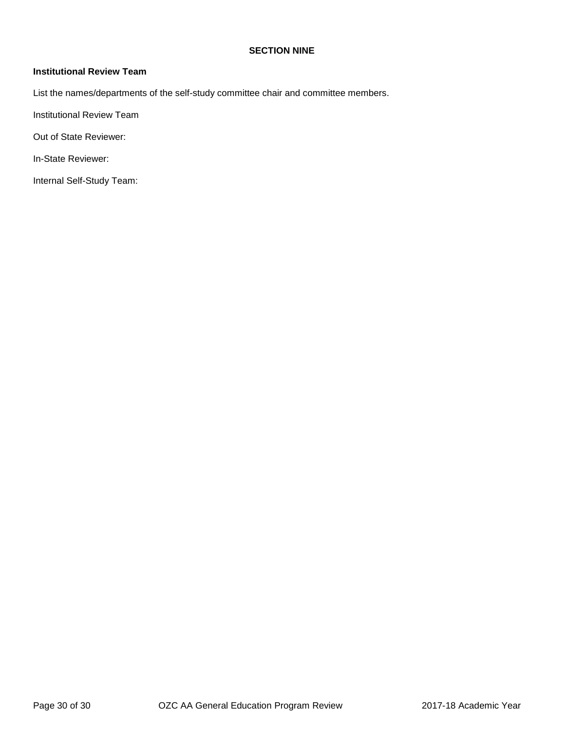## SECTION NINE

**Institutional Review Team**

List the names/departments of the self-study committee chair and committee members.

Institutional Review Team

Out of State Reviewer:

In-State Reviewer:

Internal Self-Study Team: